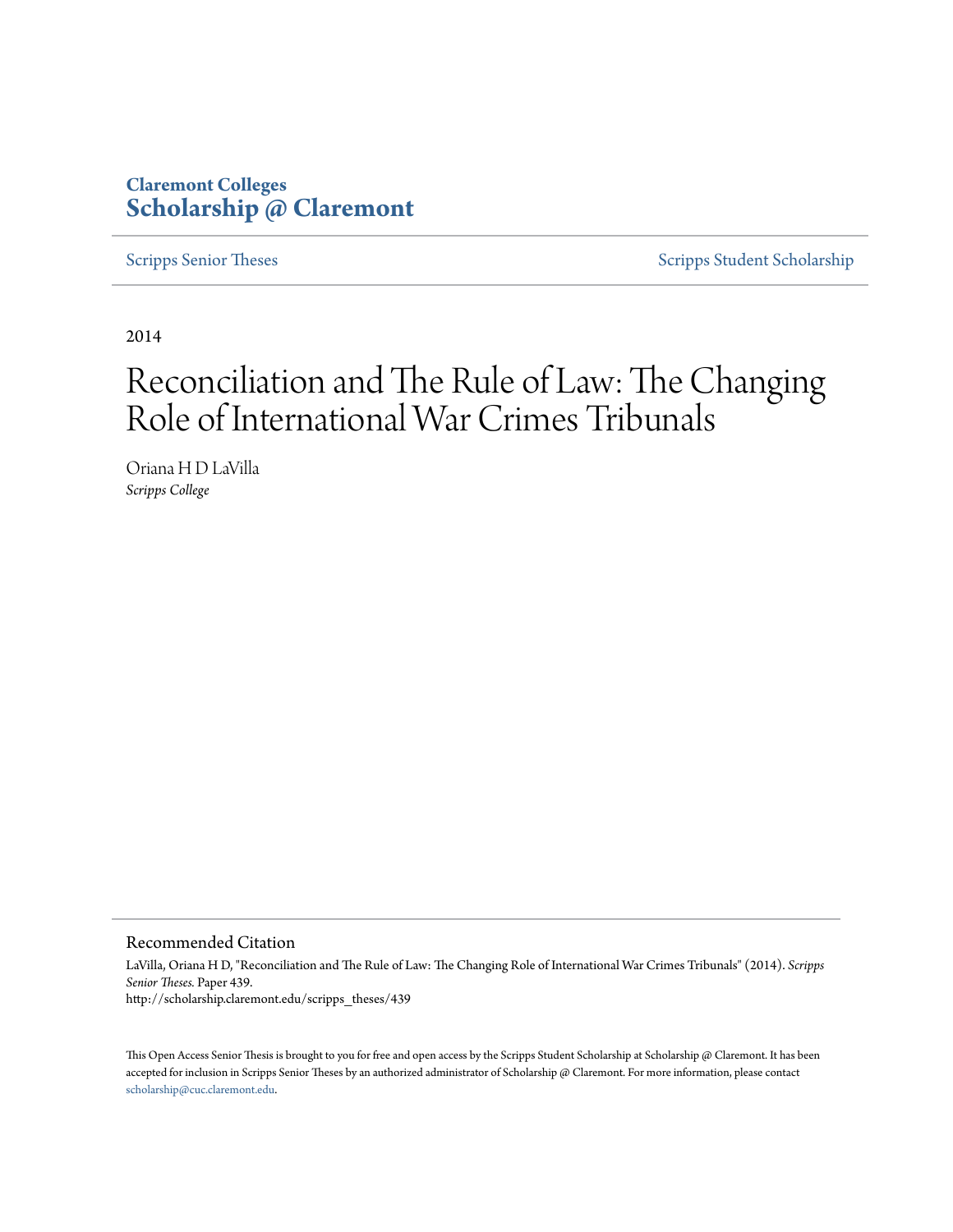Claremont Colleges
**Scholarship @ Claremont**

Scripps Senior Theses | Scripps Student Scholarship

2014

# Reconciliation and The Rule of Law: The Changing Role of International War Crimes Tribunals

Oriana H D LaVilla
*Scripps College*

## Recommended Citation

LaVilla, Oriana H D, "Reconciliation and The Rule of Law: The Changing Role of International War Crimes Tribunals" (2014). *Scripps Senior Theses.* Paper 439.
http://scholarship.claremont.edu/scripps_theses/439

This Open Access Senior Thesis is brought to you for free and open access by the Scripps Student Scholarship at Scholarship @ Claremont. It has been accepted for inclusion in Scripps Senior Theses by an authorized administrator of Scholarship @ Claremont. For more information, please contact scholarship@cuc.claremont.edu.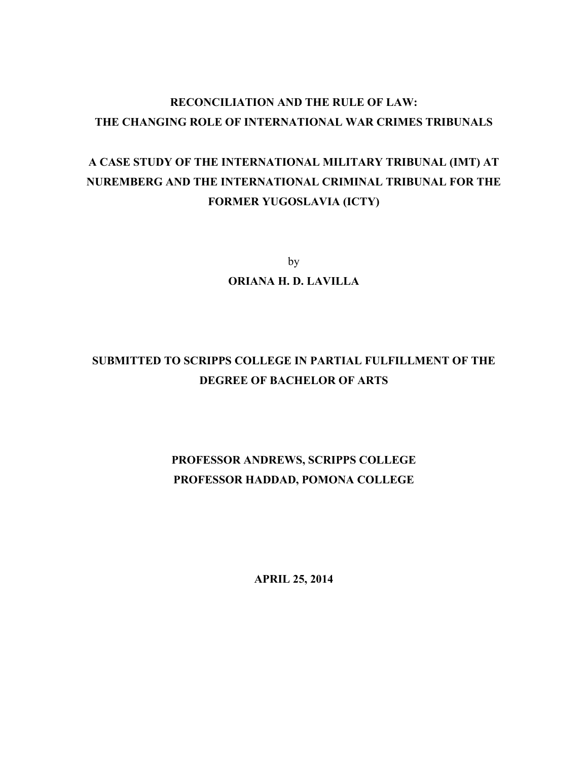# RECONCILIATION AND THE RULE OF LAW: THE CHANGING ROLE OF INTERNATIONAL WAR CRIMES TRIBUNALS

## A CASE STUDY OF THE INTERNATIONAL MILITARY TRIBUNAL (IMT) AT NUREMBERG AND THE INTERNATIONAL CRIMINAL TRIBUNAL FOR THE FORMER YUGOSLAVIA (ICTY)

by

**ORIANA H. D. LAVILLA**

**SUBMITTED TO SCRIPPS COLLEGE IN PARTIAL FULFILLMENT OF THE DEGREE OF BACHELOR OF ARTS**

**PROFESSOR ANDREWS, SCRIPPS COLLEGE**
**PROFESSOR HADDAD, POMONA COLLEGE**

**APRIL 25, 2014**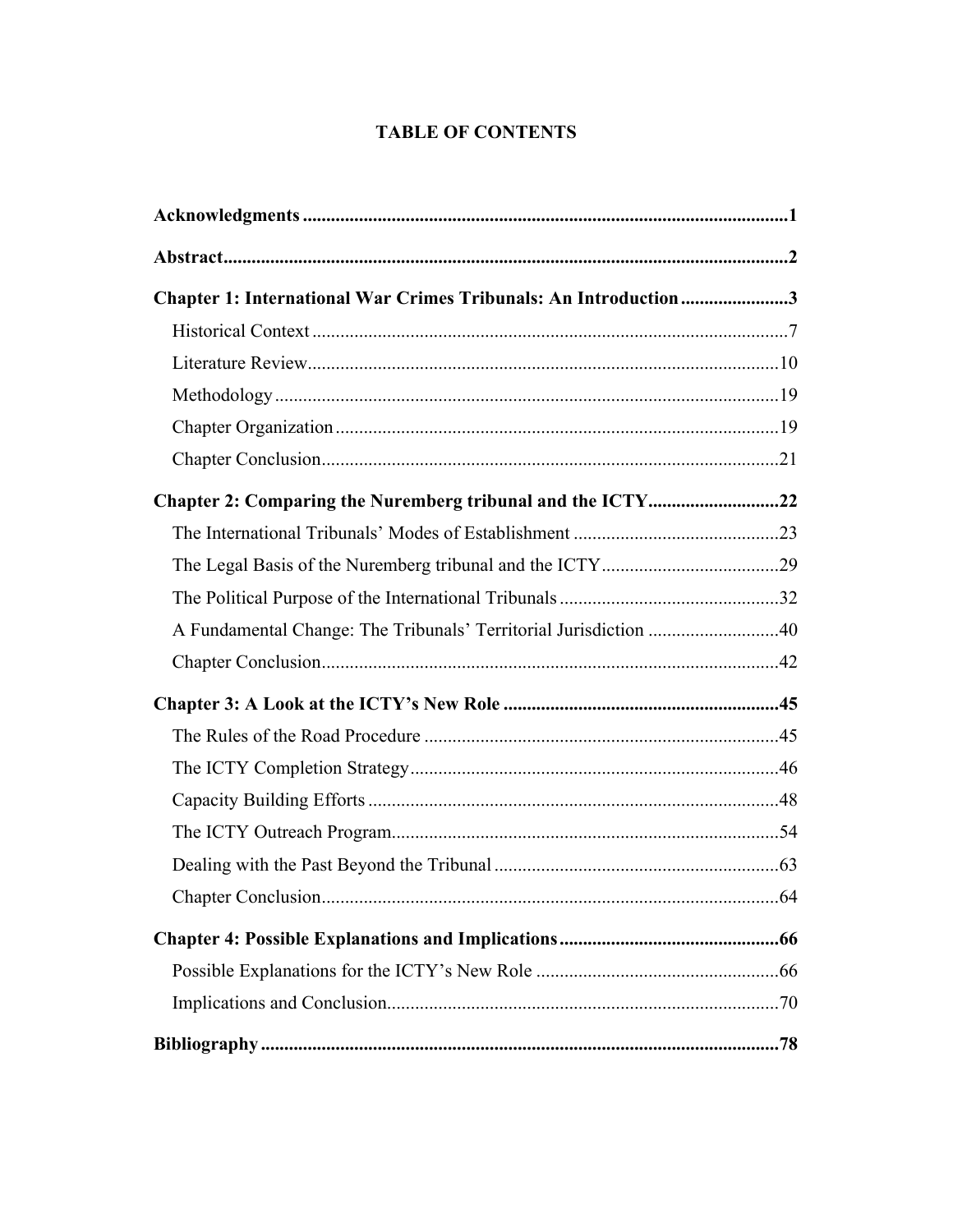# TABLE OF CONTENTS

**Acknowledgments** ....................................................................................................... **1**

**Abstract** ....................................................................................................................... **2**

**Chapter 1: International War Crimes Tribunals: An Introduction** ...................... **3**

- Historical Context .................................................................................................... 7
- Literature Review .................................................................................................... 10
- Methodology ........................................................................................................... 19
- Chapter Organization .............................................................................................. 19
- Chapter Conclusion ................................................................................................. 21

**Chapter 2: Comparing the Nuremberg tribunal and the ICTY** ........................... **22**

- The International Tribunals' Modes of Establishment ............................................ 23
- The Legal Basis of the Nuremberg tribunal and the ICTY ...................................... 29
- The Political Purpose of the International Tribunals .............................................. 32
- A Fundamental Change: The Tribunals' Territorial Jurisdiction ............................ 40
- Chapter Conclusion ................................................................................................. 42

**Chapter 3: A Look at the ICTY's New Role** .......................................................... **45**

- The Rules of the Road Procedure ............................................................................ 45
- The ICTY Completion Strategy .............................................................................. 46
- Capacity Building Efforts ....................................................................................... 48
- The ICTY Outreach Program .................................................................................. 54
- Dealing with the Past Beyond the Tribunal ............................................................ 63
- Chapter Conclusion ................................................................................................. 64

**Chapter 4: Possible Explanations and Implications** ............................................... **66**

- Possible Explanations for the ICTY's New Role .................................................... 66
- Implications and Conclusion ................................................................................... 70

**Bibliography** ............................................................................................................. **78**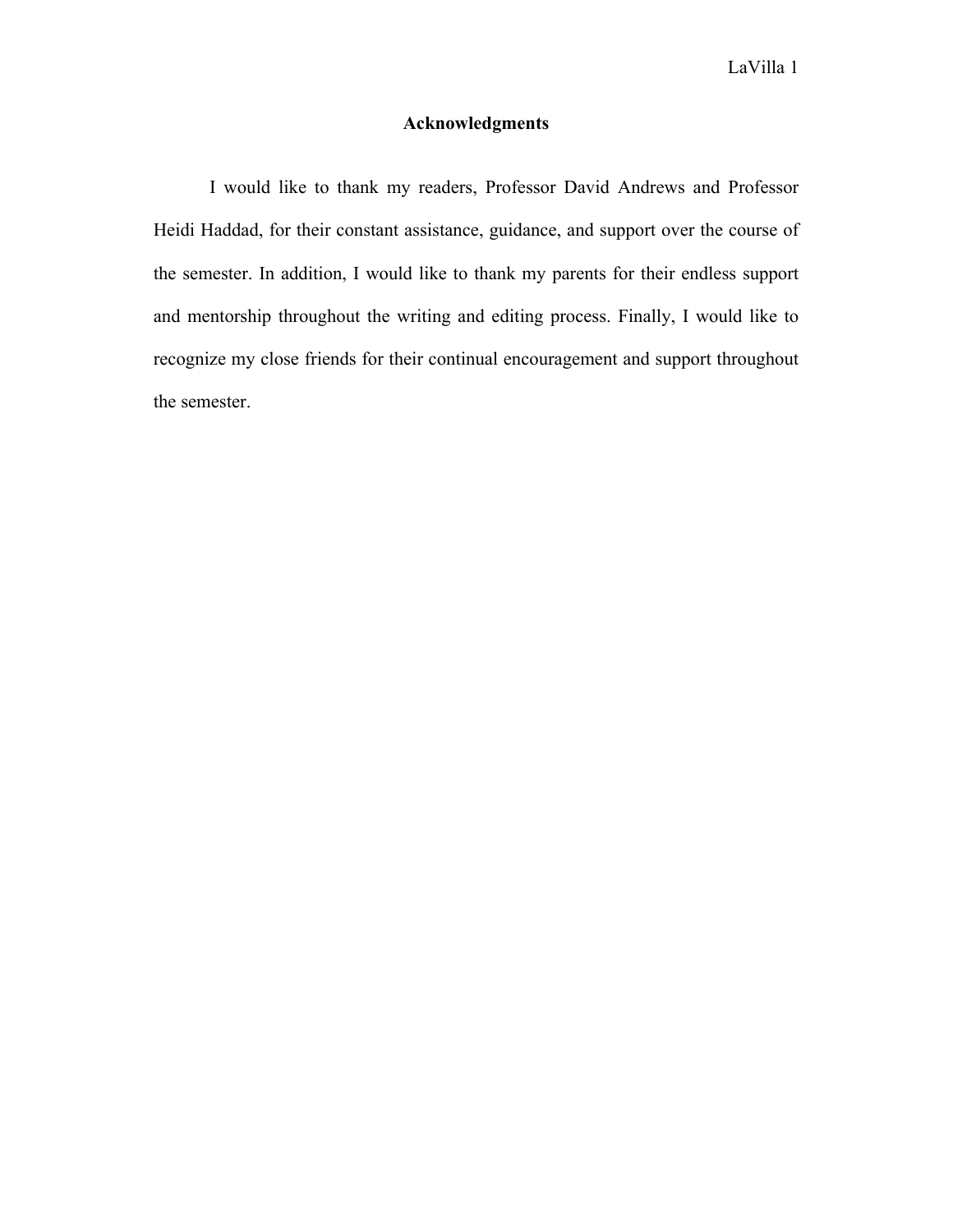## Acknowledgments

I would like to thank my readers, Professor David Andrews and Professor Heidi Haddad, for their constant assistance, guidance, and support over the course of the semester. In addition, I would like to thank my parents for their endless support and mentorship throughout the writing and editing process. Finally, I would like to recognize my close friends for their continual encouragement and support throughout the semester.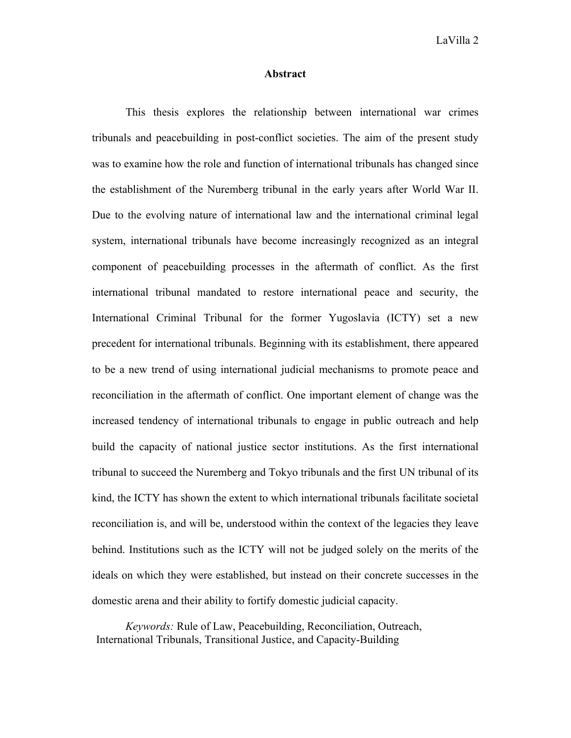## Abstract

This thesis explores the relationship between international war crimes tribunals and peacebuilding in post-conflict societies. The aim of the present study was to examine how the role and function of international tribunals has changed since the establishment of the Nuremberg tribunal in the early years after World War II. Due to the evolving nature of international law and the international criminal legal system, international tribunals have become increasingly recognized as an integral component of peacebuilding processes in the aftermath of conflict. As the first international tribunal mandated to restore international peace and security, the International Criminal Tribunal for the former Yugoslavia (ICTY) set a new precedent for international tribunals. Beginning with its establishment, there appeared to be a new trend of using international judicial mechanisms to promote peace and reconciliation in the aftermath of conflict. One important element of change was the increased tendency of international tribunals to engage in public outreach and help build the capacity of national justice sector institutions. As the first international tribunal to succeed the Nuremberg and Tokyo tribunals and the first UN tribunal of its kind, the ICTY has shown the extent to which international tribunals facilitate societal reconciliation is, and will be, understood within the context of the legacies they leave behind. Institutions such as the ICTY will not be judged solely on the merits of the ideals on which they were established, but instead on their concrete successes in the domestic arena and their ability to fortify domestic judicial capacity.

*Keywords:* Rule of Law, Peacebuilding, Reconciliation, Outreach, International Tribunals, Transitional Justice, and Capacity-Building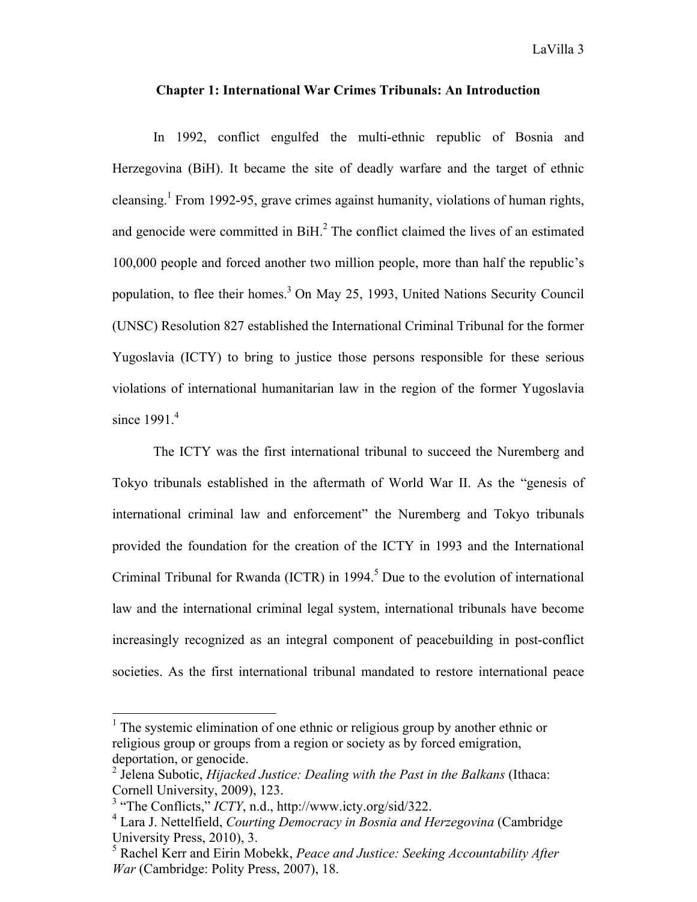## Chapter 1: International War Crimes Tribunals: An Introduction

In 1992, conflict engulfed the multi-ethnic republic of Bosnia and Herzegovina (BiH). It became the site of deadly warfare and the target of ethnic cleansing.[1] From 1992-95, grave crimes against humanity, violations of human rights, and genocide were committed in BiH.[2] The conflict claimed the lives of an estimated 100,000 people and forced another two million people, more than half the republic's population, to flee their homes.[3] On May 25, 1993, United Nations Security Council (UNSC) Resolution 827 established the International Criminal Tribunal for the former Yugoslavia (ICTY) to bring to justice those persons responsible for these serious violations of international humanitarian law in the region of the former Yugoslavia since 1991.[4]

The ICTY was the first international tribunal to succeed the Nuremberg and Tokyo tribunals established in the aftermath of World War II. As the "genesis of international criminal law and enforcement" the Nuremberg and Tokyo tribunals provided the foundation for the creation of the ICTY in 1993 and the International Criminal Tribunal for Rwanda (ICTR) in 1994.[5] Due to the evolution of international law and the international criminal legal system, international tribunals have become increasingly recognized as an integral component of peacebuilding in post-conflict societies. As the first international tribunal mandated to restore international peace

---

[1] The systemic elimination of one ethnic or religious group by another ethnic or religious group or groups from a region or society as by forced emigration, deportation, or genocide.

[2] Jelena Subotic, *Hijacked Justice: Dealing with the Past in the Balkans* (Ithaca: Cornell University, 2009), 123.

[3] "The Conflicts," *ICTY*, n.d., http://www.icty.org/sid/322.

[4] Lara J. Nettelfield, *Courting Democracy in Bosnia and Herzegovina* (Cambridge University Press, 2010), 3.

[5] Rachel Kerr and Eirin Mobekk, *Peace and Justice: Seeking Accountability After War* (Cambridge: Polity Press, 2007), 18.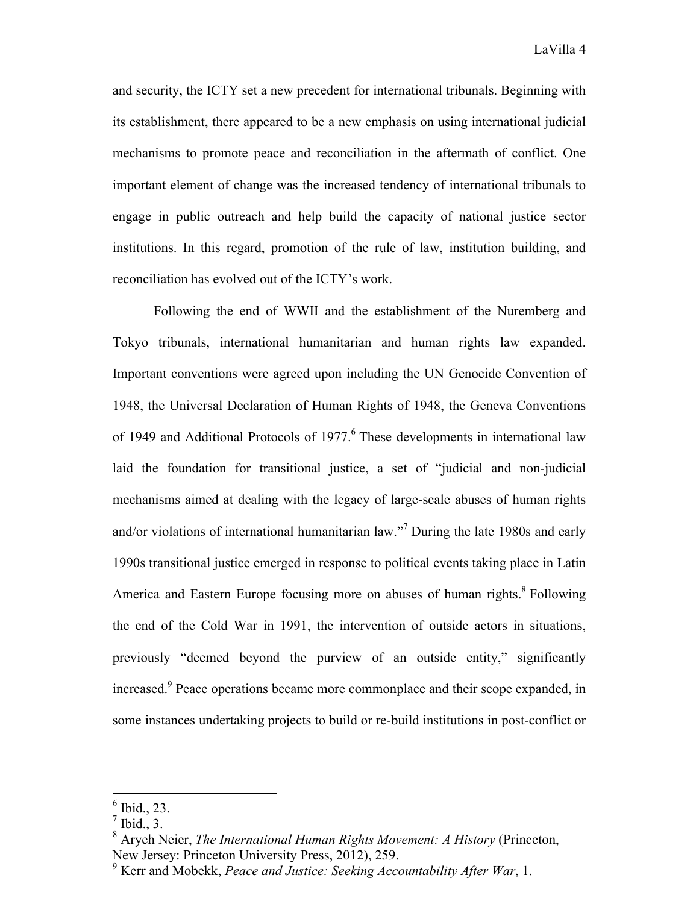and security, the ICTY set a new precedent for international tribunals. Beginning with its establishment, there appeared to be a new emphasis on using international judicial mechanisms to promote peace and reconciliation in the aftermath of conflict. One important element of change was the increased tendency of international tribunals to engage in public outreach and help build the capacity of national justice sector institutions. In this regard, promotion of the rule of law, institution building, and reconciliation has evolved out of the ICTY's work.

Following the end of WWII and the establishment of the Nuremberg and Tokyo tribunals, international humanitarian and human rights law expanded. Important conventions were agreed upon including the UN Genocide Convention of 1948, the Universal Declaration of Human Rights of 1948, the Geneva Conventions of 1949 and Additional Protocols of 1977.[6] These developments in international law laid the foundation for transitional justice, a set of "judicial and non-judicial mechanisms aimed at dealing with the legacy of large-scale abuses of human rights and/or violations of international humanitarian law."[7] During the late 1980s and early 1990s transitional justice emerged in response to political events taking place in Latin America and Eastern Europe focusing more on abuses of human rights.[8] Following the end of the Cold War in 1991, the intervention of outside actors in situations, previously "deemed beyond the purview of an outside entity," significantly increased.[9] Peace operations became more commonplace and their scope expanded, in some instances undertaking projects to build or re-build institutions in post-conflict or

---

[6] Ibid., 23.

[7] Ibid., 3.

[8] Aryeh Neier, *The International Human Rights Movement: A History* (Princeton, New Jersey: Princeton University Press, 2012), 259.

[9] Kerr and Mobekk, *Peace and Justice: Seeking Accountability After War*, 1.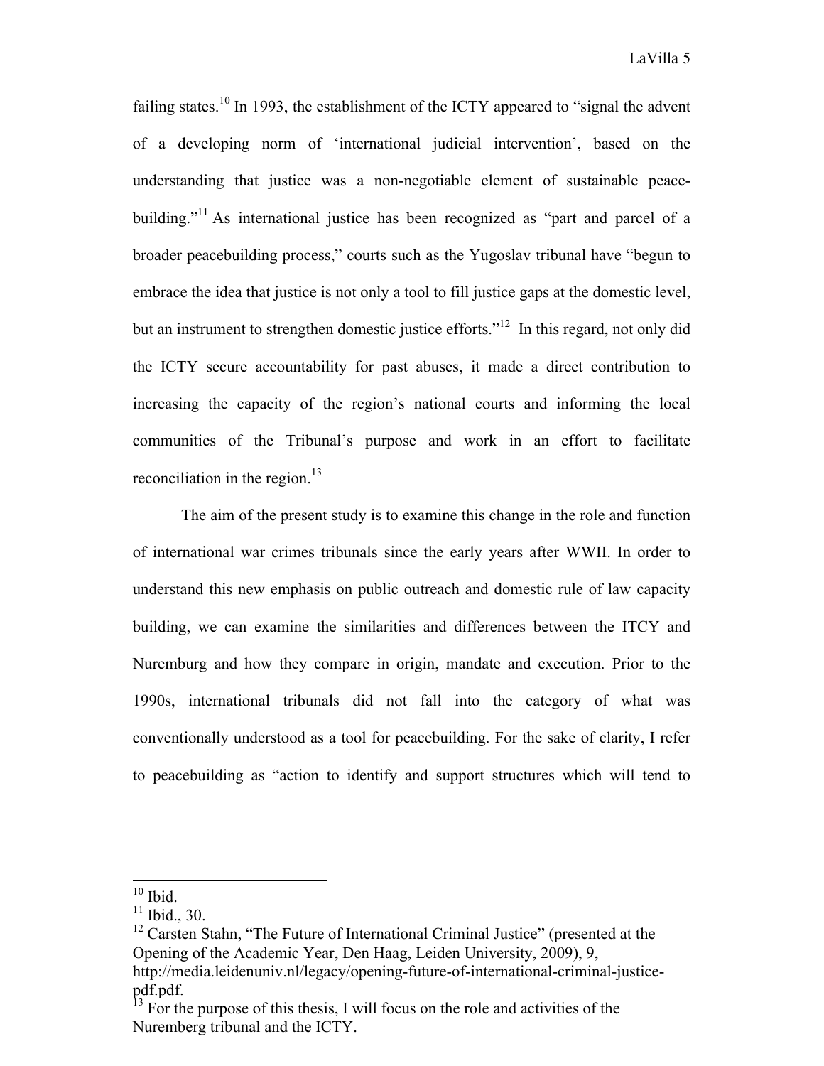failing states.[10] In 1993, the establishment of the ICTY appeared to "signal the advent of a developing norm of 'international judicial intervention', based on the understanding that justice was a non-negotiable element of sustainable peace-building."[11] As international justice has been recognized as "part and parcel of a broader peacebuilding process," courts such as the Yugoslav tribunal have "begun to embrace the idea that justice is not only a tool to fill justice gaps at the domestic level, but an instrument to strengthen domestic justice efforts."[12] In this regard, not only did the ICTY secure accountability for past abuses, it made a direct contribution to increasing the capacity of the region's national courts and informing the local communities of the Tribunal's purpose and work in an effort to facilitate reconciliation in the region.[13]

The aim of the present study is to examine this change in the role and function of international war crimes tribunals since the early years after WWII. In order to understand this new emphasis on public outreach and domestic rule of law capacity building, we can examine the similarities and differences between the ITCY and Nuremburg and how they compare in origin, mandate and execution. Prior to the 1990s, international tribunals did not fall into the category of what was conventionally understood as a tool for peacebuilding. For the sake of clarity, I refer to peacebuilding as "action to identify and support structures which will tend to

---

[10] Ibid.

[11] Ibid., 30.

[12] Carsten Stahn, "The Future of International Criminal Justice" (presented at the Opening of the Academic Year, Den Haag, Leiden University, 2009), 9, http://media.leidenuniv.nl/legacy/opening-future-of-international-criminal-justice-pdf.pdf.

[13] For the purpose of this thesis, I will focus on the role and activities of the Nuremberg tribunal and the ICTY.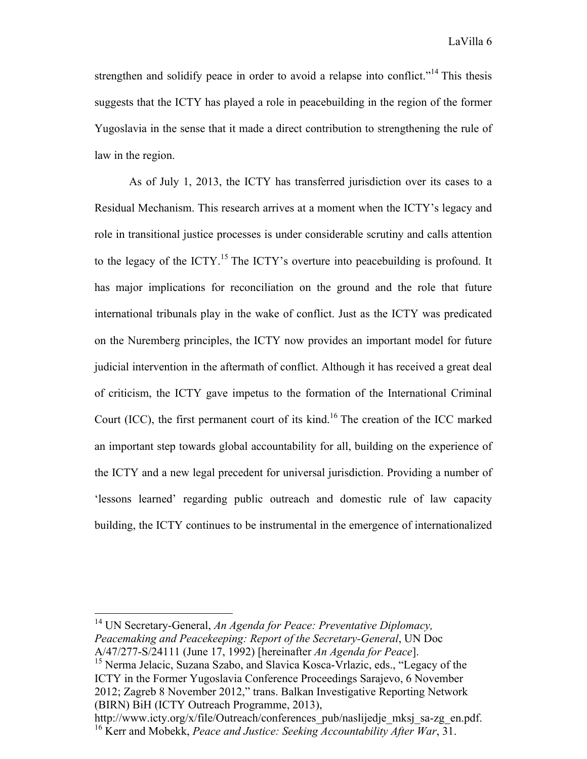strengthen and solidify peace in order to avoid a relapse into conflict."[14] This thesis suggests that the ICTY has played a role in peacebuilding in the region of the former Yugoslavia in the sense that it made a direct contribution to strengthening the rule of law in the region.

As of July 1, 2013, the ICTY has transferred jurisdiction over its cases to a Residual Mechanism. This research arrives at a moment when the ICTY's legacy and role in transitional justice processes is under considerable scrutiny and calls attention to the legacy of the ICTY.[15] The ICTY's overture into peacebuilding is profound. It has major implications for reconciliation on the ground and the role that future international tribunals play in the wake of conflict. Just as the ICTY was predicated on the Nuremberg principles, the ICTY now provides an important model for future judicial intervention in the aftermath of conflict. Although it has received a great deal of criticism, the ICTY gave impetus to the formation of the International Criminal Court (ICC), the first permanent court of its kind.[16] The creation of the ICC marked an important step towards global accountability for all, building on the experience of the ICTY and a new legal precedent for universal jurisdiction. Providing a number of 'lessons learned' regarding public outreach and domestic rule of law capacity building, the ICTY continues to be instrumental in the emergence of internationalized

---

[14] UN Secretary-General, *An Agenda for Peace: Preventative Diplomacy, Peacemaking and Peacekeeping: Report of the Secretary-General*, UN Doc A/47/277-S/24111 (June 17, 1992) [hereinafter *An Agenda for Peace*].

[15] Nerma Jelacic, Suzana Szabo, and Slavica Kosca-Vrlazic, eds., "Legacy of the ICTY in the Former Yugoslavia Conference Proceedings Sarajevo, 6 November 2012; Zagreb 8 November 2012," trans. Balkan Investigative Reporting Network (BIRN) BiH (ICTY Outreach Programme, 2013), http://www.icty.org/x/file/Outreach/conferences_pub/naslijedje_mksj_sa-zg_en.pdf.

[16] Kerr and Mobekk, *Peace and Justice: Seeking Accountability After War*, 31.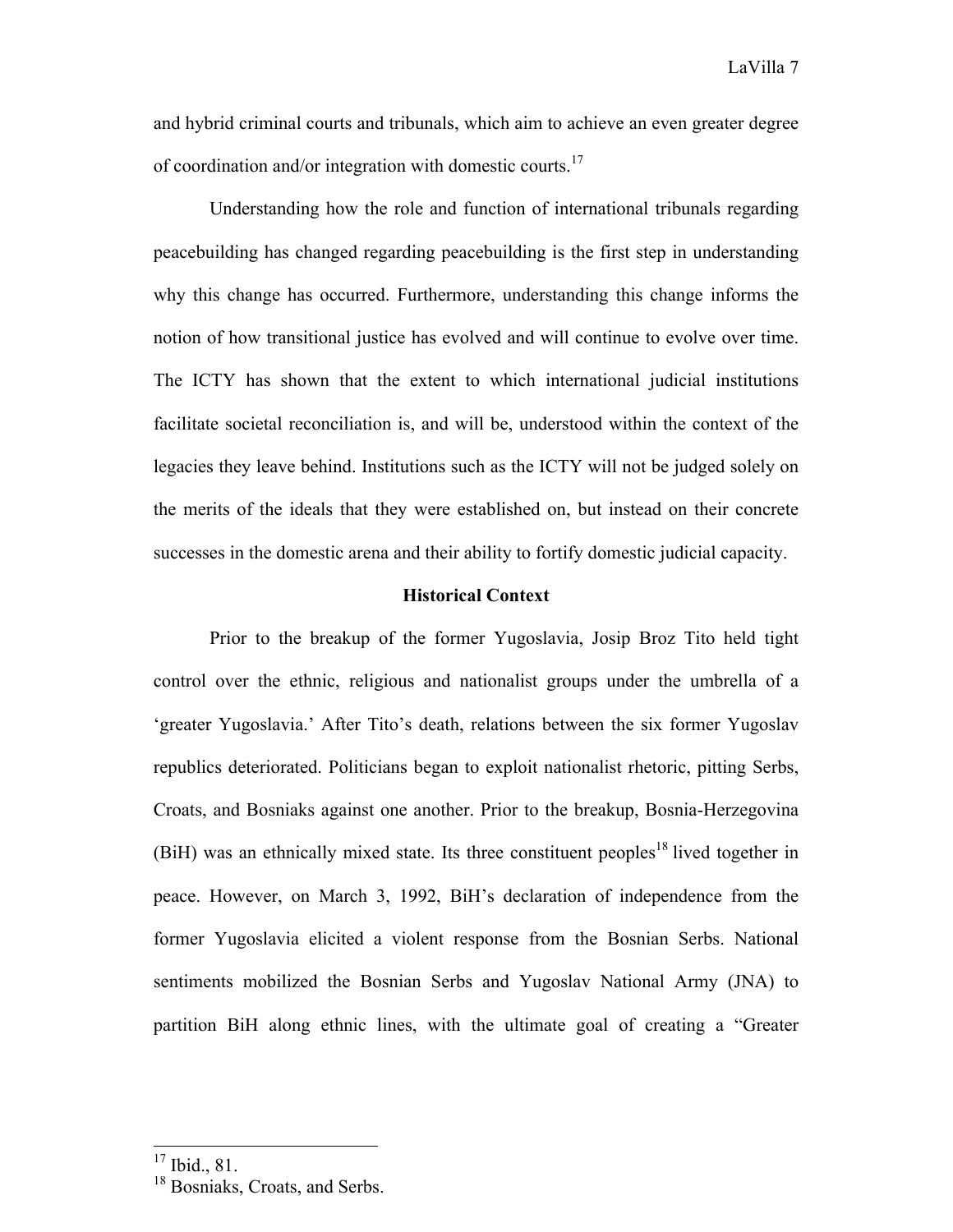and hybrid criminal courts and tribunals, which aim to achieve an even greater degree of coordination and/or integration with domestic courts.[17]

Understanding how the role and function of international tribunals regarding peacebuilding has changed regarding peacebuilding is the first step in understanding why this change has occurred. Furthermore, understanding this change informs the notion of how transitional justice has evolved and will continue to evolve over time. The ICTY has shown that the extent to which international judicial institutions facilitate societal reconciliation is, and will be, understood within the context of the legacies they leave behind. Institutions such as the ICTY will not be judged solely on the merits of the ideals that they were established on, but instead on their concrete successes in the domestic arena and their ability to fortify domestic judicial capacity.

## Historical Context

Prior to the breakup of the former Yugoslavia, Josip Broz Tito held tight control over the ethnic, religious and nationalist groups under the umbrella of a 'greater Yugoslavia.' After Tito's death, relations between the six former Yugoslav republics deteriorated. Politicians began to exploit nationalist rhetoric, pitting Serbs, Croats, and Bosniaks against one another. Prior to the breakup, Bosnia-Herzegovina (BiH) was an ethnically mixed state. Its three constituent peoples[18] lived together in peace. However, on March 3, 1992, BiH's declaration of independence from the former Yugoslavia elicited a violent response from the Bosnian Serbs. National sentiments mobilized the Bosnian Serbs and Yugoslav National Army (JNA) to partition BiH along ethnic lines, with the ultimate goal of creating a "Greater

---

[17] Ibid., 81.

[18] Bosniaks, Croats, and Serbs.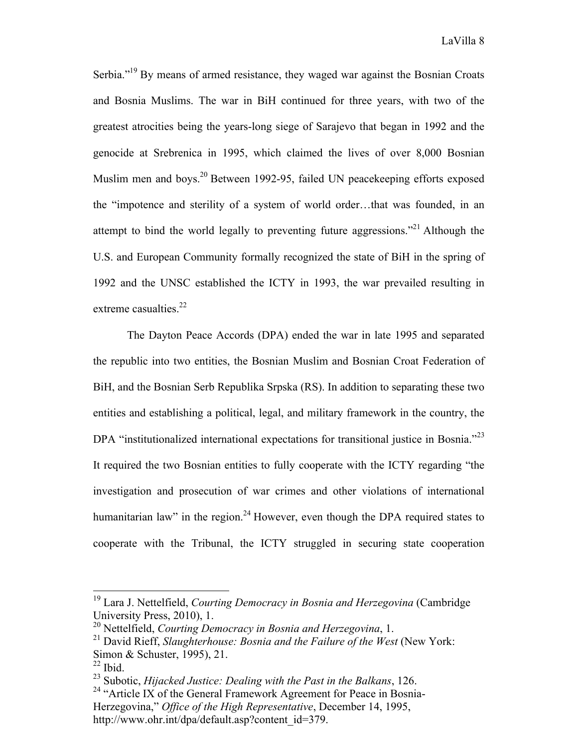Serbia."[19] By means of armed resistance, they waged war against the Bosnian Croats and Bosnia Muslims. The war in BiH continued for three years, with two of the greatest atrocities being the years-long siege of Sarajevo that began in 1992 and the genocide at Srebrenica in 1995, which claimed the lives of over 8,000 Bosnian Muslim men and boys.[20] Between 1992-95, failed UN peacekeeping efforts exposed the "impotence and sterility of a system of world order…that was founded, in an attempt to bind the world legally to preventing future aggressions."[21] Although the U.S. and European Community formally recognized the state of BiH in the spring of 1992 and the UNSC established the ICTY in 1993, the war prevailed resulting in extreme casualties.[22]

The Dayton Peace Accords (DPA) ended the war in late 1995 and separated the republic into two entities, the Bosnian Muslim and Bosnian Croat Federation of BiH, and the Bosnian Serb Republika Srpska (RS). In addition to separating these two entities and establishing a political, legal, and military framework in the country, the DPA "institutionalized international expectations for transitional justice in Bosnia."[23] It required the two Bosnian entities to fully cooperate with the ICTY regarding "the investigation and prosecution of war crimes and other violations of international humanitarian law" in the region.[24] However, even though the DPA required states to cooperate with the Tribunal, the ICTY struggled in securing state cooperation

---

[19] Lara J. Nettelfield, *Courting Democracy in Bosnia and Herzegovina* (Cambridge University Press, 2010), 1.

[20] Nettelfield, *Courting Democracy in Bosnia and Herzegovina*, 1.

[21] David Rieff, *Slaughterhouse: Bosnia and the Failure of the West* (New York: Simon & Schuster, 1995), 21.

[22] Ibid.

[23] Subotic, *Hijacked Justice: Dealing with the Past in the Balkans*, 126.

[24] "Article IX of the General Framework Agreement for Peace in Bosnia-Herzegovina," *Office of the High Representative*, December 14, 1995, http://www.ohr.int/dpa/default.asp?content_id=379.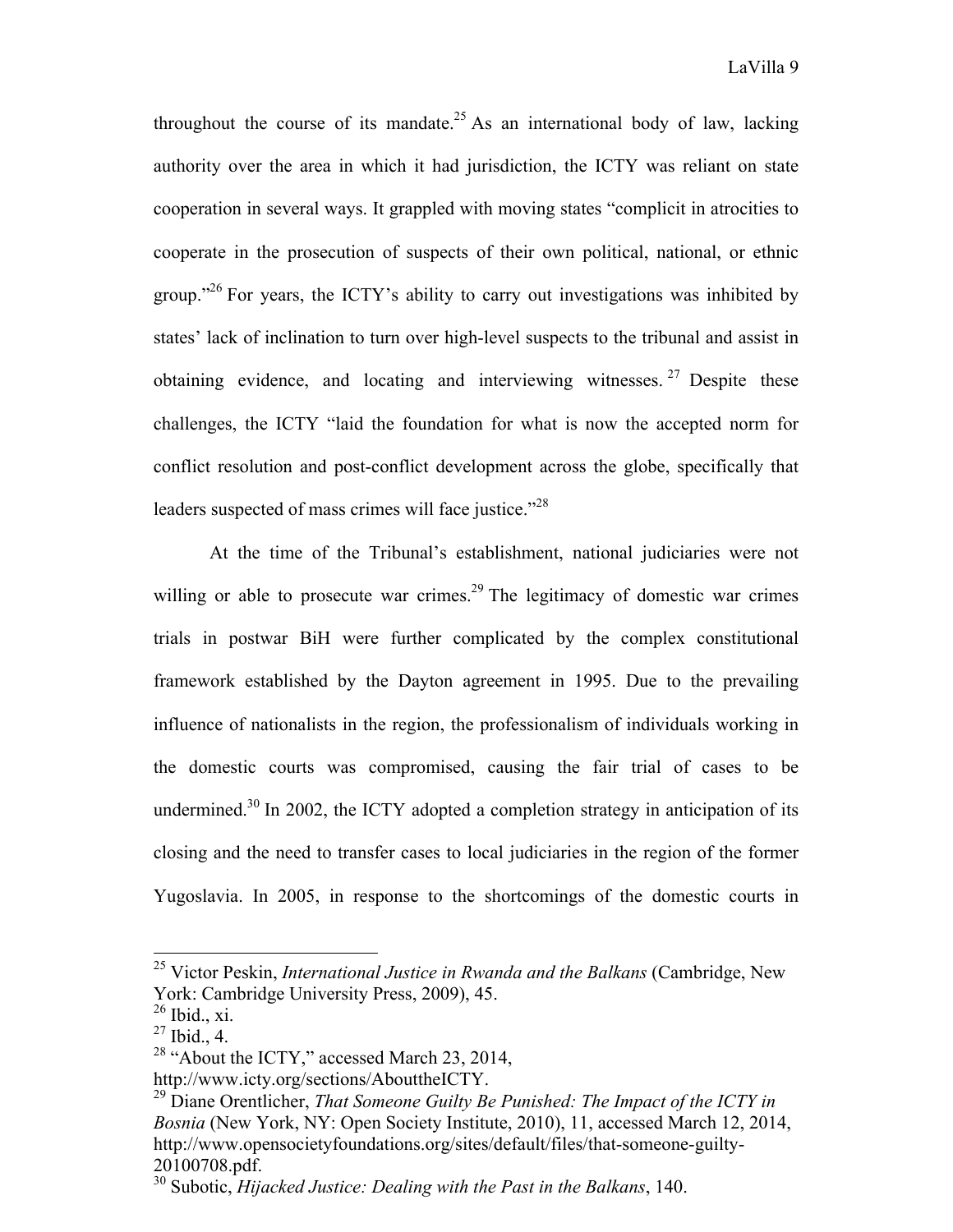throughout the course of its mandate.[25] As an international body of law, lacking authority over the area in which it had jurisdiction, the ICTY was reliant on state cooperation in several ways. It grappled with moving states "complicit in atrocities to cooperate in the prosecution of suspects of their own political, national, or ethnic group."[26] For years, the ICTY's ability to carry out investigations was inhibited by states' lack of inclination to turn over high-level suspects to the tribunal and assist in obtaining evidence, and locating and interviewing witnesses.[27] Despite these challenges, the ICTY "laid the foundation for what is now the accepted norm for conflict resolution and post-conflict development across the globe, specifically that leaders suspected of mass crimes will face justice."[28]

At the time of the Tribunal's establishment, national judiciaries were not willing or able to prosecute war crimes.[29] The legitimacy of domestic war crimes trials in postwar BiH were further complicated by the complex constitutional framework established by the Dayton agreement in 1995. Due to the prevailing influence of nationalists in the region, the professionalism of individuals working in the domestic courts was compromised, causing the fair trial of cases to be undermined.[30] In 2002, the ICTY adopted a completion strategy in anticipation of its closing and the need to transfer cases to local judiciaries in the region of the former Yugoslavia. In 2005, in response to the shortcomings of the domestic courts in

---

[25] Victor Peskin, *International Justice in Rwanda and the Balkans* (Cambridge, New York: Cambridge University Press, 2009), 45.

[26] Ibid., xi.

[27] Ibid., 4.

[28] "About the ICTY," accessed March 23, 2014, http://www.icty.org/sections/AbouttheICTY.

[29] Diane Orentlicher, *That Someone Guilty Be Punished: The Impact of the ICTY in Bosnia* (New York, NY: Open Society Institute, 2010), 11, accessed March 12, 2014, http://www.opensocietyfoundations.org/sites/default/files/that-someone-guilty-20100708.pdf.

[30] Subotic, *Hijacked Justice: Dealing with the Past in the Balkans*, 140.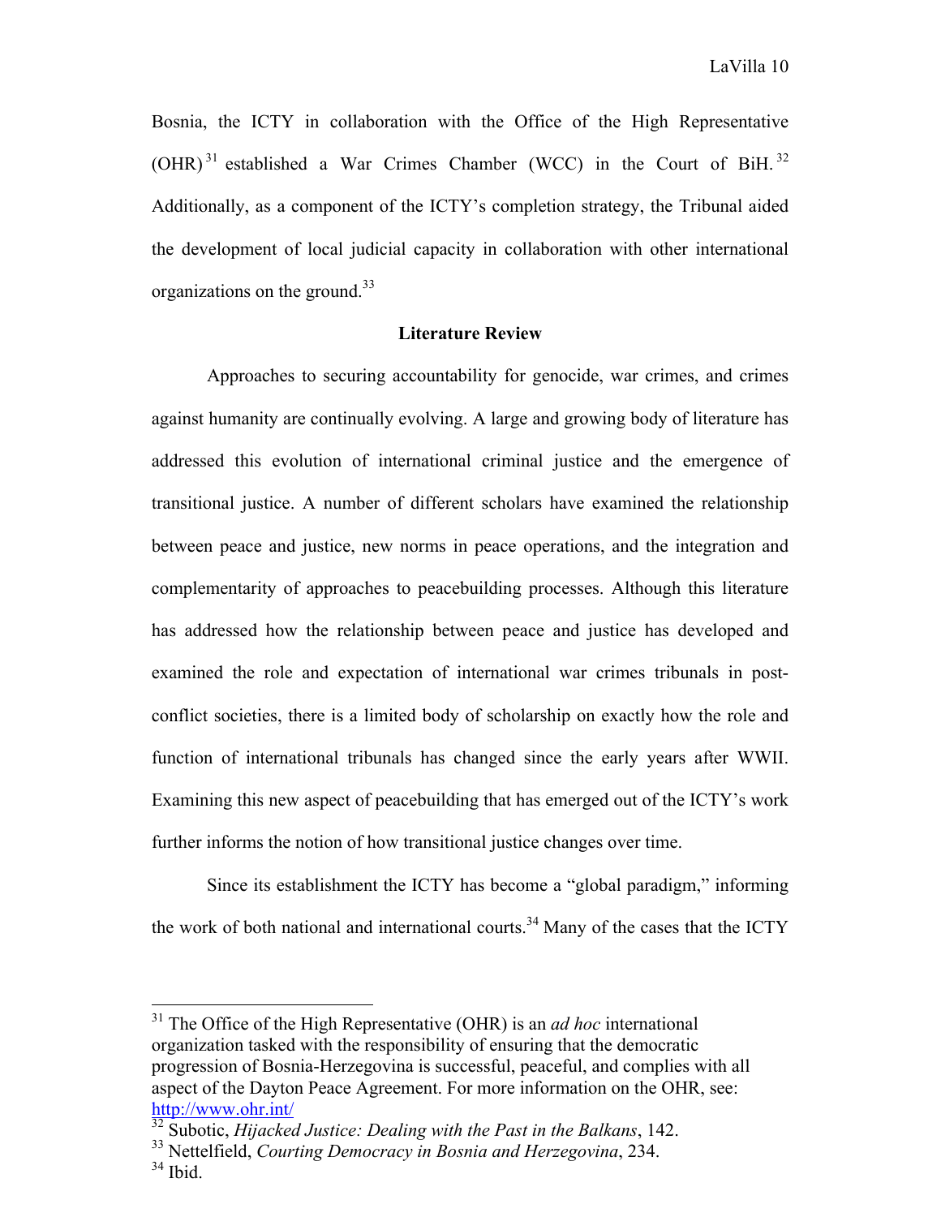Bosnia, the ICTY in collaboration with the Office of the High Representative (OHR)[31] established a War Crimes Chamber (WCC) in the Court of BiH.[32] Additionally, as a component of the ICTY's completion strategy, the Tribunal aided the development of local judicial capacity in collaboration with other international organizations on the ground.[33]

## Literature Review

Approaches to securing accountability for genocide, war crimes, and crimes against humanity are continually evolving. A large and growing body of literature has addressed this evolution of international criminal justice and the emergence of transitional justice. A number of different scholars have examined the relationship between peace and justice, new norms in peace operations, and the integration and complementarity of approaches to peacebuilding processes. Although this literature has addressed how the relationship between peace and justice has developed and examined the role and expectation of international war crimes tribunals in post-conflict societies, there is a limited body of scholarship on exactly how the role and function of international tribunals has changed since the early years after WWII. Examining this new aspect of peacebuilding that has emerged out of the ICTY's work further informs the notion of how transitional justice changes over time.

Since its establishment the ICTY has become a "global paradigm," informing the work of both national and international courts.[34] Many of the cases that the ICTY

---

[31] The Office of the High Representative (OHR) is an *ad hoc* international organization tasked with the responsibility of ensuring that the democratic progression of Bosnia-Herzegovina is successful, peaceful, and complies with all aspect of the Dayton Peace Agreement. For more information on the OHR, see: http://www.ohr.int/

[32] Subotic, *Hijacked Justice: Dealing with the Past in the Balkans*, 142.

[33] Nettelfield, *Courting Democracy in Bosnia and Herzegovina*, 234.

[34] Ibid.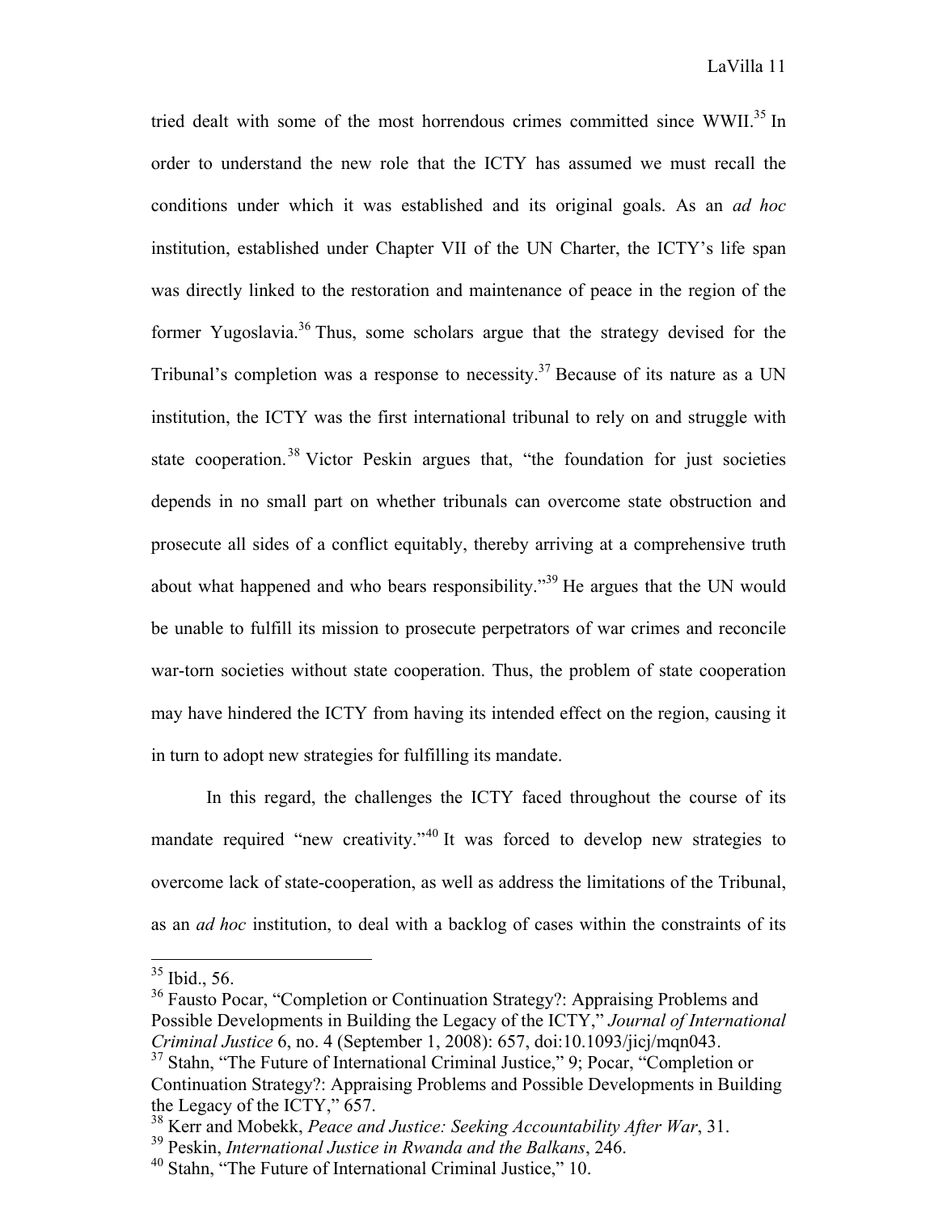tried dealt with some of the most horrendous crimes committed since WWII.[35] In order to understand the new role that the ICTY has assumed we must recall the conditions under which it was established and its original goals. As an *ad hoc* institution, established under Chapter VII of the UN Charter, the ICTY's life span was directly linked to the restoration and maintenance of peace in the region of the former Yugoslavia.[36] Thus, some scholars argue that the strategy devised for the Tribunal's completion was a response to necessity.[37] Because of its nature as a UN institution, the ICTY was the first international tribunal to rely on and struggle with state cooperation.[38] Victor Peskin argues that, "the foundation for just societies depends in no small part on whether tribunals can overcome state obstruction and prosecute all sides of a conflict equitably, thereby arriving at a comprehensive truth about what happened and who bears responsibility."[39] He argues that the UN would be unable to fulfill its mission to prosecute perpetrators of war crimes and reconcile war-torn societies without state cooperation. Thus, the problem of state cooperation may have hindered the ICTY from having its intended effect on the region, causing it in turn to adopt new strategies for fulfilling its mandate.

In this regard, the challenges the ICTY faced throughout the course of its mandate required "new creativity."[40] It was forced to develop new strategies to overcome lack of state-cooperation, as well as address the limitations of the Tribunal, as an *ad hoc* institution, to deal with a backlog of cases within the constraints of its

---

[35] Ibid., 56.

[36] Fausto Pocar, "Completion or Continuation Strategy?: Appraising Problems and Possible Developments in Building the Legacy of the ICTY," *Journal of International Criminal Justice* 6, no. 4 (September 1, 2008): 657, doi:10.1093/jicj/mqn043.

[37] Stahn, "The Future of International Criminal Justice," 9; Pocar, "Completion or Continuation Strategy?: Appraising Problems and Possible Developments in Building the Legacy of the ICTY," 657.

[38] Kerr and Mobekk, *Peace and Justice: Seeking Accountability After War*, 31.

[39] Peskin, *International Justice in Rwanda and the Balkans*, 246.

[40] Stahn, "The Future of International Criminal Justice," 10.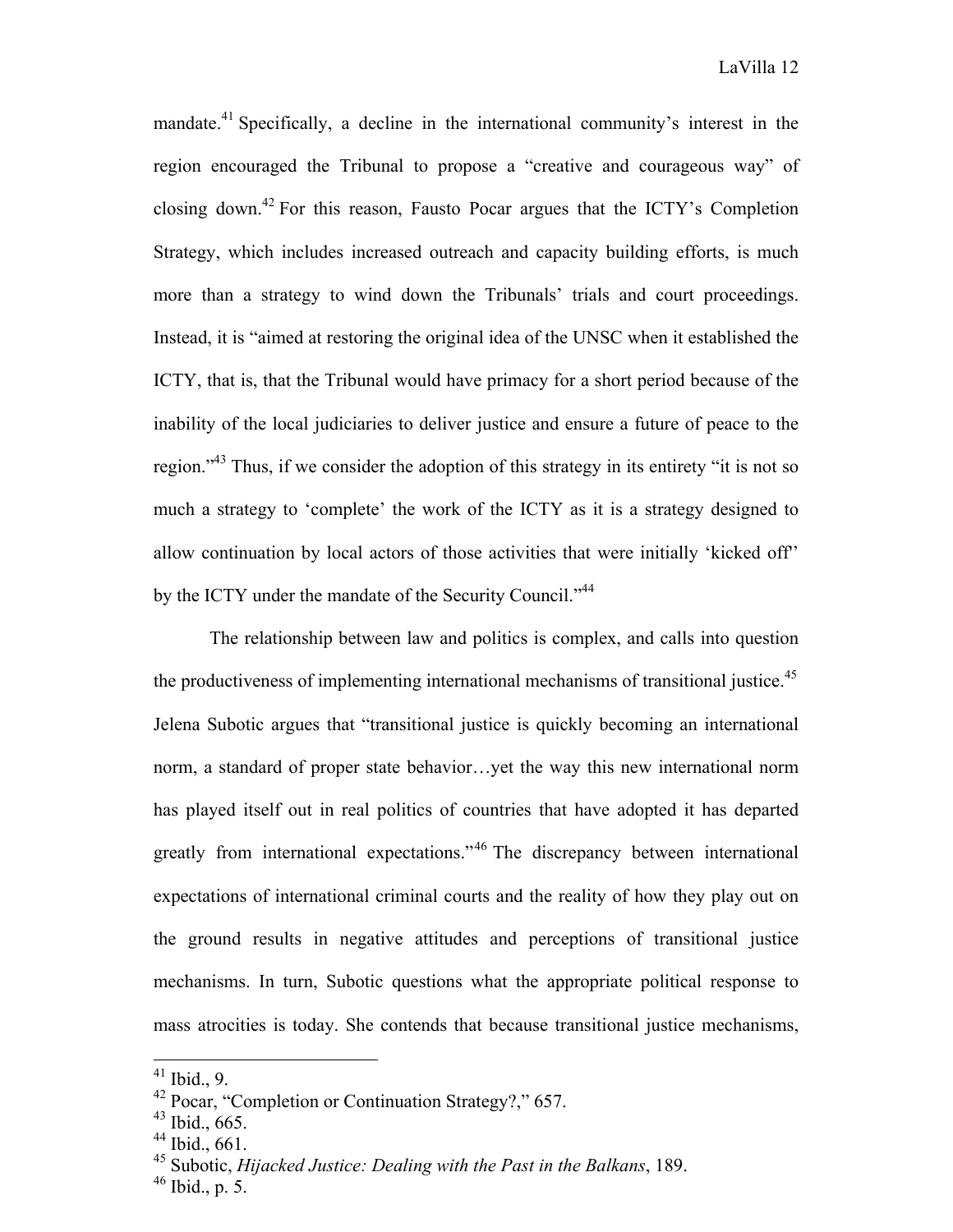mandate.[41] Specifically, a decline in the international community's interest in the region encouraged the Tribunal to propose a "creative and courageous way" of closing down.[42] For this reason, Fausto Pocar argues that the ICTY's Completion Strategy, which includes increased outreach and capacity building efforts, is much more than a strategy to wind down the Tribunals' trials and court proceedings. Instead, it is "aimed at restoring the original idea of the UNSC when it established the ICTY, that is, that the Tribunal would have primacy for a short period because of the inability of the local judiciaries to deliver justice and ensure a future of peace to the region."[43] Thus, if we consider the adoption of this strategy in its entirety "it is not so much a strategy to 'complete' the work of the ICTY as it is a strategy designed to allow continuation by local actors of those activities that were initially 'kicked off' by the ICTY under the mandate of the Security Council."[44]

The relationship between law and politics is complex, and calls into question the productiveness of implementing international mechanisms of transitional justice.[45] Jelena Subotic argues that "transitional justice is quickly becoming an international norm, a standard of proper state behavior…yet the way this new international norm has played itself out in real politics of countries that have adopted it has departed greatly from international expectations."[46] The discrepancy between international expectations of international criminal courts and the reality of how they play out on the ground results in negative attitudes and perceptions of transitional justice mechanisms. In turn, Subotic questions what the appropriate political response to mass atrocities is today. She contends that because transitional justice mechanisms,

---

[41] Ibid., 9.
[42] Pocar, "Completion or Continuation Strategy?," 657.
[43] Ibid., 665.
[44] Ibid., 661.
[45] Subotic, *Hijacked Justice: Dealing with the Past in the Balkans*, 189.
[46] Ibid., p. 5.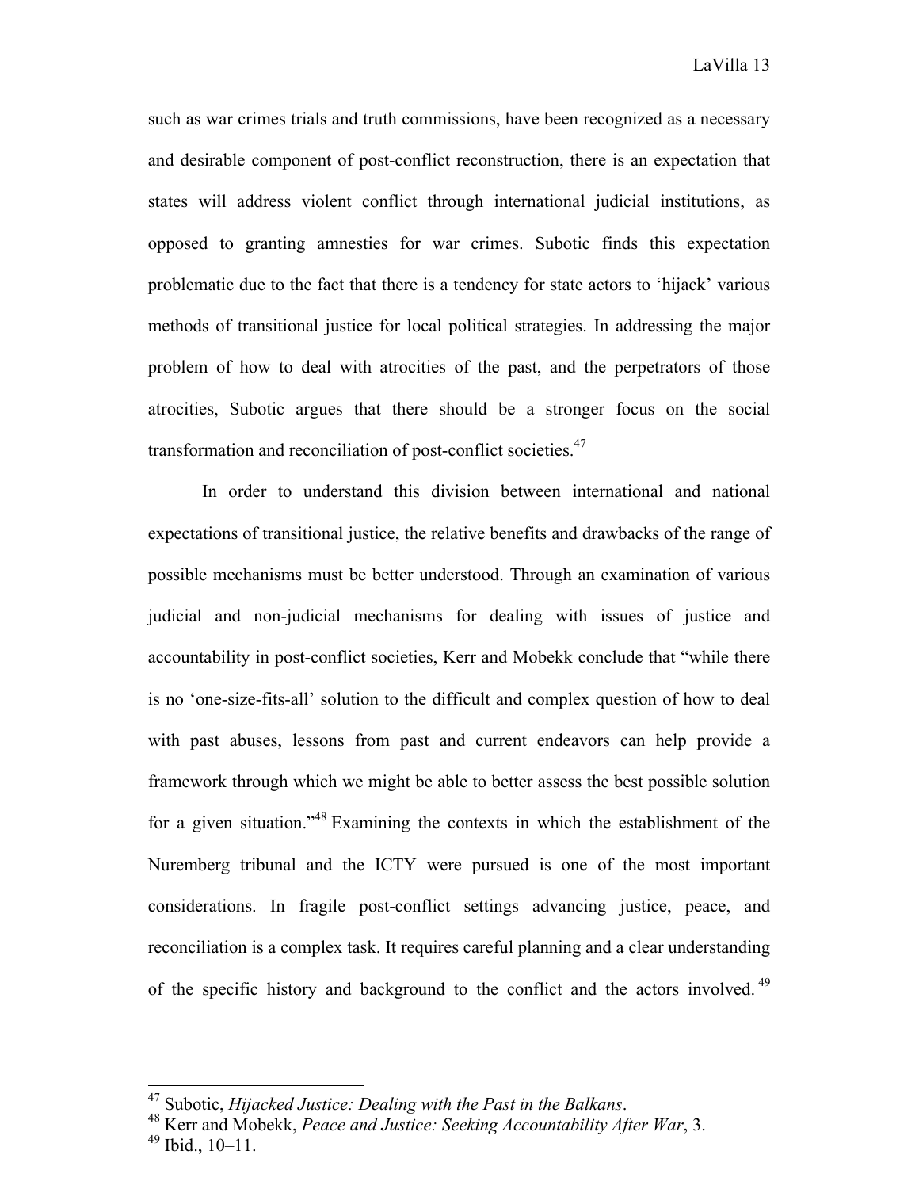such as war crimes trials and truth commissions, have been recognized as a necessary and desirable component of post-conflict reconstruction, there is an expectation that states will address violent conflict through international judicial institutions, as opposed to granting amnesties for war crimes. Subotic finds this expectation problematic due to the fact that there is a tendency for state actors to 'hijack' various methods of transitional justice for local political strategies. In addressing the major problem of how to deal with atrocities of the past, and the perpetrators of those atrocities, Subotic argues that there should be a stronger focus on the social transformation and reconciliation of post-conflict societies.[47]

In order to understand this division between international and national expectations of transitional justice, the relative benefits and drawbacks of the range of possible mechanisms must be better understood. Through an examination of various judicial and non-judicial mechanisms for dealing with issues of justice and accountability in post-conflict societies, Kerr and Mobekk conclude that "while there is no 'one-size-fits-all' solution to the difficult and complex question of how to deal with past abuses, lessons from past and current endeavors can help provide a framework through which we might be able to better assess the best possible solution for a given situation."[48] Examining the contexts in which the establishment of the Nuremberg tribunal and the ICTY were pursued is one of the most important considerations. In fragile post-conflict settings advancing justice, peace, and reconciliation is a complex task. It requires careful planning and a clear understanding of the specific history and background to the conflict and the actors involved.[49]

---

[47] Subotic, *Hijacked Justice: Dealing with the Past in the Balkans*.

[48] Kerr and Mobekk, *Peace and Justice: Seeking Accountability After War*, 3.

[49] Ibid., 10–11.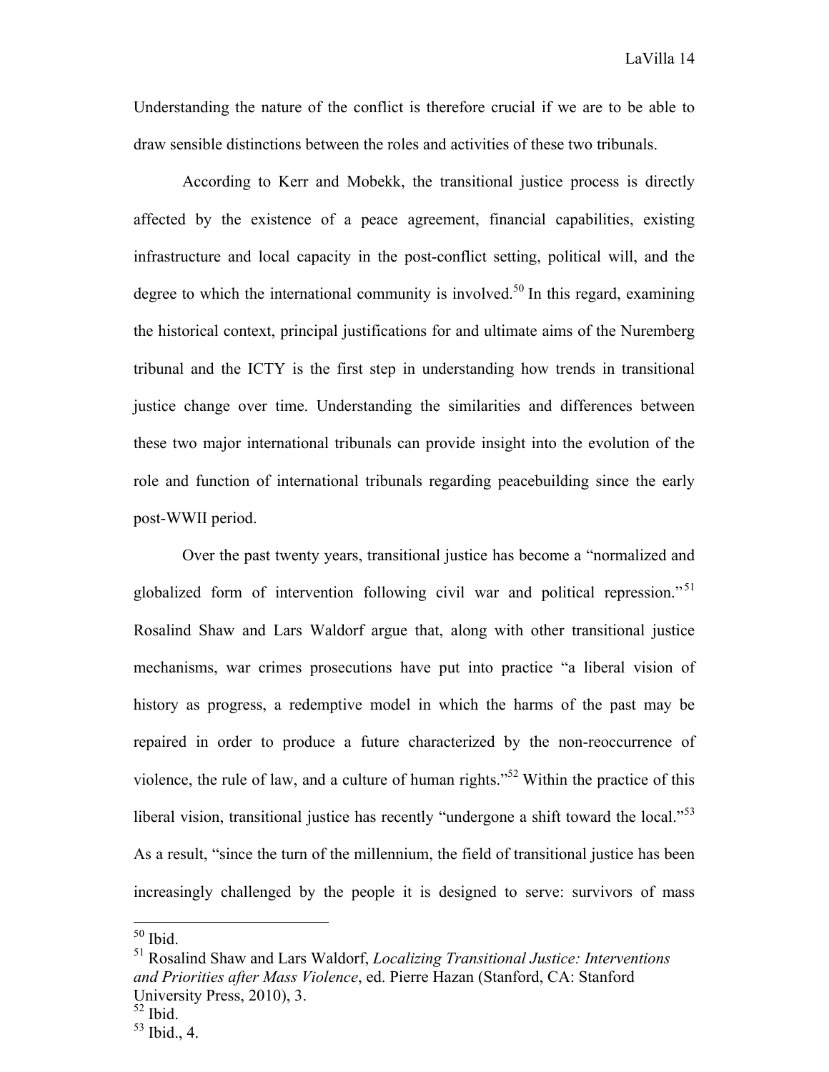Understanding the nature of the conflict is therefore crucial if we are to be able to draw sensible distinctions between the roles and activities of these two tribunals.

According to Kerr and Mobekk, the transitional justice process is directly affected by the existence of a peace agreement, financial capabilities, existing infrastructure and local capacity in the post-conflict setting, political will, and the degree to which the international community is involved.[50] In this regard, examining the historical context, principal justifications for and ultimate aims of the Nuremberg tribunal and the ICTY is the first step in understanding how trends in transitional justice change over time. Understanding the similarities and differences between these two major international tribunals can provide insight into the evolution of the role and function of international tribunals regarding peacebuilding since the early post-WWII period.

Over the past twenty years, transitional justice has become a "normalized and globalized form of intervention following civil war and political repression."[51] Rosalind Shaw and Lars Waldorf argue that, along with other transitional justice mechanisms, war crimes prosecutions have put into practice "a liberal vision of history as progress, a redemptive model in which the harms of the past may be repaired in order to produce a future characterized by the non-reoccurrence of violence, the rule of law, and a culture of human rights."[52] Within the practice of this liberal vision, transitional justice has recently "undergone a shift toward the local."[53] As a result, "since the turn of the millennium, the field of transitional justice has been increasingly challenged by the people it is designed to serve: survivors of mass

---

[50] Ibid.

[51] Rosalind Shaw and Lars Waldorf, *Localizing Transitional Justice: Interventions and Priorities after Mass Violence*, ed. Pierre Hazan (Stanford, CA: Stanford University Press, 2010), 3.

[52] Ibid.

[53] Ibid., 4.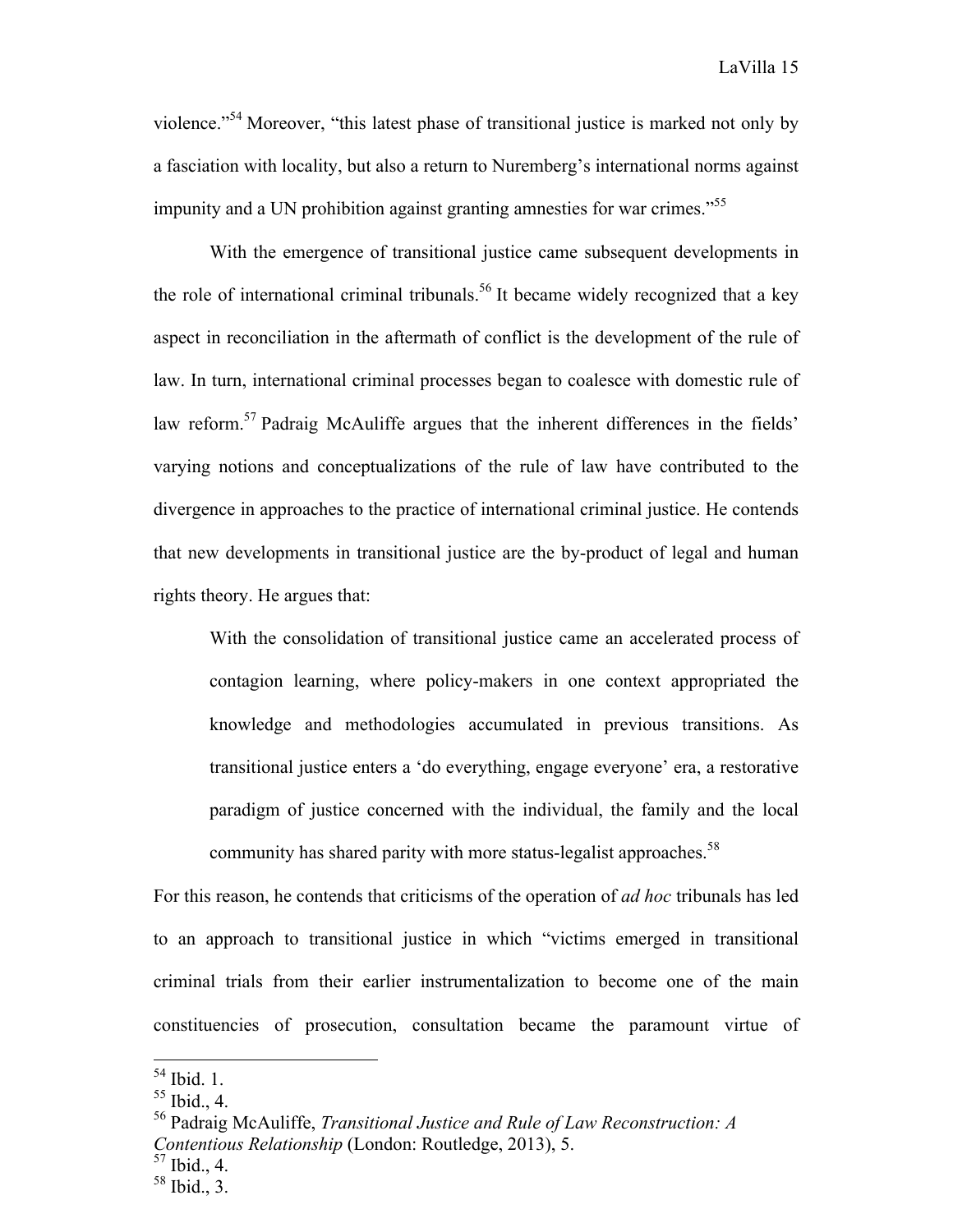violence."[54] Moreover, "this latest phase of transitional justice is marked not only by a fasciation with locality, but also a return to Nuremberg's international norms against impunity and a UN prohibition against granting amnesties for war crimes."[55]

With the emergence of transitional justice came subsequent developments in the role of international criminal tribunals.[56] It became widely recognized that a key aspect in reconciliation in the aftermath of conflict is the development of the rule of law. In turn, international criminal processes began to coalesce with domestic rule of law reform.[57] Padraig McAuliffe argues that the inherent differences in the fields' varying notions and conceptualizations of the rule of law have contributed to the divergence in approaches to the practice of international criminal justice. He contends that new developments in transitional justice are the by-product of legal and human rights theory. He argues that:

> With the consolidation of transitional justice came an accelerated process of contagion learning, where policy-makers in one context appropriated the knowledge and methodologies accumulated in previous transitions. As transitional justice enters a 'do everything, engage everyone' era, a restorative paradigm of justice concerned with the individual, the family and the local community has shared parity with more status-legalist approaches.[58]

For this reason, he contends that criticisms of the operation of *ad hoc* tribunals has led to an approach to transitional justice in which "victims emerged in transitional criminal trials from their earlier instrumentalization to become one of the main constituencies of prosecution, consultation became the paramount virtue of

---

[54] Ibid. 1.

[55] Ibid., 4.

[56] Padraig McAuliffe, *Transitional Justice and Rule of Law Reconstruction: A Contentious Relationship* (London: Routledge, 2013), 5.

[57] Ibid., 4.

[58] Ibid., 3.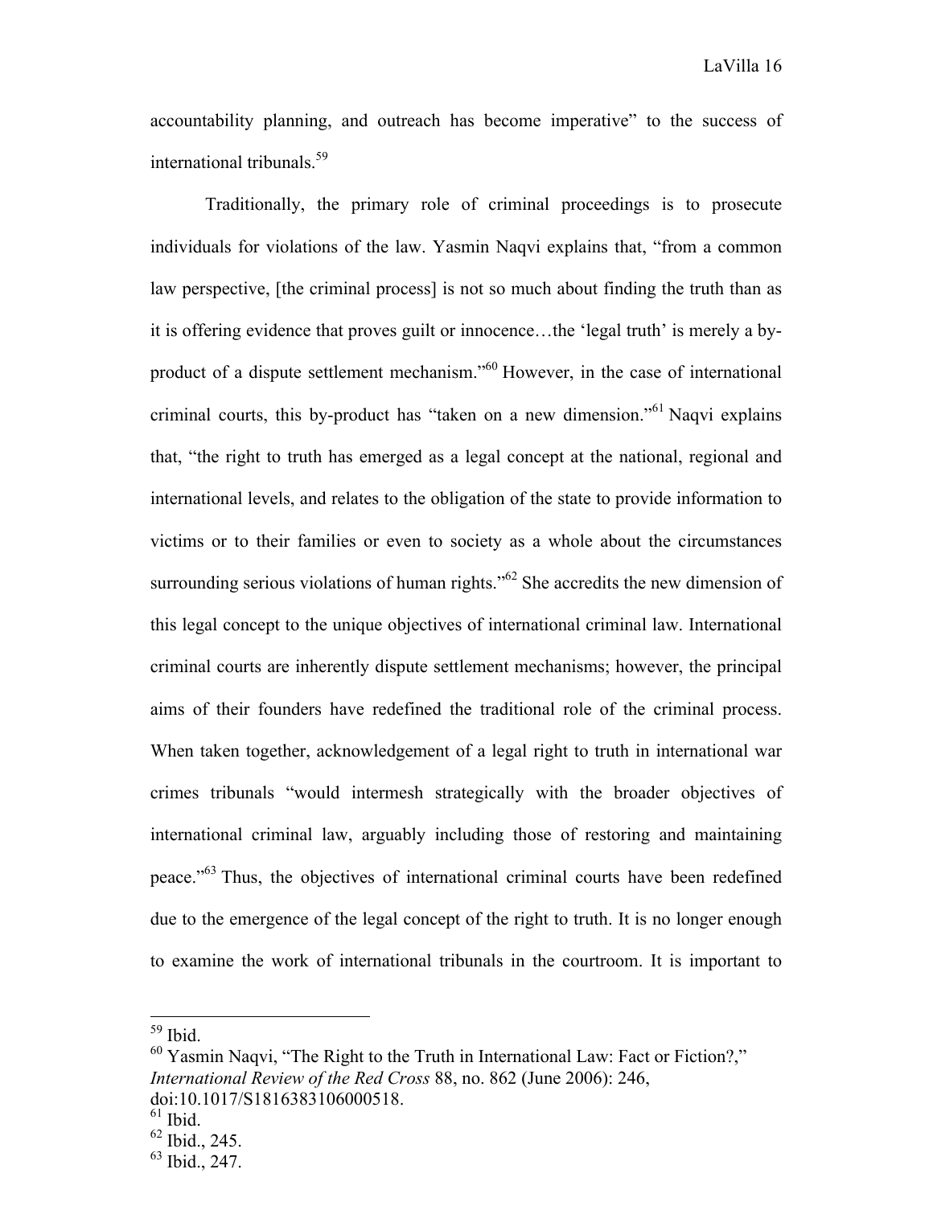accountability planning, and outreach has become imperative" to the success of international tribunals.[59]

Traditionally, the primary role of criminal proceedings is to prosecute individuals for violations of the law. Yasmin Naqvi explains that, "from a common law perspective, [the criminal process] is not so much about finding the truth than as it is offering evidence that proves guilt or innocence…the 'legal truth' is merely a by-product of a dispute settlement mechanism."[60] However, in the case of international criminal courts, this by-product has "taken on a new dimension."[61] Naqvi explains that, "the right to truth has emerged as a legal concept at the national, regional and international levels, and relates to the obligation of the state to provide information to victims or to their families or even to society as a whole about the circumstances surrounding serious violations of human rights."[62] She accredits the new dimension of this legal concept to the unique objectives of international criminal law. International criminal courts are inherently dispute settlement mechanisms; however, the principal aims of their founders have redefined the traditional role of the criminal process. When taken together, acknowledgement of a legal right to truth in international war crimes tribunals "would intermesh strategically with the broader objectives of international criminal law, arguably including those of restoring and maintaining peace."[63] Thus, the objectives of international criminal courts have been redefined due to the emergence of the legal concept of the right to truth. It is no longer enough to examine the work of international tribunals in the courtroom. It is important to

---

[59] Ibid.

[60] Yasmin Naqvi, "The Right to the Truth in International Law: Fact or Fiction?," *International Review of the Red Cross* 88, no. 862 (June 2006): 246, doi:10.1017/S1816383106000518.

[61] Ibid.

[62] Ibid., 245.

[63] Ibid., 247.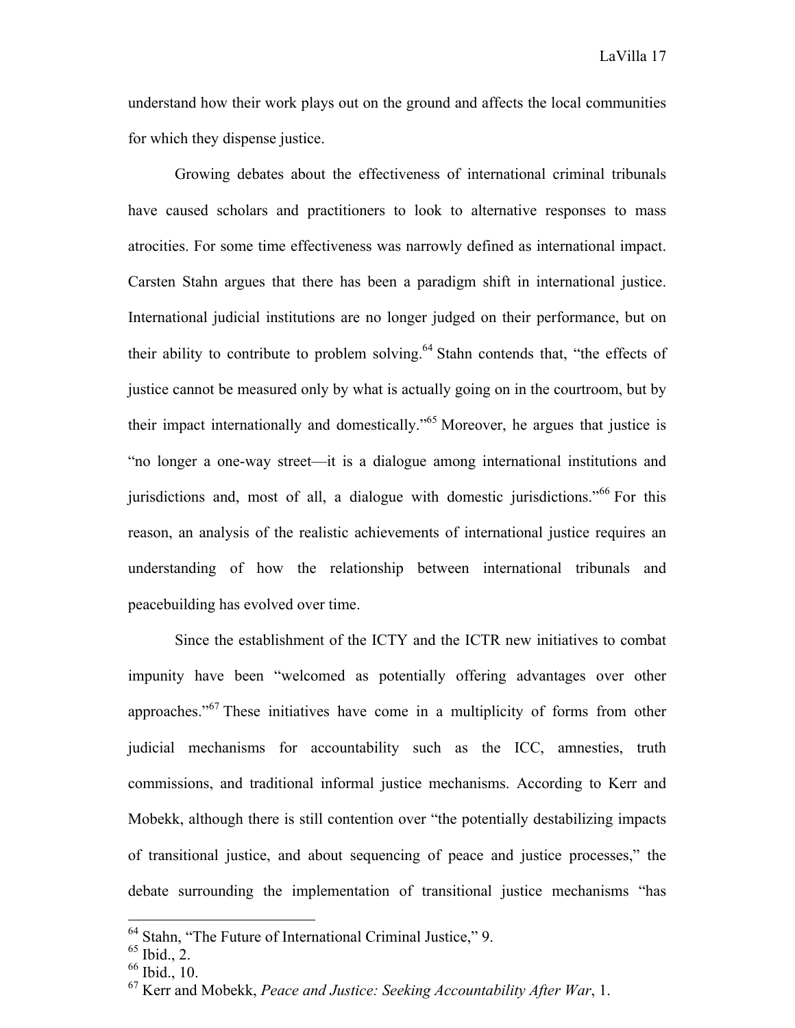understand how their work plays out on the ground and affects the local communities for which they dispense justice.

Growing debates about the effectiveness of international criminal tribunals have caused scholars and practitioners to look to alternative responses to mass atrocities. For some time effectiveness was narrowly defined as international impact. Carsten Stahn argues that there has been a paradigm shift in international justice. International judicial institutions are no longer judged on their performance, but on their ability to contribute to problem solving.[64] Stahn contends that, "the effects of justice cannot be measured only by what is actually going on in the courtroom, but by their impact internationally and domestically."[65] Moreover, he argues that justice is "no longer a one-way street—it is a dialogue among international institutions and jurisdictions and, most of all, a dialogue with domestic jurisdictions."[66] For this reason, an analysis of the realistic achievements of international justice requires an understanding of how the relationship between international tribunals and peacebuilding has evolved over time.

Since the establishment of the ICTY and the ICTR new initiatives to combat impunity have been "welcomed as potentially offering advantages over other approaches."[67] These initiatives have come in a multiplicity of forms from other judicial mechanisms for accountability such as the ICC, amnesties, truth commissions, and traditional informal justice mechanisms. According to Kerr and Mobekk, although there is still contention over "the potentially destabilizing impacts of transitional justice, and about sequencing of peace and justice processes," the debate surrounding the implementation of transitional justice mechanisms "has

---

[64] Stahn, "The Future of International Criminal Justice," 9.
[65] Ibid., 2.
[66] Ibid., 10.
[67] Kerr and Mobekk, *Peace and Justice: Seeking Accountability After War*, 1.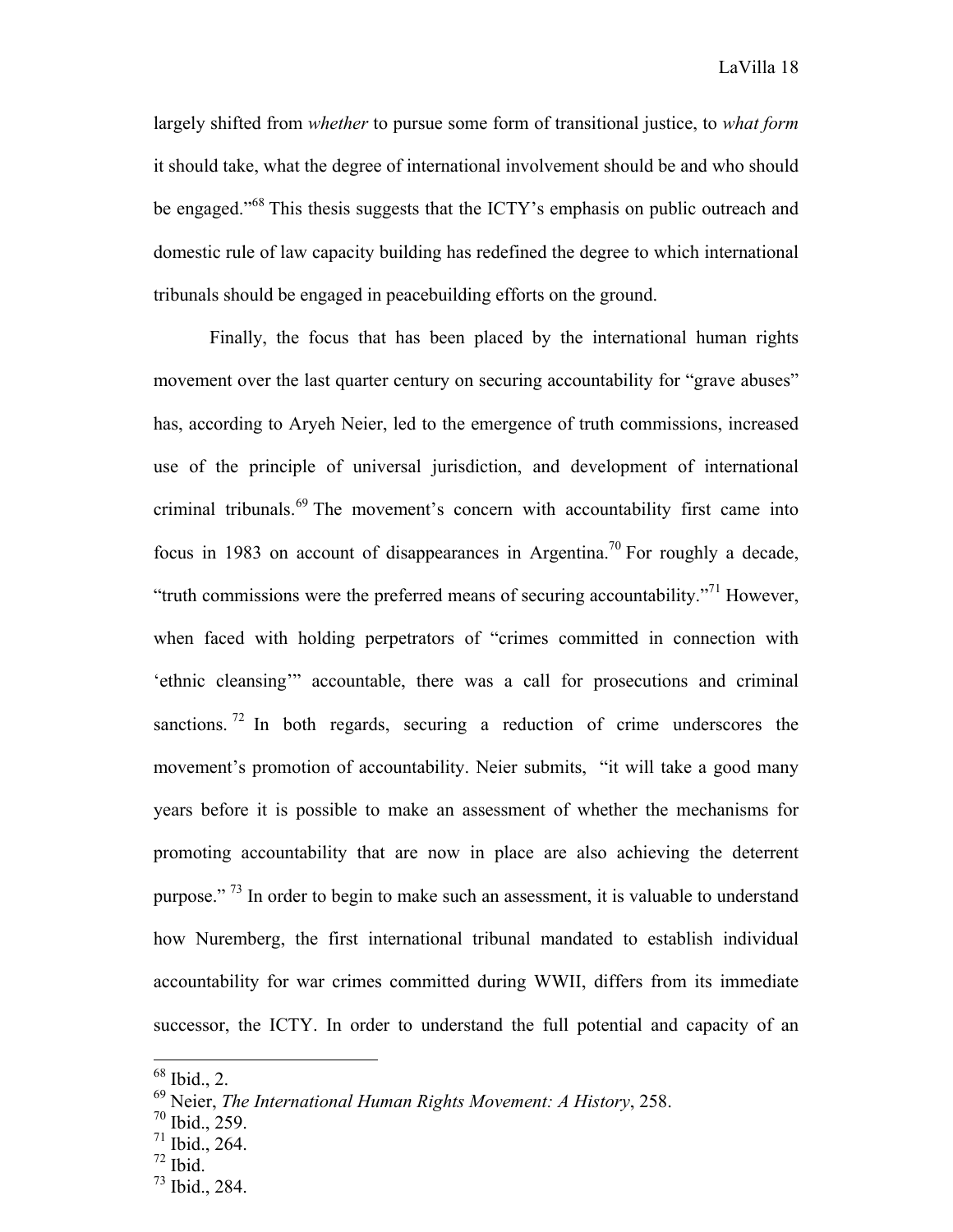largely shifted from *whether* to pursue some form of transitional justice, to *what form* it should take, what the degree of international involvement should be and who should be engaged."[68] This thesis suggests that the ICTY's emphasis on public outreach and domestic rule of law capacity building has redefined the degree to which international tribunals should be engaged in peacebuilding efforts on the ground.

Finally, the focus that has been placed by the international human rights movement over the last quarter century on securing accountability for "grave abuses" has, according to Aryeh Neier, led to the emergence of truth commissions, increased use of the principle of universal jurisdiction, and development of international criminal tribunals.[69] The movement's concern with accountability first came into focus in 1983 on account of disappearances in Argentina.[70] For roughly a decade, "truth commissions were the preferred means of securing accountability."[71] However, when faced with holding perpetrators of "crimes committed in connection with 'ethnic cleansing'" accountable, there was a call for prosecutions and criminal sanctions.[72] In both regards, securing a reduction of crime underscores the movement's promotion of accountability. Neier submits, "it will take a good many years before it is possible to make an assessment of whether the mechanisms for promoting accountability that are now in place are also achieving the deterrent purpose."[73] In order to begin to make such an assessment, it is valuable to understand how Nuremberg, the first international tribunal mandated to establish individual accountability for war crimes committed during WWII, differs from its immediate successor, the ICTY. In order to understand the full potential and capacity of an

[68] Ibid., 2.
[69] Neier, *The International Human Rights Movement: A History*, 258.
[70] Ibid., 259.
[71] Ibid., 264.
[72] Ibid.
[73] Ibid., 284.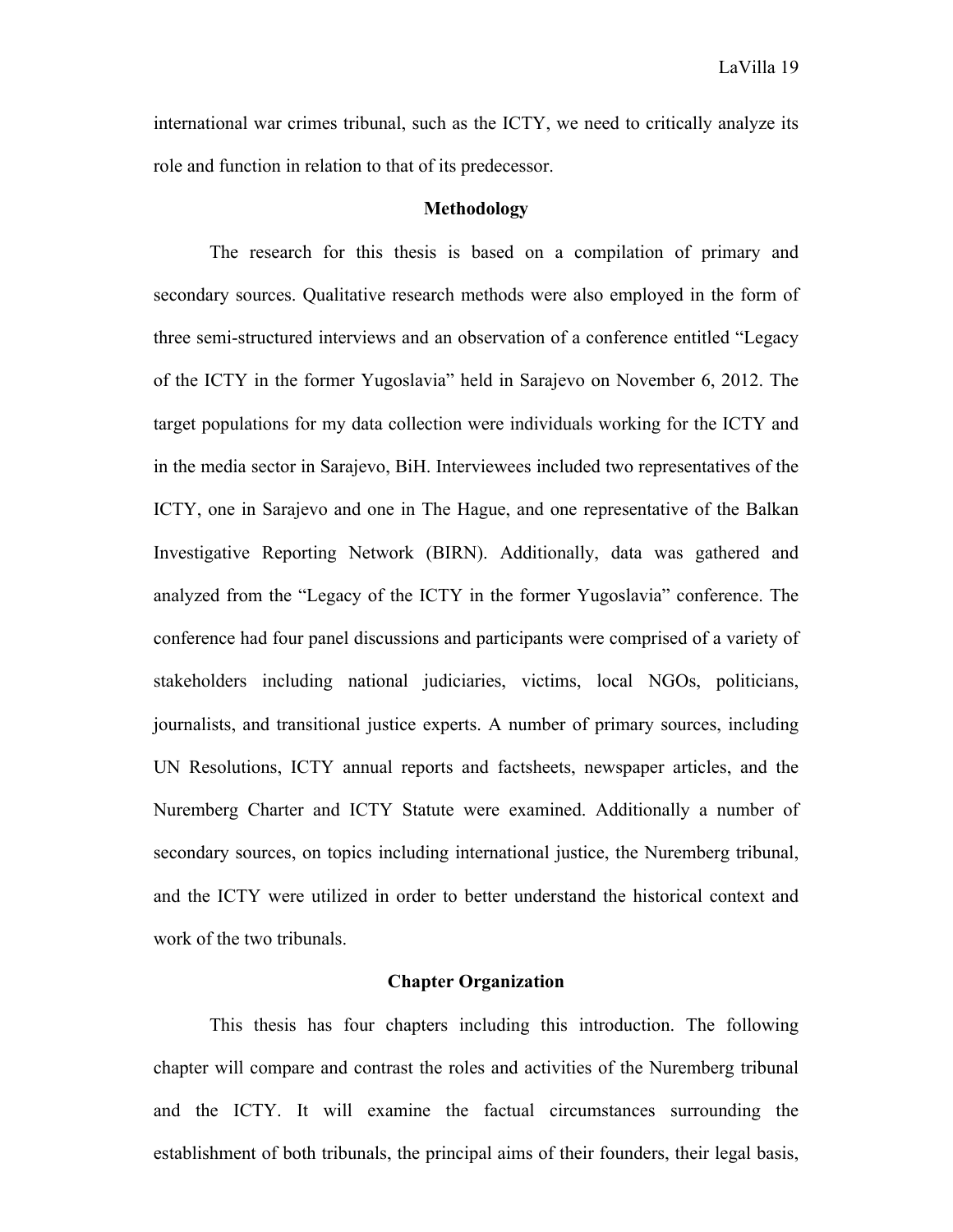international war crimes tribunal, such as the ICTY, we need to critically analyze its role and function in relation to that of its predecessor.

## Methodology

The research for this thesis is based on a compilation of primary and secondary sources. Qualitative research methods were also employed in the form of three semi-structured interviews and an observation of a conference entitled "Legacy of the ICTY in the former Yugoslavia" held in Sarajevo on November 6, 2012. The target populations for my data collection were individuals working for the ICTY and in the media sector in Sarajevo, BiH. Interviewees included two representatives of the ICTY, one in Sarajevo and one in The Hague, and one representative of the Balkan Investigative Reporting Network (BIRN). Additionally, data was gathered and analyzed from the "Legacy of the ICTY in the former Yugoslavia" conference. The conference had four panel discussions and participants were comprised of a variety of stakeholders including national judiciaries, victims, local NGOs, politicians, journalists, and transitional justice experts. A number of primary sources, including UN Resolutions, ICTY annual reports and factsheets, newspaper articles, and the Nuremberg Charter and ICTY Statute were examined. Additionally a number of secondary sources, on topics including international justice, the Nuremberg tribunal, and the ICTY were utilized in order to better understand the historical context and work of the two tribunals.

## Chapter Organization

This thesis has four chapters including this introduction. The following chapter will compare and contrast the roles and activities of the Nuremberg tribunal and the ICTY. It will examine the factual circumstances surrounding the establishment of both tribunals, the principal aims of their founders, their legal basis,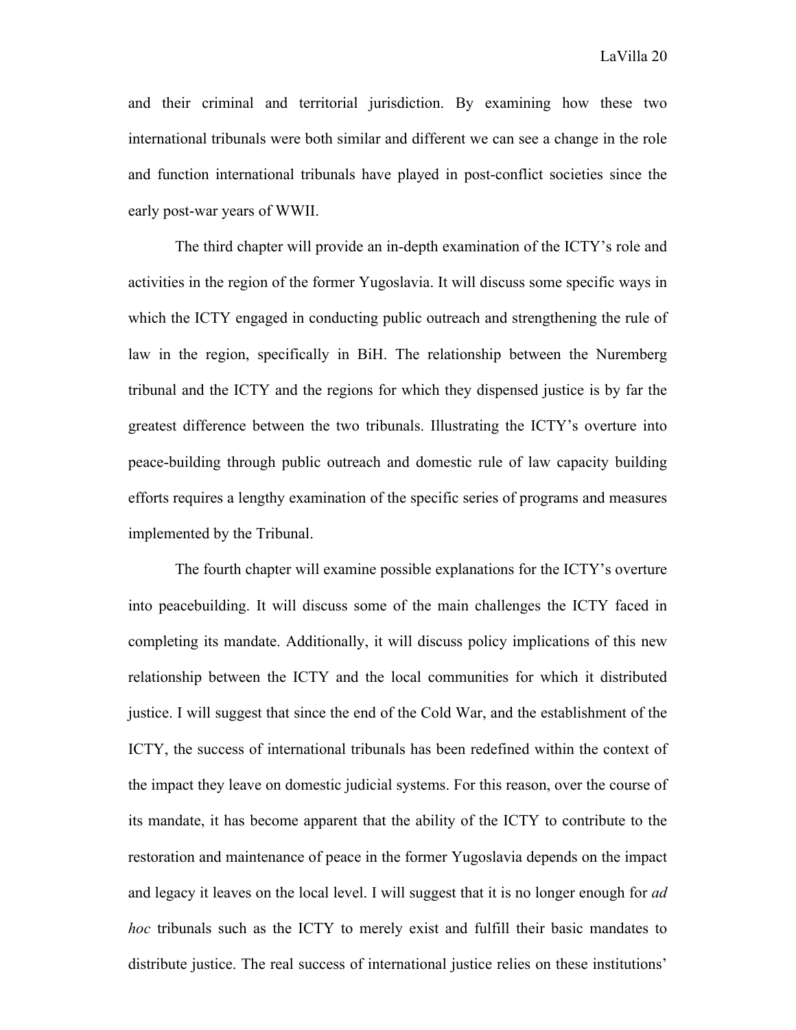and their criminal and territorial jurisdiction. By examining how these two international tribunals were both similar and different we can see a change in the role and function international tribunals have played in post-conflict societies since the early post-war years of WWII.

The third chapter will provide an in-depth examination of the ICTY's role and activities in the region of the former Yugoslavia. It will discuss some specific ways in which the ICTY engaged in conducting public outreach and strengthening the rule of law in the region, specifically in BiH. The relationship between the Nuremberg tribunal and the ICTY and the regions for which they dispensed justice is by far the greatest difference between the two tribunals. Illustrating the ICTY's overture into peace-building through public outreach and domestic rule of law capacity building efforts requires a lengthy examination of the specific series of programs and measures implemented by the Tribunal.

The fourth chapter will examine possible explanations for the ICTY's overture into peacebuilding. It will discuss some of the main challenges the ICTY faced in completing its mandate. Additionally, it will discuss policy implications of this new relationship between the ICTY and the local communities for which it distributed justice. I will suggest that since the end of the Cold War, and the establishment of the ICTY, the success of international tribunals has been redefined within the context of the impact they leave on domestic judicial systems. For this reason, over the course of its mandate, it has become apparent that the ability of the ICTY to contribute to the restoration and maintenance of peace in the former Yugoslavia depends on the impact and legacy it leaves on the local level. I will suggest that it is no longer enough for *ad hoc* tribunals such as the ICTY to merely exist and fulfill their basic mandates to distribute justice. The real success of international justice relies on these institutions'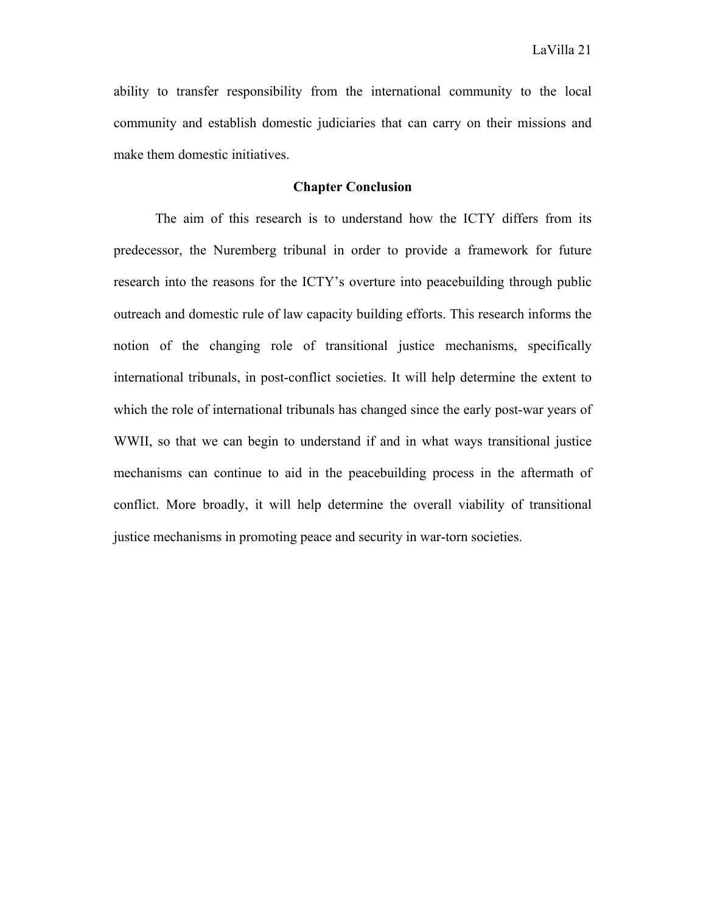ability to transfer responsibility from the international community to the local community and establish domestic judiciaries that can carry on their missions and make them domestic initiatives.

## Chapter Conclusion

The aim of this research is to understand how the ICTY differs from its predecessor, the Nuremberg tribunal in order to provide a framework for future research into the reasons for the ICTY's overture into peacebuilding through public outreach and domestic rule of law capacity building efforts. This research informs the notion of the changing role of transitional justice mechanisms, specifically international tribunals, in post-conflict societies. It will help determine the extent to which the role of international tribunals has changed since the early post-war years of WWII, so that we can begin to understand if and in what ways transitional justice mechanisms can continue to aid in the peacebuilding process in the aftermath of conflict. More broadly, it will help determine the overall viability of transitional justice mechanisms in promoting peace and security in war-torn societies.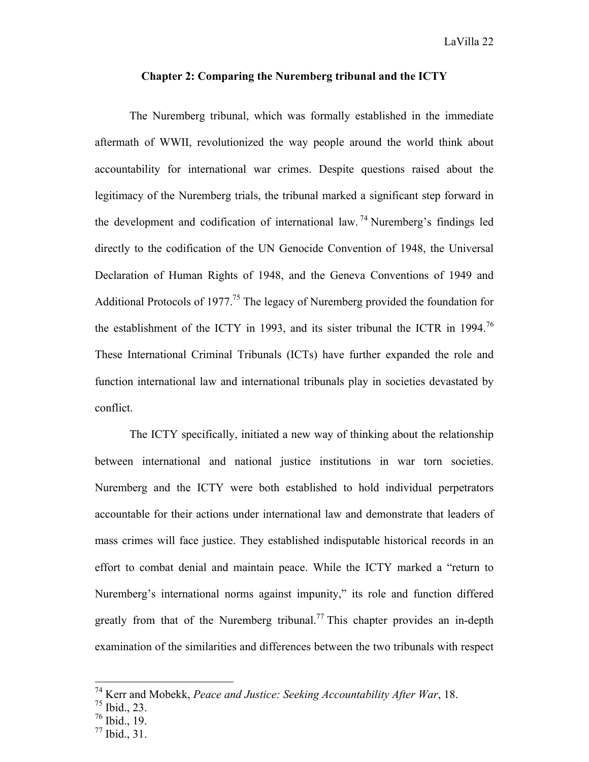## Chapter 2: Comparing the Nuremberg tribunal and the ICTY

The Nuremberg tribunal, which was formally established in the immediate aftermath of WWII, revolutionized the way people around the world think about accountability for international war crimes. Despite questions raised about the legitimacy of the Nuremberg trials, the tribunal marked a significant step forward in the development and codification of international law.[74] Nuremberg's findings led directly to the codification of the UN Genocide Convention of 1948, the Universal Declaration of Human Rights of 1948, and the Geneva Conventions of 1949 and Additional Protocols of 1977.[75] The legacy of Nuremberg provided the foundation for the establishment of the ICTY in 1993, and its sister tribunal the ICTR in 1994.[76] These International Criminal Tribunals (ICTs) have further expanded the role and function international law and international tribunals play in societies devastated by conflict.

The ICTY specifically, initiated a new way of thinking about the relationship between international and national justice institutions in war torn societies. Nuremberg and the ICTY were both established to hold individual perpetrators accountable for their actions under international law and demonstrate that leaders of mass crimes will face justice. They established indisputable historical records in an effort to combat denial and maintain peace. While the ICTY marked a "return to Nuremberg's international norms against impunity," its role and function differed greatly from that of the Nuremberg tribunal.[77] This chapter provides an in-depth examination of the similarities and differences between the two tribunals with respect

---

[74] Kerr and Mobekk, *Peace and Justice: Seeking Accountability After War*, 18.
[75] Ibid., 23.
[76] Ibid., 19.
[77] Ibid., 31.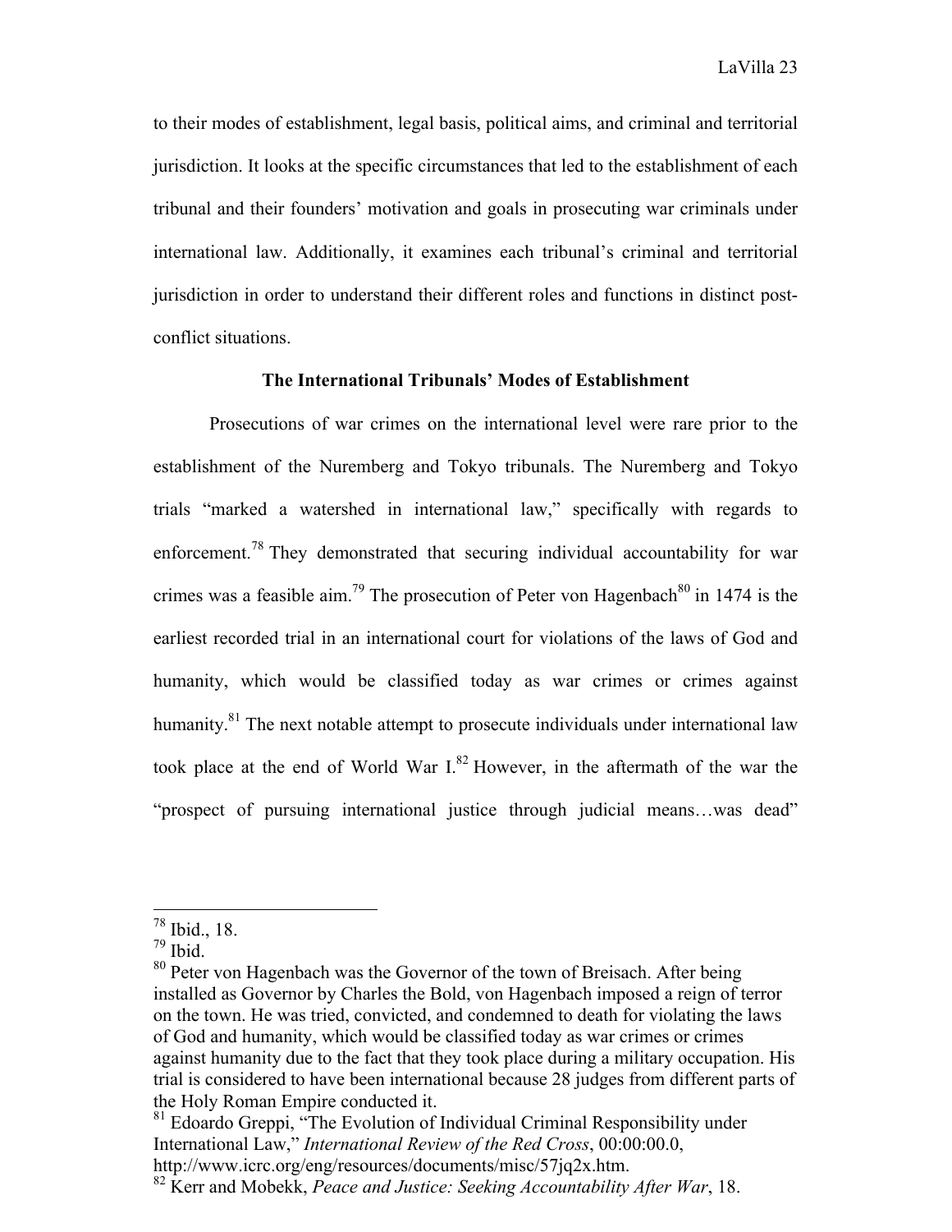to their modes of establishment, legal basis, political aims, and criminal and territorial jurisdiction. It looks at the specific circumstances that led to the establishment of each tribunal and their founders' motivation and goals in prosecuting war criminals under international law. Additionally, it examines each tribunal's criminal and territorial jurisdiction in order to understand their different roles and functions in distinct post-conflict situations.

**The International Tribunals' Modes of Establishment**

Prosecutions of war crimes on the international level were rare prior to the establishment of the Nuremberg and Tokyo tribunals. The Nuremberg and Tokyo trials "marked a watershed in international law," specifically with regards to enforcement.[78] They demonstrated that securing individual accountability for war crimes was a feasible aim.[79] The prosecution of Peter von Hagenbach[80] in 1474 is the earliest recorded trial in an international court for violations of the laws of God and humanity, which would be classified today as war crimes or crimes against humanity.[81] The next notable attempt to prosecute individuals under international law took place at the end of World War I.[82] However, in the aftermath of the war the "prospect of pursuing international justice through judicial means…was dead"

---

[78] Ibid., 18.

[79] Ibid.

[80] Peter von Hagenbach was the Governor of the town of Breisach. After being installed as Governor by Charles the Bold, von Hagenbach imposed a reign of terror on the town. He was tried, convicted, and condemned to death for violating the laws of God and humanity, which would be classified today as war crimes or crimes against humanity due to the fact that they took place during a military occupation. His trial is considered to have been international because 28 judges from different parts of the Holy Roman Empire conducted it.

[81] Edoardo Greppi, "The Evolution of Individual Criminal Responsibility under International Law," *International Review of the Red Cross*, 00:00:00.0, http://www.icrc.org/eng/resources/documents/misc/57jq2x.htm.

[82] Kerr and Mobekk, *Peace and Justice: Seeking Accountability After War*, 18.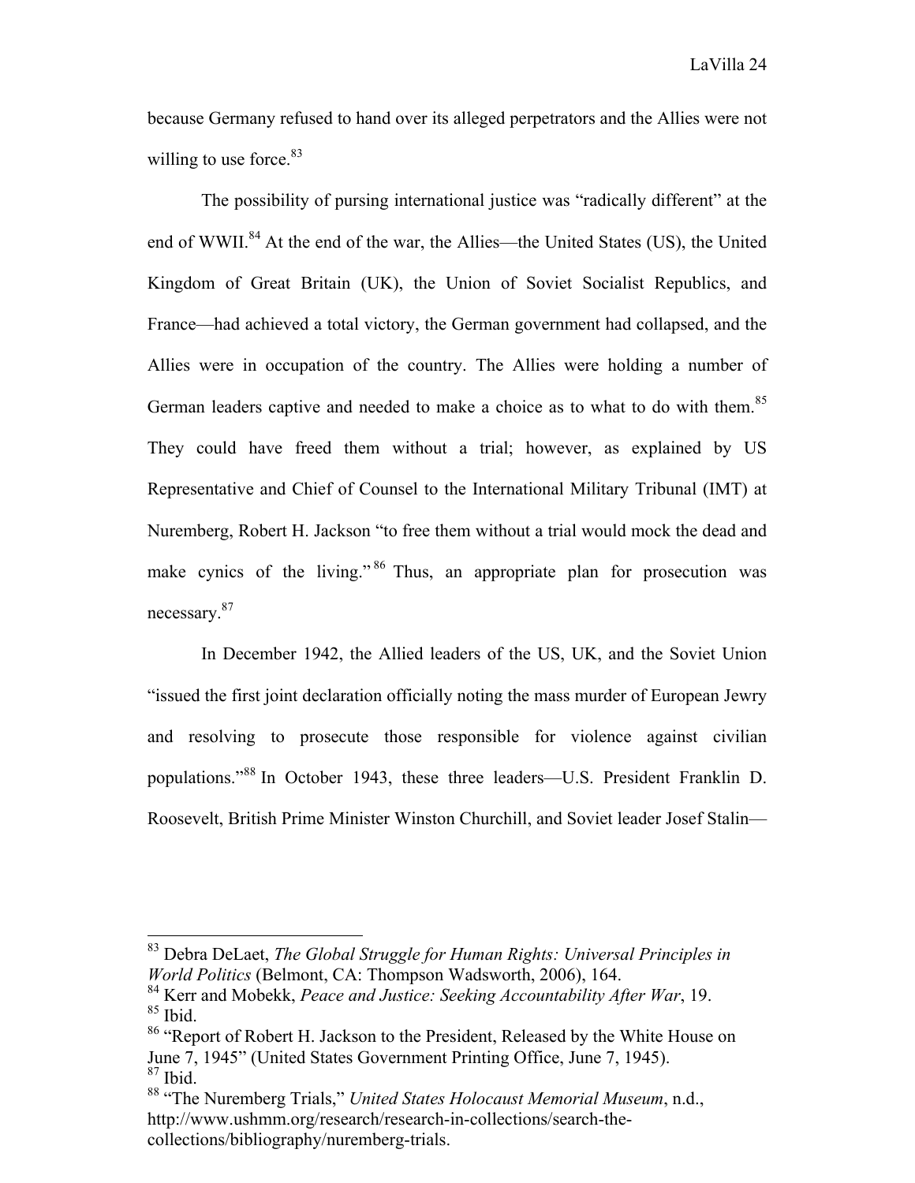because Germany refused to hand over its alleged perpetrators and the Allies were not willing to use force.[83]

The possibility of pursing international justice was "radically different" at the end of WWII.[84] At the end of the war, the Allies—the United States (US), the United Kingdom of Great Britain (UK), the Union of Soviet Socialist Republics, and France—had achieved a total victory, the German government had collapsed, and the Allies were in occupation of the country. The Allies were holding a number of German leaders captive and needed to make a choice as to what to do with them.[85] They could have freed them without a trial; however, as explained by US Representative and Chief of Counsel to the International Military Tribunal (IMT) at Nuremberg, Robert H. Jackson "to free them without a trial would mock the dead and make cynics of the living."[86] Thus, an appropriate plan for prosecution was necessary.[87]

In December 1942, the Allied leaders of the US, UK, and the Soviet Union "issued the first joint declaration officially noting the mass murder of European Jewry and resolving to prosecute those responsible for violence against civilian populations."[88] In October 1943, these three leaders—U.S. President Franklin D. Roosevelt, British Prime Minister Winston Churchill, and Soviet leader Josef Stalin—

---

[83] Debra DeLaet, *The Global Struggle for Human Rights: Universal Principles in World Politics* (Belmont, CA: Thompson Wadsworth, 2006), 164.

[84] Kerr and Mobekk, *Peace and Justice: Seeking Accountability After War*, 19.

[85] Ibid.

[86] "Report of Robert H. Jackson to the President, Released by the White House on June 7, 1945" (United States Government Printing Office, June 7, 1945).

[87] Ibid.

[88] "The Nuremberg Trials," *United States Holocaust Memorial Museum*, n.d., http://www.ushmm.org/research/research-in-collections/search-the-collections/bibliography/nuremberg-trials.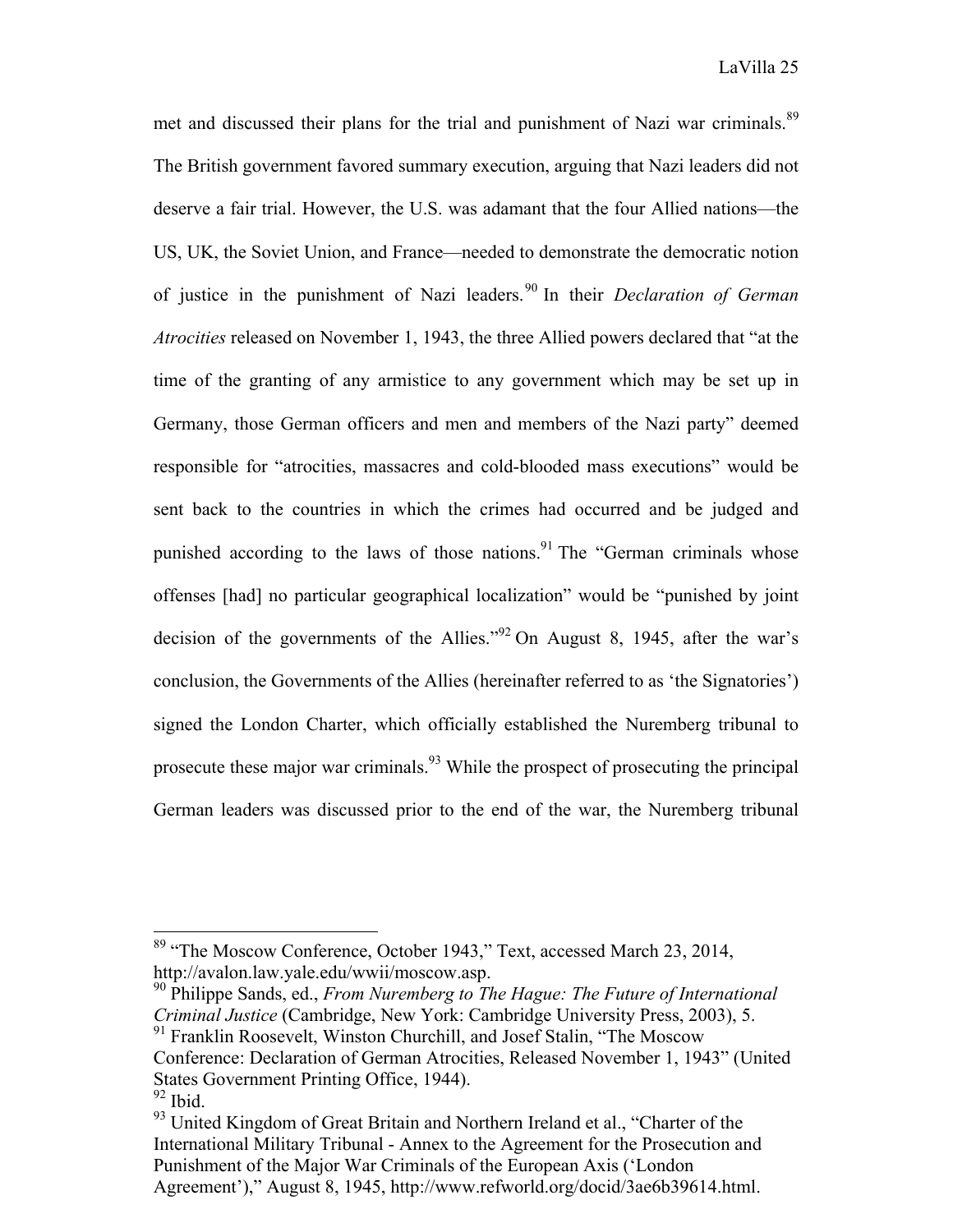met and discussed their plans for the trial and punishment of Nazi war criminals.[89] The British government favored summary execution, arguing that Nazi leaders did not deserve a fair trial. However, the U.S. was adamant that the four Allied nations—the US, UK, the Soviet Union, and France—needed to demonstrate the democratic notion of justice in the punishment of Nazi leaders.[90] In their *Declaration of German Atrocities* released on November 1, 1943, the three Allied powers declared that "at the time of the granting of any armistice to any government which may be set up in Germany, those German officers and men and members of the Nazi party" deemed responsible for "atrocities, massacres and cold-blooded mass executions" would be sent back to the countries in which the crimes had occurred and be judged and punished according to the laws of those nations.[91] The "German criminals whose offenses [had] no particular geographical localization" would be "punished by joint decision of the governments of the Allies."[92] On August 8, 1945, after the war's conclusion, the Governments of the Allies (hereinafter referred to as 'the Signatories') signed the London Charter, which officially established the Nuremberg tribunal to prosecute these major war criminals.[93] While the prospect of prosecuting the principal German leaders was discussed prior to the end of the war, the Nuremberg tribunal

---

[89] "The Moscow Conference, October 1943," Text, accessed March 23, 2014, http://avalon.law.yale.edu/wwii/moscow.asp.

[90] Philippe Sands, ed., *From Nuremberg to The Hague: The Future of International Criminal Justice* (Cambridge, New York: Cambridge University Press, 2003), 5.

[91] Franklin Roosevelt, Winston Churchill, and Josef Stalin, "The Moscow Conference: Declaration of German Atrocities, Released November 1, 1943" (United States Government Printing Office, 1944).

[92] Ibid.

[93] United Kingdom of Great Britain and Northern Ireland et al., "Charter of the International Military Tribunal - Annex to the Agreement for the Prosecution and Punishment of the Major War Criminals of the European Axis ('London Agreement')," August 8, 1945, http://www.refworld.org/docid/3ae6b39614.html.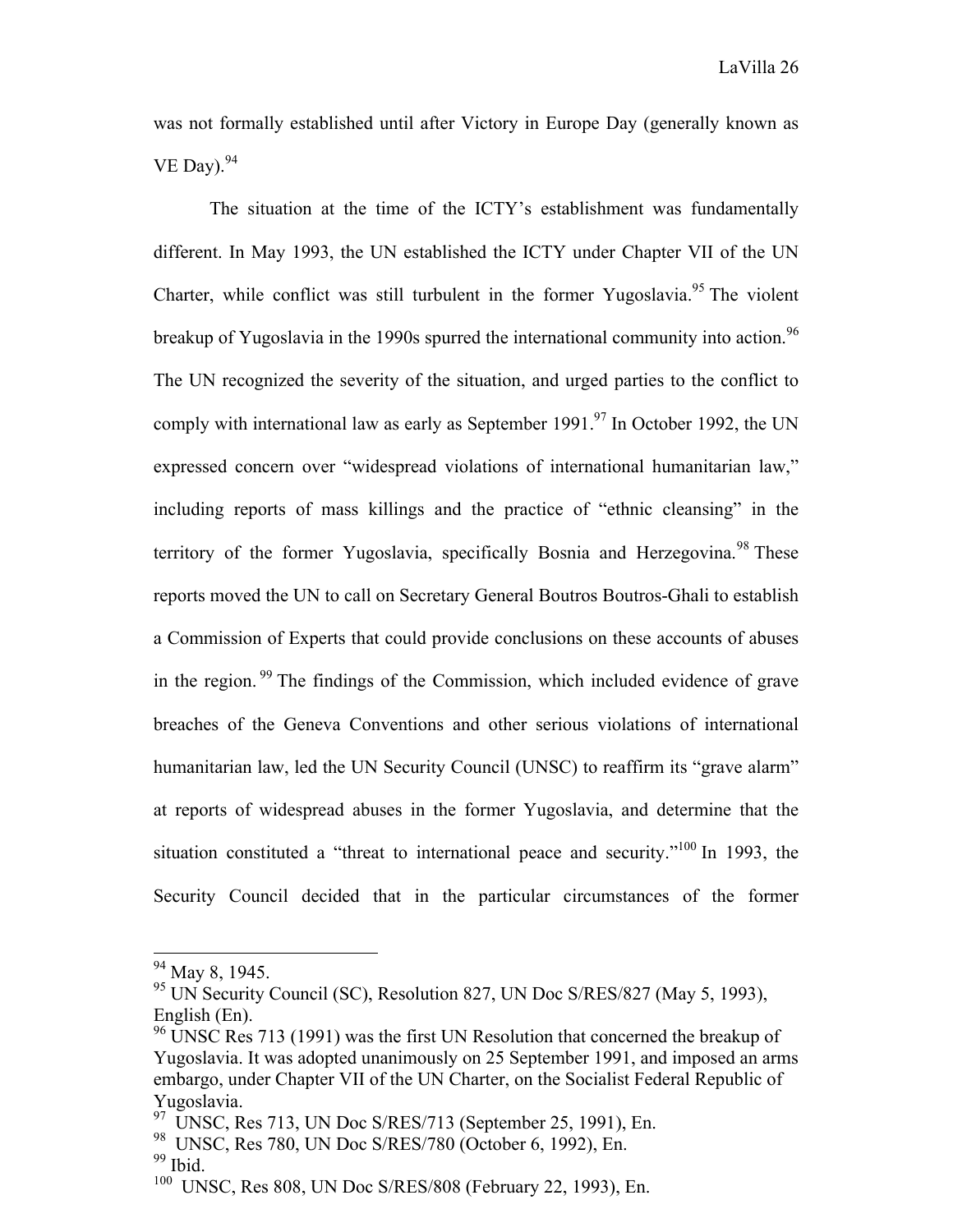was not formally established until after Victory in Europe Day (generally known as VE Day).[94]

The situation at the time of the ICTY's establishment was fundamentally different. In May 1993, the UN established the ICTY under Chapter VII of the UN Charter, while conflict was still turbulent in the former Yugoslavia.[95] The violent breakup of Yugoslavia in the 1990s spurred the international community into action.[96] The UN recognized the severity of the situation, and urged parties to the conflict to comply with international law as early as September 1991.[97] In October 1992, the UN expressed concern over "widespread violations of international humanitarian law," including reports of mass killings and the practice of "ethnic cleansing" in the territory of the former Yugoslavia, specifically Bosnia and Herzegovina.[98] These reports moved the UN to call on Secretary General Boutros Boutros-Ghali to establish a Commission of Experts that could provide conclusions on these accounts of abuses in the region.[99] The findings of the Commission, which included evidence of grave breaches of the Geneva Conventions and other serious violations of international humanitarian law, led the UN Security Council (UNSC) to reaffirm its "grave alarm" at reports of widespread abuses in the former Yugoslavia, and determine that the situation constituted a "threat to international peace and security."[100] In 1993, the Security Council decided that in the particular circumstances of the former

---

[94] May 8, 1945.

[95] UN Security Council (SC), Resolution 827, UN Doc S/RES/827 (May 5, 1993), English (En).

[96] UNSC Res 713 (1991) was the first UN Resolution that concerned the breakup of Yugoslavia. It was adopted unanimously on 25 September 1991, and imposed an arms embargo, under Chapter VII of the UN Charter, on the Socialist Federal Republic of Yugoslavia.

[97] UNSC, Res 713, UN Doc S/RES/713 (September 25, 1991), En.

[98] UNSC, Res 780, UN Doc S/RES/780 (October 6, 1992), En.

[99] Ibid.

[100] UNSC, Res 808, UN Doc S/RES/808 (February 22, 1993), En.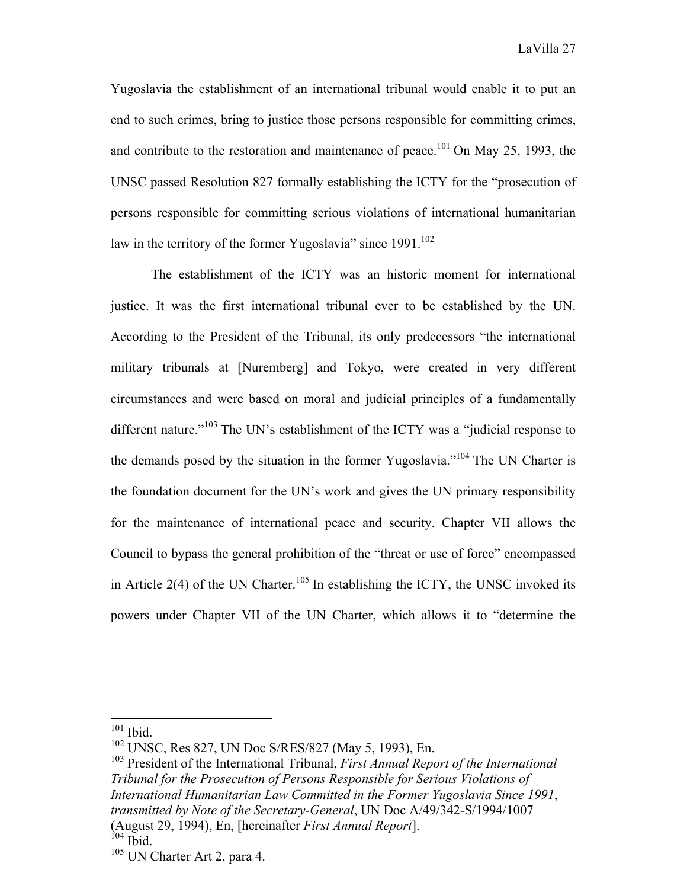Yugoslavia the establishment of an international tribunal would enable it to put an end to such crimes, bring to justice those persons responsible for committing crimes, and contribute to the restoration and maintenance of peace.[101] On May 25, 1993, the UNSC passed Resolution 827 formally establishing the ICTY for the "prosecution of persons responsible for committing serious violations of international humanitarian law in the territory of the former Yugoslavia" since 1991.[102]

The establishment of the ICTY was an historic moment for international justice. It was the first international tribunal ever to be established by the UN. According to the President of the Tribunal, its only predecessors "the international military tribunals at [Nuremberg] and Tokyo, were created in very different circumstances and were based on moral and judicial principles of a fundamentally different nature."[103] The UN's establishment of the ICTY was a "judicial response to the demands posed by the situation in the former Yugoslavia."[104] The UN Charter is the foundation document for the UN's work and gives the UN primary responsibility for the maintenance of international peace and security. Chapter VII allows the Council to bypass the general prohibition of the "threat or use of force" encompassed in Article 2(4) of the UN Charter.[105] In establishing the ICTY, the UNSC invoked its powers under Chapter VII of the UN Charter, which allows it to "determine the

---

[101] Ibid.

[102] UNSC, Res 827, UN Doc S/RES/827 (May 5, 1993), En.

[103] President of the International Tribunal, *First Annual Report of the International Tribunal for the Prosecution of Persons Responsible for Serious Violations of International Humanitarian Law Committed in the Former Yugoslavia Since 1991*, *transmitted by Note of the Secretary-General*, UN Doc A/49/342-S/1994/1007 (August 29, 1994), En, [hereinafter *First Annual Report*].

[104] Ibid.

[105] UN Charter Art 2, para 4.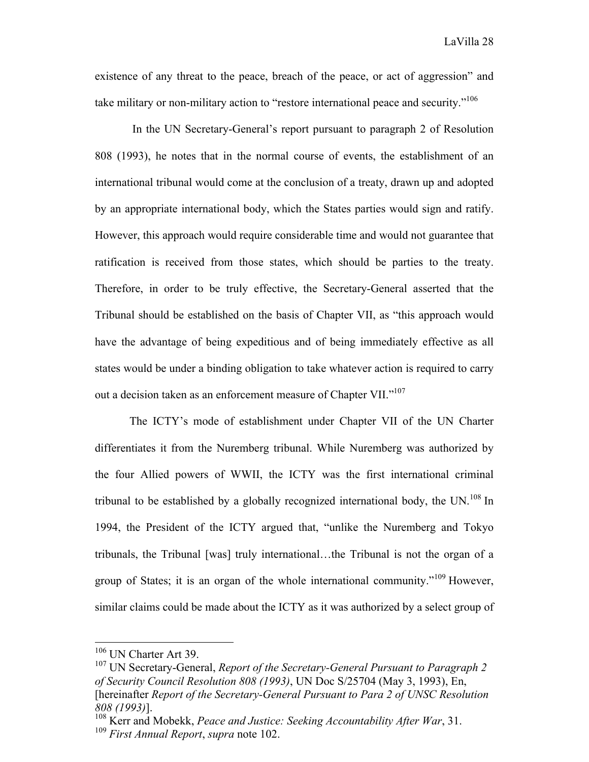existence of any threat to the peace, breach of the peace, or act of aggression" and take military or non-military action to "restore international peace and security."[106]

In the UN Secretary-General's report pursuant to paragraph 2 of Resolution 808 (1993), he notes that in the normal course of events, the establishment of an international tribunal would come at the conclusion of a treaty, drawn up and adopted by an appropriate international body, which the States parties would sign and ratify. However, this approach would require considerable time and would not guarantee that ratification is received from those states, which should be parties to the treaty. Therefore, in order to be truly effective, the Secretary-General asserted that the Tribunal should be established on the basis of Chapter VII, as "this approach would have the advantage of being expeditious and of being immediately effective as all states would be under a binding obligation to take whatever action is required to carry out a decision taken as an enforcement measure of Chapter VII."[107]

The ICTY's mode of establishment under Chapter VII of the UN Charter differentiates it from the Nuremberg tribunal. While Nuremberg was authorized by the four Allied powers of WWII, the ICTY was the first international criminal tribunal to be established by a globally recognized international body, the UN.[108] In 1994, the President of the ICTY argued that, "unlike the Nuremberg and Tokyo tribunals, the Tribunal [was] truly international…the Tribunal is not the organ of a group of States; it is an organ of the whole international community."[109] However, similar claims could be made about the ICTY as it was authorized by a select group of

---

[106] UN Charter Art 39.

[107] UN Secretary-General, *Report of the Secretary-General Pursuant to Paragraph 2 of Security Council Resolution 808 (1993)*, UN Doc S/25704 (May 3, 1993), En, [hereinafter *Report of the Secretary-General Pursuant to Para 2 of UNSC Resolution 808 (1993)*].

[108] Kerr and Mobekk, *Peace and Justice: Seeking Accountability After War*, 31.

[109] *First Annual Report*, *supra* note 102.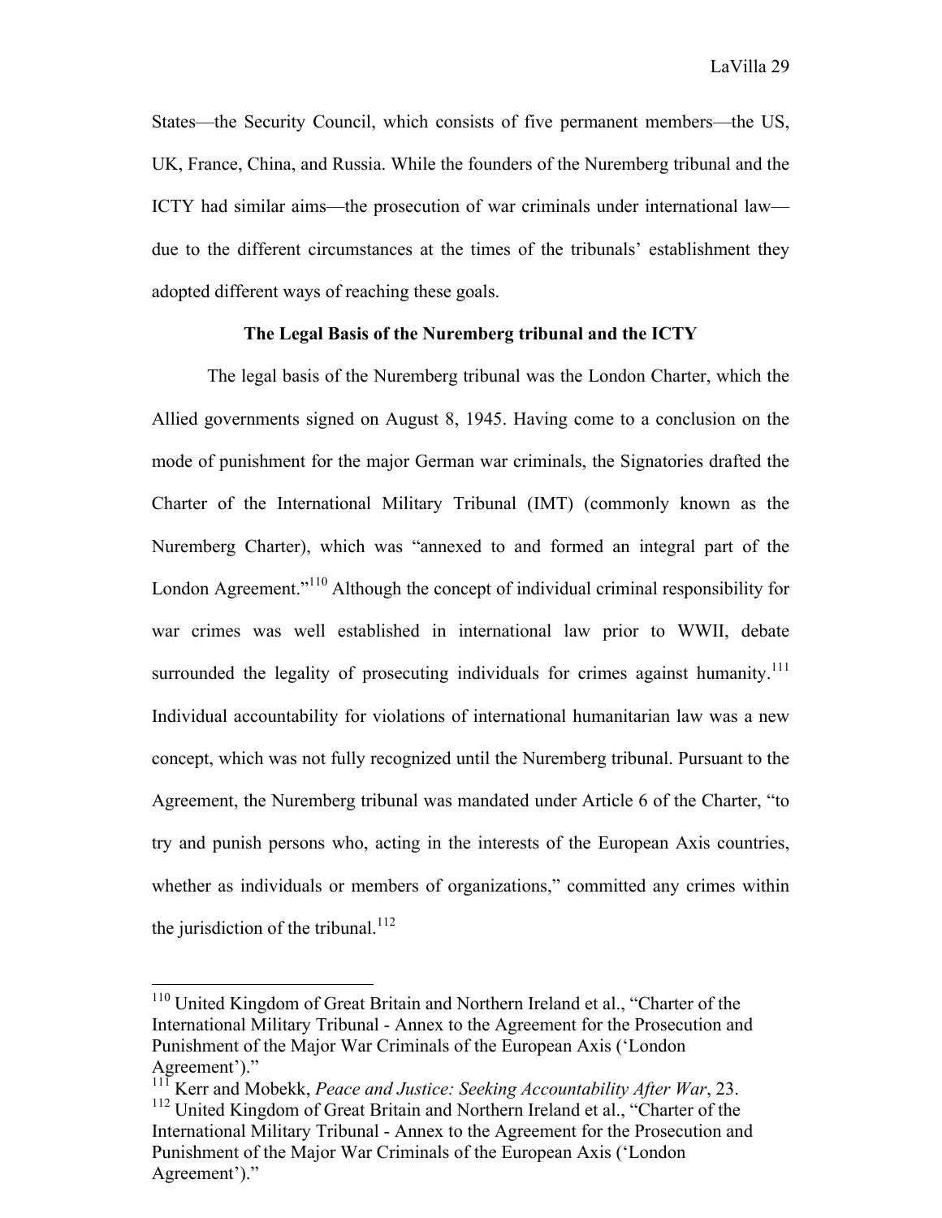States—the Security Council, which consists of five permanent members—the US, UK, France, China, and Russia. While the founders of the Nuremberg tribunal and the ICTY had similar aims—the prosecution of war criminals under international law—due to the different circumstances at the times of the tribunals' establishment they adopted different ways of reaching these goals.

## The Legal Basis of the Nuremberg tribunal and the ICTY

The legal basis of the Nuremberg tribunal was the London Charter, which the Allied governments signed on August 8, 1945. Having come to a conclusion on the mode of punishment for the major German war criminals, the Signatories drafted the Charter of the International Military Tribunal (IMT) (commonly known as the Nuremberg Charter), which was "annexed to and formed an integral part of the London Agreement."[110] Although the concept of individual criminal responsibility for war crimes was well established in international law prior to WWII, debate surrounded the legality of prosecuting individuals for crimes against humanity.[111] Individual accountability for violations of international humanitarian law was a new concept, which was not fully recognized until the Nuremberg tribunal. Pursuant to the Agreement, the Nuremberg tribunal was mandated under Article 6 of the Charter, "to try and punish persons who, acting in the interests of the European Axis countries, whether as individuals or members of organizations," committed any crimes within the jurisdiction of the tribunal.[112]

---

[110] United Kingdom of Great Britain and Northern Ireland et al., "Charter of the International Military Tribunal - Annex to the Agreement for the Prosecution and Punishment of the Major War Criminals of the European Axis ('London Agreement')."

[111] Kerr and Mobekk, *Peace and Justice: Seeking Accountability After War*, 23.

[112] United Kingdom of Great Britain and Northern Ireland et al., "Charter of the International Military Tribunal - Annex to the Agreement for the Prosecution and Punishment of the Major War Criminals of the European Axis ('London Agreement')."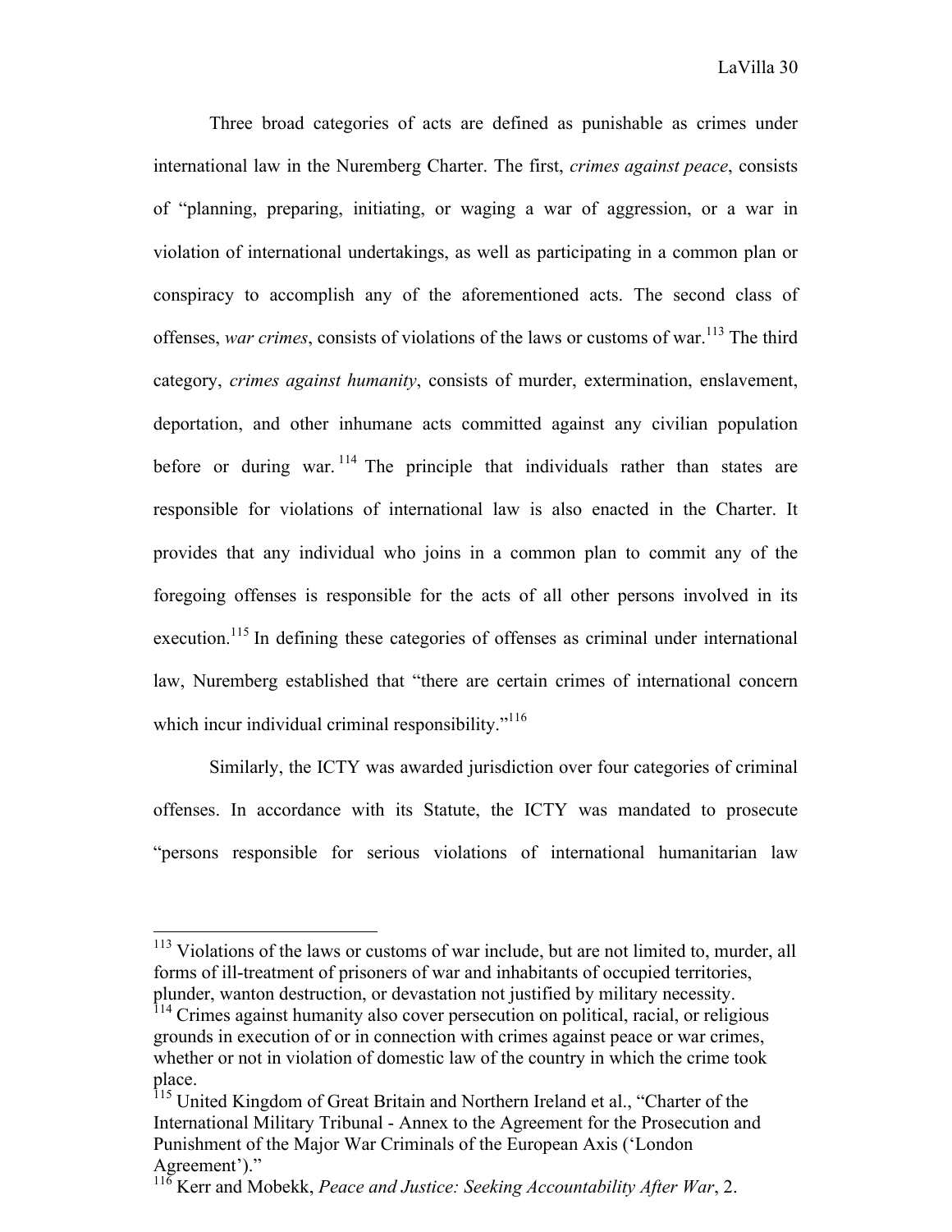Three broad categories of acts are defined as punishable as crimes under international law in the Nuremberg Charter. The first, *crimes against peace*, consists of "planning, preparing, initiating, or waging a war of aggression, or a war in violation of international undertakings, as well as participating in a common plan or conspiracy to accomplish any of the aforementioned acts. The second class of offenses, *war crimes*, consists of violations of the laws or customs of war.[113] The third category, *crimes against humanity*, consists of murder, extermination, enslavement, deportation, and other inhumane acts committed against any civilian population before or during war.[114] The principle that individuals rather than states are responsible for violations of international law is also enacted in the Charter. It provides that any individual who joins in a common plan to commit any of the foregoing offenses is responsible for the acts of all other persons involved in its execution.[115] In defining these categories of offenses as criminal under international law, Nuremberg established that "there are certain crimes of international concern which incur individual criminal responsibility."[116]

Similarly, the ICTY was awarded jurisdiction over four categories of criminal offenses. In accordance with its Statute, the ICTY was mandated to prosecute "persons responsible for serious violations of international humanitarian law

---

[113] Violations of the laws or customs of war include, but are not limited to, murder, all forms of ill-treatment of prisoners of war and inhabitants of occupied territories, plunder, wanton destruction, or devastation not justified by military necessity.

[114] Crimes against humanity also cover persecution on political, racial, or religious grounds in execution of or in connection with crimes against peace or war crimes, whether or not in violation of domestic law of the country in which the crime took place.

[115] United Kingdom of Great Britain and Northern Ireland et al., "Charter of the International Military Tribunal - Annex to the Agreement for the Prosecution and Punishment of the Major War Criminals of the European Axis ('London Agreement')."

[116] Kerr and Mobekk, *Peace and Justice: Seeking Accountability After War*, 2.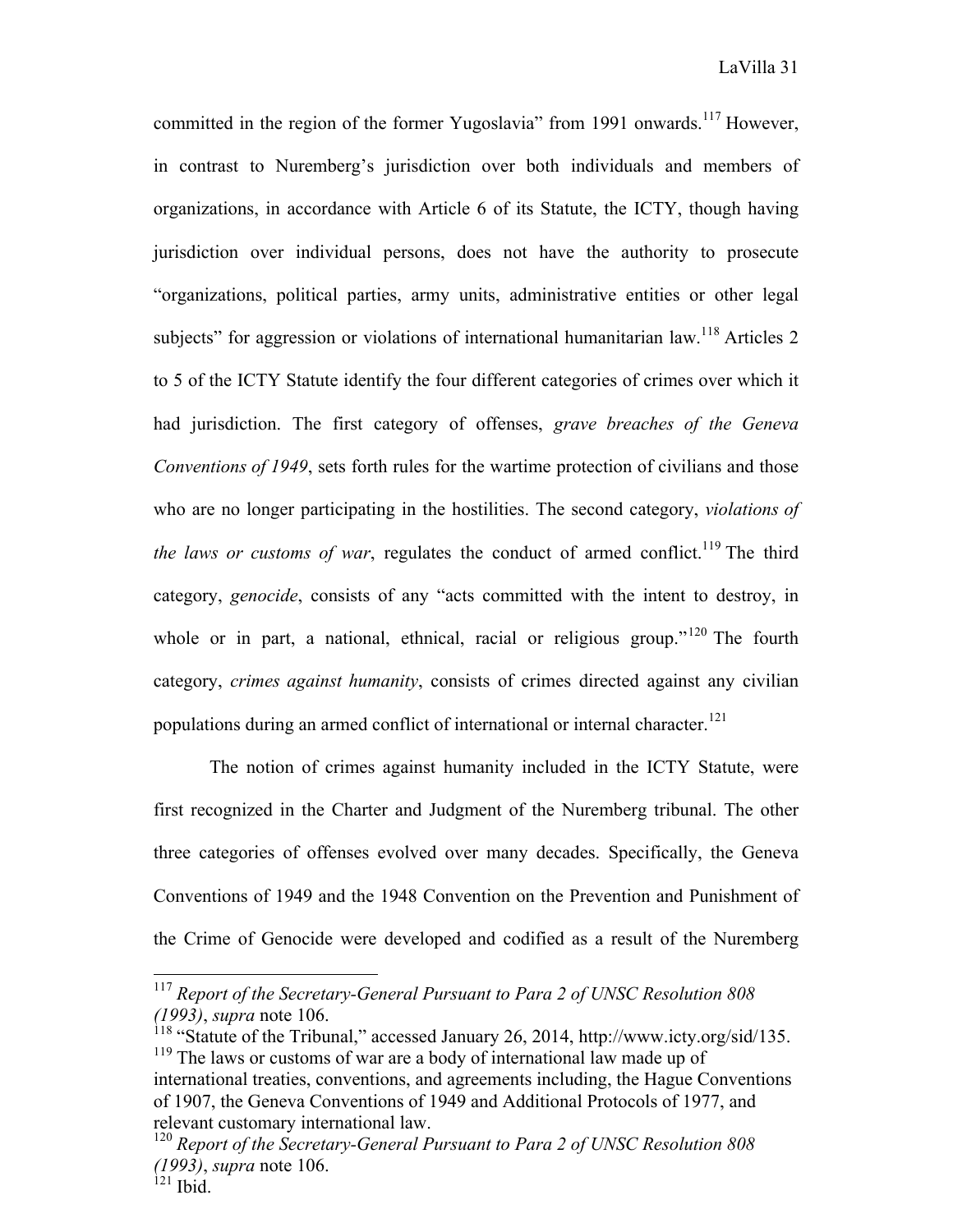committed in the region of the former Yugoslavia" from 1991 onwards.[117] However, in contrast to Nuremberg's jurisdiction over both individuals and members of organizations, in accordance with Article 6 of its Statute, the ICTY, though having jurisdiction over individual persons, does not have the authority to prosecute "organizations, political parties, army units, administrative entities or other legal subjects" for aggression or violations of international humanitarian law.[118] Articles 2 to 5 of the ICTY Statute identify the four different categories of crimes over which it had jurisdiction. The first category of offenses, *grave breaches of the Geneva Conventions of 1949*, sets forth rules for the wartime protection of civilians and those who are no longer participating in the hostilities. The second category, *violations of the laws or customs of war*, regulates the conduct of armed conflict.[119] The third category, *genocide*, consists of any "acts committed with the intent to destroy, in whole or in part, a national, ethnical, racial or religious group."[120] The fourth category, *crimes against humanity*, consists of crimes directed against any civilian populations during an armed conflict of international or internal character.[121]

The notion of crimes against humanity included in the ICTY Statute, were first recognized in the Charter and Judgment of the Nuremberg tribunal. The other three categories of offenses evolved over many decades. Specifically, the Geneva Conventions of 1949 and the 1948 Convention on the Prevention and Punishment of the Crime of Genocide were developed and codified as a result of the Nuremberg

---

[117] *Report of the Secretary-General Pursuant to Para 2 of UNSC Resolution 808 (1993)*, *supra* note 106.

[118] "Statute of the Tribunal," accessed January 26, 2014, http://www.icty.org/sid/135.

[119] The laws or customs of war are a body of international law made up of international treaties, conventions, and agreements including, the Hague Conventions of 1907, the Geneva Conventions of 1949 and Additional Protocols of 1977, and relevant customary international law.

[120] *Report of the Secretary-General Pursuant to Para 2 of UNSC Resolution 808 (1993)*, *supra* note 106.

[121] Ibid.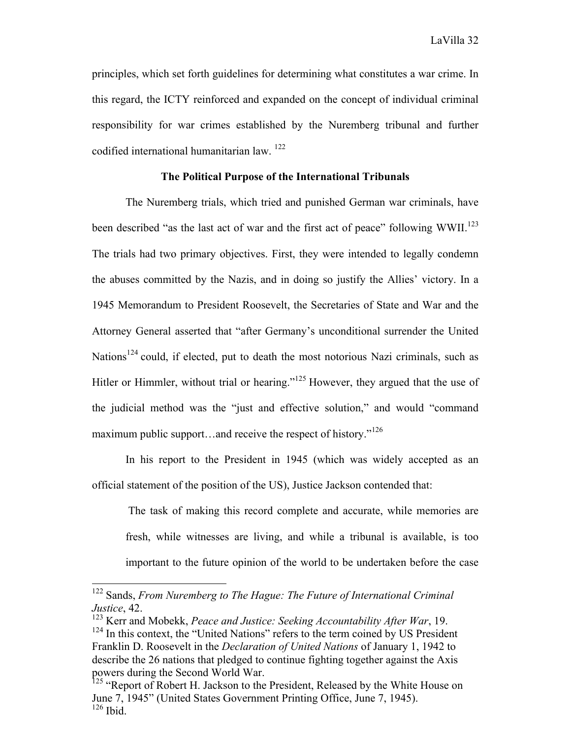principles, which set forth guidelines for determining what constitutes a war crime. In this regard, the ICTY reinforced and expanded on the concept of individual criminal responsibility for war crimes established by the Nuremberg tribunal and further codified international humanitarian law. [122]

### The Political Purpose of the International Tribunals

The Nuremberg trials, which tried and punished German war criminals, have been described "as the last act of war and the first act of peace" following WWII.[123] The trials had two primary objectives. First, they were intended to legally condemn the abuses committed by the Nazis, and in doing so justify the Allies' victory. In a 1945 Memorandum to President Roosevelt, the Secretaries of State and War and the Attorney General asserted that "after Germany's unconditional surrender the United Nations[124] could, if elected, put to death the most notorious Nazi criminals, such as Hitler or Himmler, without trial or hearing."[125] However, they argued that the use of the judicial method was the "just and effective solution," and would "command maximum public support…and receive the respect of history."[126]

In his report to the President in 1945 (which was widely accepted as an official statement of the position of the US), Justice Jackson contended that:

> The task of making this record complete and accurate, while memories are fresh, while witnesses are living, and while a tribunal is available, is too important to the future opinion of the world to be undertaken before the case

---

[122] Sands, *From Nuremberg to The Hague: The Future of International Criminal Justice*, 42.

[123] Kerr and Mobekk, *Peace and Justice: Seeking Accountability After War*, 19.

[124] In this context, the "United Nations" refers to the term coined by US President Franklin D. Roosevelt in the *Declaration of United Nations* of January 1, 1942 to describe the 26 nations that pledged to continue fighting together against the Axis powers during the Second World War.

[125] "Report of Robert H. Jackson to the President, Released by the White House on June 7, 1945" (United States Government Printing Office, June 7, 1945).

[126] Ibid.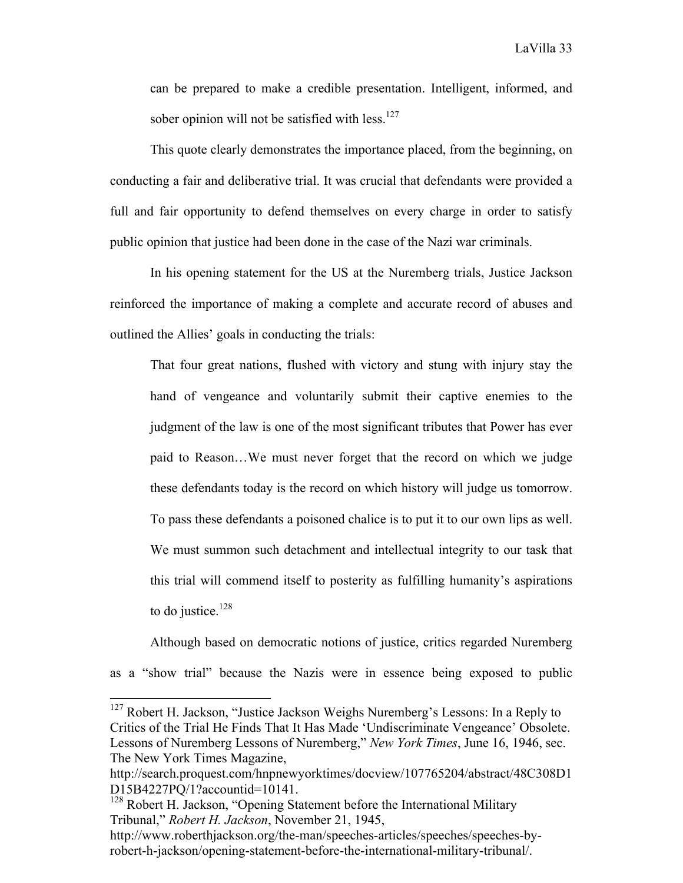> can be prepared to make a credible presentation. Intelligent, informed, and sober opinion will not be satisfied with less.[127]

This quote clearly demonstrates the importance placed, from the beginning, on conducting a fair and deliberative trial. It was crucial that defendants were provided a full and fair opportunity to defend themselves on every charge in order to satisfy public opinion that justice had been done in the case of the Nazi war criminals.

In his opening statement for the US at the Nuremberg trials, Justice Jackson reinforced the importance of making a complete and accurate record of abuses and outlined the Allies' goals in conducting the trials:

> That four great nations, flushed with victory and stung with injury stay the hand of vengeance and voluntarily submit their captive enemies to the judgment of the law is one of the most significant tributes that Power has ever paid to Reason…We must never forget that the record on which we judge these defendants today is the record on which history will judge us tomorrow. To pass these defendants a poisoned chalice is to put it to our own lips as well. We must summon such detachment and intellectual integrity to our task that this trial will commend itself to posterity as fulfilling humanity's aspirations to do justice.[128]

Although based on democratic notions of justice, critics regarded Nuremberg as a "show trial" because the Nazis were in essence being exposed to public

---

[127] Robert H. Jackson, "Justice Jackson Weighs Nuremberg's Lessons: In a Reply to Critics of the Trial He Finds That It Has Made 'Undiscriminate Vengeance' Obsolete. Lessons of Nuremberg Lessons of Nuremberg," *New York Times*, June 16, 1946, sec. The New York Times Magazine, http://search.proquest.com/hnpnewyorktimes/docview/107765204/abstract/48C308D1D15B4227PQ/1?accountid=10141.

[128] Robert H. Jackson, "Opening Statement before the International Military Tribunal," *Robert H. Jackson*, November 21, 1945, http://www.roberthjackson.org/the-man/speeches-articles/speeches/speeches-by-robert-h-jackson/opening-statement-before-the-international-military-tribunal/.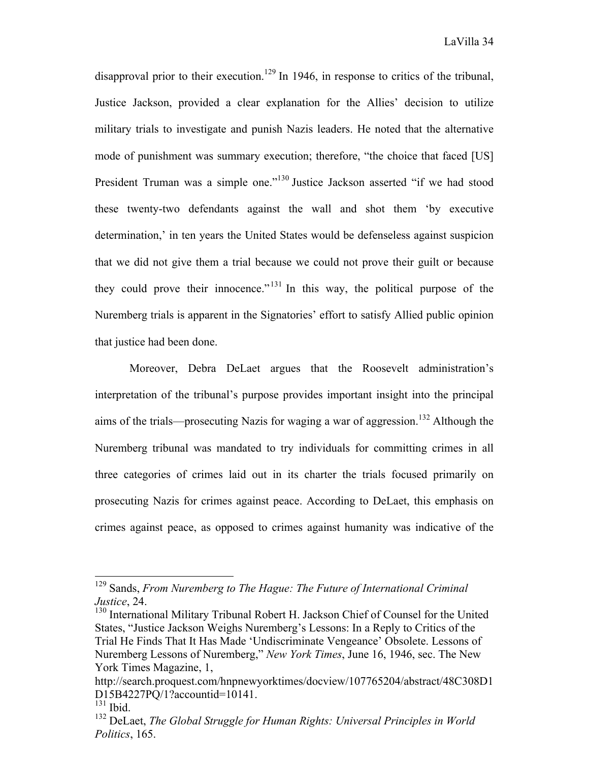disapproval prior to their execution.[129] In 1946, in response to critics of the tribunal, Justice Jackson, provided a clear explanation for the Allies' decision to utilize military trials to investigate and punish Nazis leaders. He noted that the alternative mode of punishment was summary execution; therefore, "the choice that faced [US] President Truman was a simple one."[130] Justice Jackson asserted "if we had stood these twenty-two defendants against the wall and shot them 'by executive determination,' in ten years the United States would be defenseless against suspicion that we did not give them a trial because we could not prove their guilt or because they could prove their innocence."[131] In this way, the political purpose of the Nuremberg trials is apparent in the Signatories' effort to satisfy Allied public opinion that justice had been done.

Moreover, Debra DeLaet argues that the Roosevelt administration's interpretation of the tribunal's purpose provides important insight into the principal aims of the trials—prosecuting Nazis for waging a war of aggression.[132] Although the Nuremberg tribunal was mandated to try individuals for committing crimes in all three categories of crimes laid out in its charter the trials focused primarily on prosecuting Nazis for crimes against peace. According to DeLaet, this emphasis on crimes against peace, as opposed to crimes against humanity was indicative of the

---

[129] Sands, *From Nuremberg to The Hague: The Future of International Criminal Justice*, 24.

[130] International Military Tribunal Robert H. Jackson Chief of Counsel for the United States, "Justice Jackson Weighs Nuremberg's Lessons: In a Reply to Critics of the Trial He Finds That It Has Made 'Undiscriminate Vengeance' Obsolete. Lessons of Nuremberg Lessons of Nuremberg," *New York Times*, June 16, 1946, sec. The New York Times Magazine, 1, http://search.proquest.com/hnpnewyorktimes/docview/107765204/abstract/48C308D1D15B4227PQ/1?accountid=10141.

[131] Ibid.

[132] DeLaet, *The Global Struggle for Human Rights: Universal Principles in World Politics*, 165.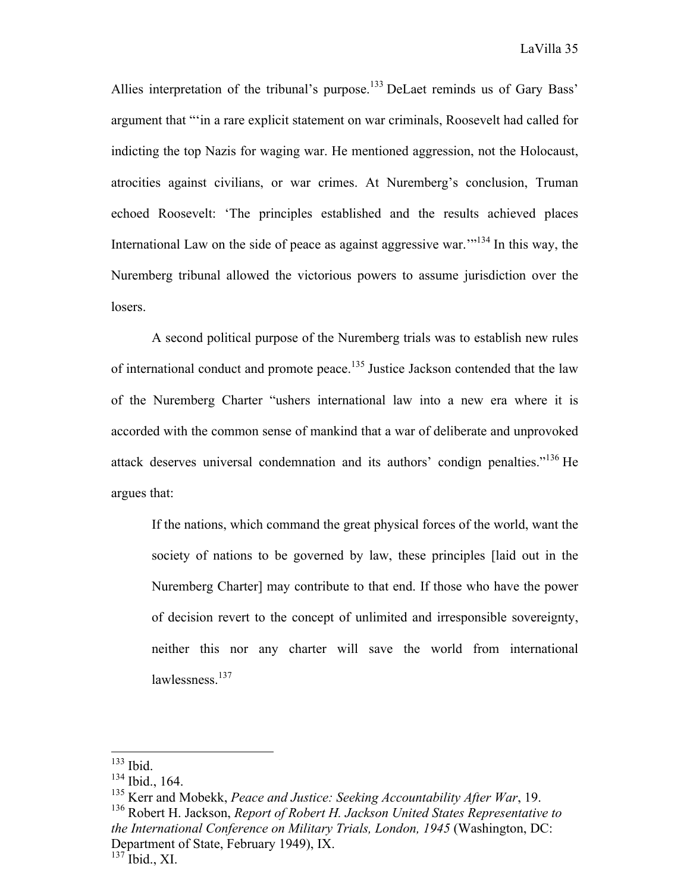Allies interpretation of the tribunal's purpose.[133] DeLaet reminds us of Gary Bass' argument that "'in a rare explicit statement on war criminals, Roosevelt had called for indicting the top Nazis for waging war. He mentioned aggression, not the Holocaust, atrocities against civilians, or war crimes. At Nuremberg's conclusion, Truman echoed Roosevelt: 'The principles established and the results achieved places International Law on the side of peace as against aggressive war.'"[134] In this way, the Nuremberg tribunal allowed the victorious powers to assume jurisdiction over the losers.

A second political purpose of the Nuremberg trials was to establish new rules of international conduct and promote peace.[135] Justice Jackson contended that the law of the Nuremberg Charter "ushers international law into a new era where it is accorded with the common sense of mankind that a war of deliberate and unprovoked attack deserves universal condemnation and its authors' condign penalties."[136] He argues that:

> If the nations, which command the great physical forces of the world, want the society of nations to be governed by law, these principles [laid out in the Nuremberg Charter] may contribute to that end. If those who have the power of decision revert to the concept of unlimited and irresponsible sovereignty, neither this nor any charter will save the world from international lawlessness.[137]

---

[133] Ibid.
[134] Ibid., 164.
[135] Kerr and Mobekk, *Peace and Justice: Seeking Accountability After War*, 19.
[136] Robert H. Jackson, *Report of Robert H. Jackson United States Representative to the International Conference on Military Trials, London, 1945* (Washington, DC: Department of State, February 1949), IX.
[137] Ibid., XI.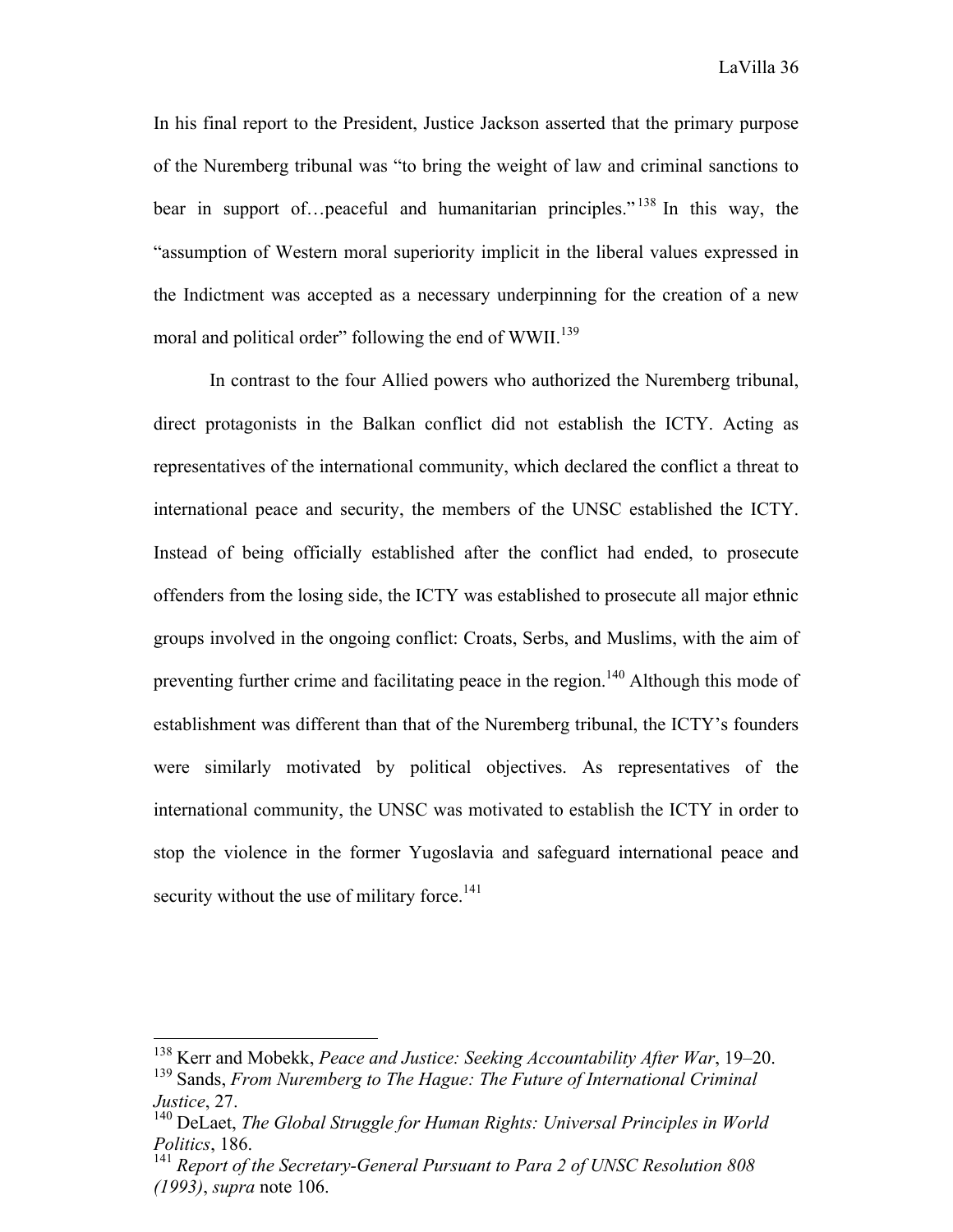In his final report to the President, Justice Jackson asserted that the primary purpose of the Nuremberg tribunal was "to bring the weight of law and criminal sanctions to bear in support of…peaceful and humanitarian principles."[138] In this way, the "assumption of Western moral superiority implicit in the liberal values expressed in the Indictment was accepted as a necessary underpinning for the creation of a new moral and political order" following the end of WWII.[139]

In contrast to the four Allied powers who authorized the Nuremberg tribunal, direct protagonists in the Balkan conflict did not establish the ICTY. Acting as representatives of the international community, which declared the conflict a threat to international peace and security, the members of the UNSC established the ICTY. Instead of being officially established after the conflict had ended, to prosecute offenders from the losing side, the ICTY was established to prosecute all major ethnic groups involved in the ongoing conflict: Croats, Serbs, and Muslims, with the aim of preventing further crime and facilitating peace in the region.[140] Although this mode of establishment was different than that of the Nuremberg tribunal, the ICTY's founders were similarly motivated by political objectives. As representatives of the international community, the UNSC was motivated to establish the ICTY in order to stop the violence in the former Yugoslavia and safeguard international peace and security without the use of military force.[141]

---

[138] Kerr and Mobekk, *Peace and Justice: Seeking Accountability After War*, 19–20.

[139] Sands, *From Nuremberg to The Hague: The Future of International Criminal Justice*, 27.

[140] DeLaet, *The Global Struggle for Human Rights: Universal Principles in World Politics*, 186.

[141] *Report of the Secretary-General Pursuant to Para 2 of UNSC Resolution 808 (1993)*, *supra* note 106.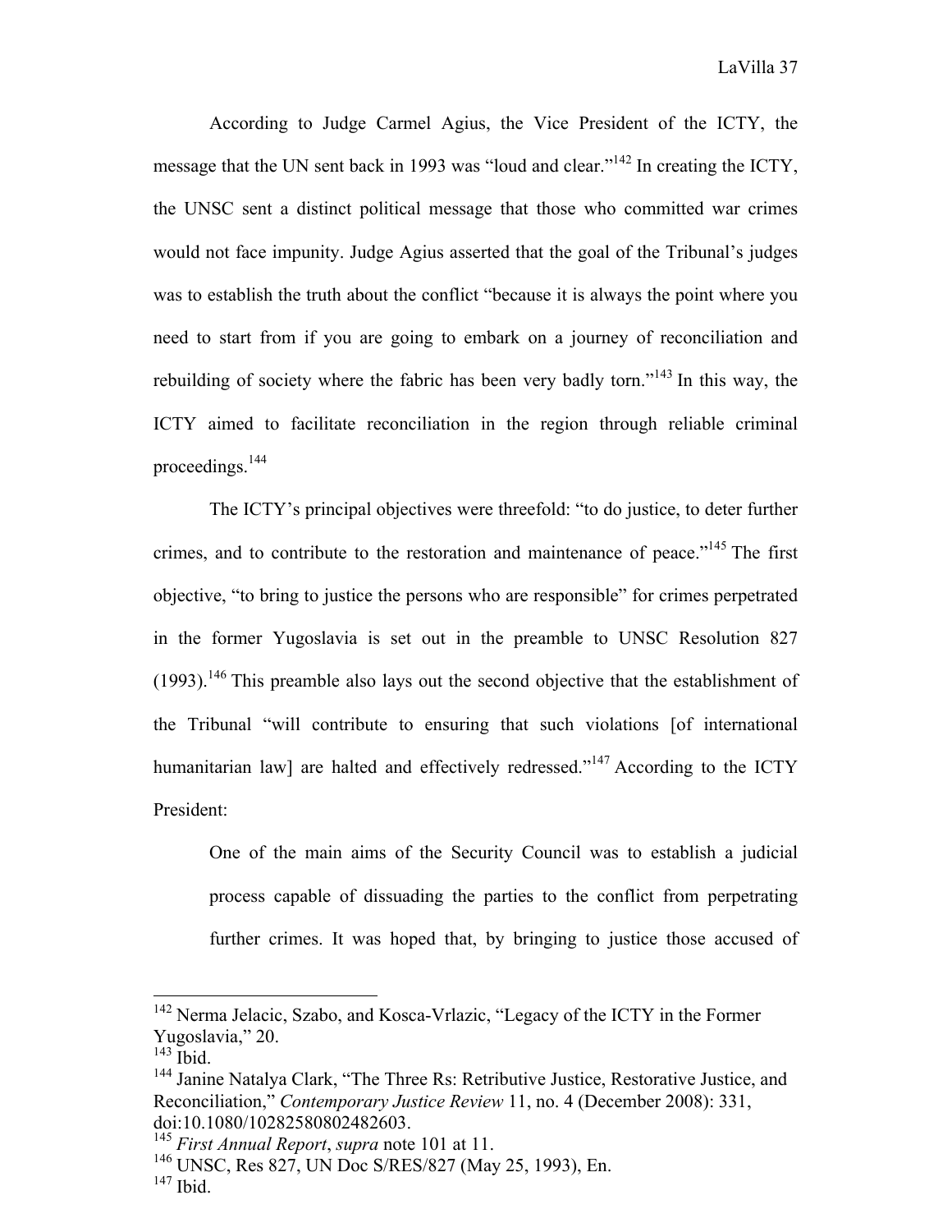According to Judge Carmel Agius, the Vice President of the ICTY, the message that the UN sent back in 1993 was "loud and clear."[142] In creating the ICTY, the UNSC sent a distinct political message that those who committed war crimes would not face impunity. Judge Agius asserted that the goal of the Tribunal's judges was to establish the truth about the conflict "because it is always the point where you need to start from if you are going to embark on a journey of reconciliation and rebuilding of society where the fabric has been very badly torn."[143] In this way, the ICTY aimed to facilitate reconciliation in the region through reliable criminal proceedings.[144]

The ICTY's principal objectives were threefold: "to do justice, to deter further crimes, and to contribute to the restoration and maintenance of peace."[145] The first objective, "to bring to justice the persons who are responsible" for crimes perpetrated in the former Yugoslavia is set out in the preamble to UNSC Resolution 827 (1993).[146] This preamble also lays out the second objective that the establishment of the Tribunal "will contribute to ensuring that such violations [of international humanitarian law] are halted and effectively redressed."[147] According to the ICTY President:

> One of the main aims of the Security Council was to establish a judicial process capable of dissuading the parties to the conflict from perpetrating further crimes. It was hoped that, by bringing to justice those accused of

---

[142] Nerma Jelacic, Szabo, and Kosca-Vrlazic, "Legacy of the ICTY in the Former Yugoslavia," 20.

[143] Ibid.

[144] Janine Natalya Clark, "The Three Rs: Retributive Justice, Restorative Justice, and Reconciliation," *Contemporary Justice Review* 11, no. 4 (December 2008): 331, doi:10.1080/10282580802482603.

[145] *First Annual Report*, *supra* note 101 at 11.

[146] UNSC, Res 827, UN Doc S/RES/827 (May 25, 1993), En.

[147] Ibid.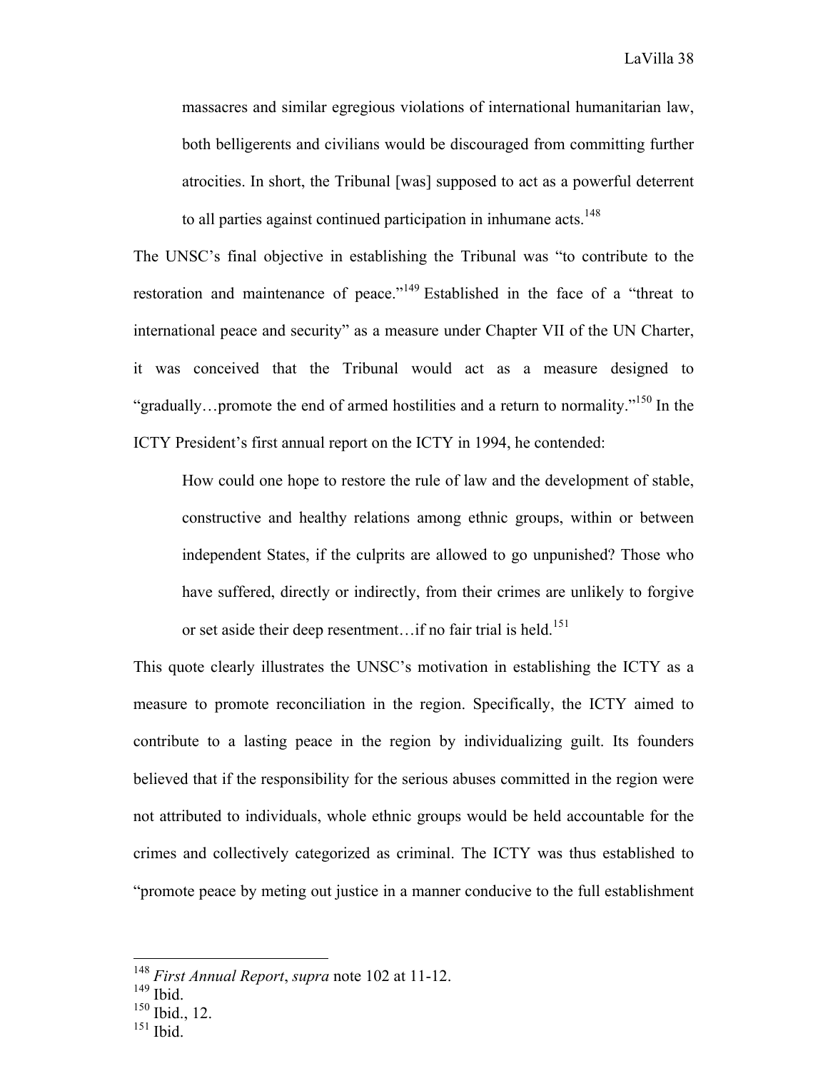> massacres and similar egregious violations of international humanitarian law, both belligerents and civilians would be discouraged from committing further atrocities. In short, the Tribunal [was] supposed to act as a powerful deterrent to all parties against continued participation in inhumane acts.[148]

The UNSC's final objective in establishing the Tribunal was "to contribute to the restoration and maintenance of peace."[149] Established in the face of a "threat to international peace and security" as a measure under Chapter VII of the UN Charter, it was conceived that the Tribunal would act as a measure designed to "gradually…promote the end of armed hostilities and a return to normality."[150] In the ICTY President's first annual report on the ICTY in 1994, he contended:

> How could one hope to restore the rule of law and the development of stable, constructive and healthy relations among ethnic groups, within or between independent States, if the culprits are allowed to go unpunished? Those who have suffered, directly or indirectly, from their crimes are unlikely to forgive or set aside their deep resentment…if no fair trial is held.[151]

This quote clearly illustrates the UNSC's motivation in establishing the ICTY as a measure to promote reconciliation in the region. Specifically, the ICTY aimed to contribute to a lasting peace in the region by individualizing guilt. Its founders believed that if the responsibility for the serious abuses committed in the region were not attributed to individuals, whole ethnic groups would be held accountable for the crimes and collectively categorized as criminal. The ICTY was thus established to "promote peace by meting out justice in a manner conducive to the full establishment

---

[148] *First Annual Report*, *supra* note 102 at 11-12.
[149] Ibid.
[150] Ibid., 12.
[151] Ibid.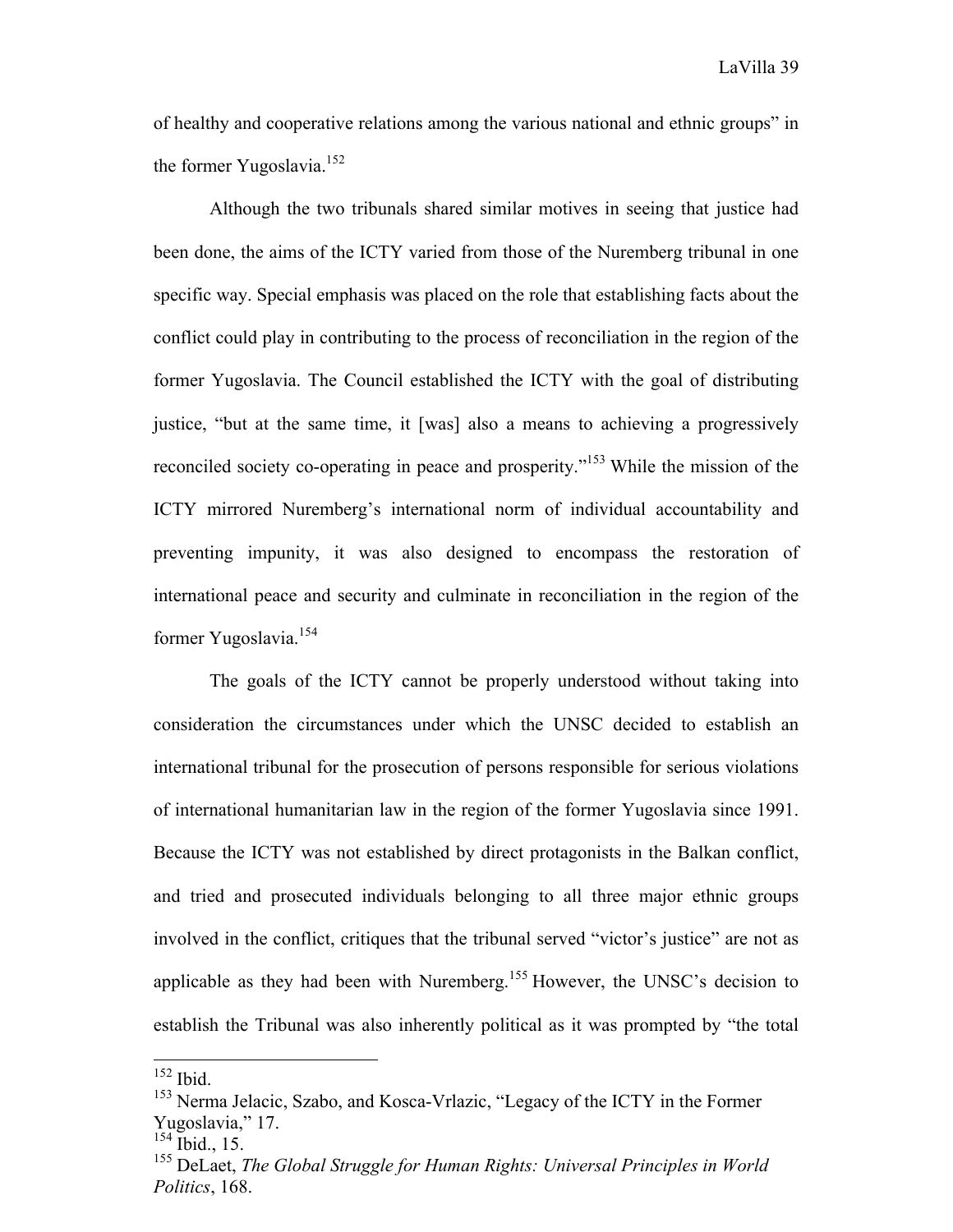of healthy and cooperative relations among the various national and ethnic groups" in the former Yugoslavia.[152]

Although the two tribunals shared similar motives in seeing that justice had been done, the aims of the ICTY varied from those of the Nuremberg tribunal in one specific way. Special emphasis was placed on the role that establishing facts about the conflict could play in contributing to the process of reconciliation in the region of the former Yugoslavia. The Council established the ICTY with the goal of distributing justice, "but at the same time, it [was] also a means to achieving a progressively reconciled society co-operating in peace and prosperity."[153] While the mission of the ICTY mirrored Nuremberg's international norm of individual accountability and preventing impunity, it was also designed to encompass the restoration of international peace and security and culminate in reconciliation in the region of the former Yugoslavia.[154]

The goals of the ICTY cannot be properly understood without taking into consideration the circumstances under which the UNSC decided to establish an international tribunal for the prosecution of persons responsible for serious violations of international humanitarian law in the region of the former Yugoslavia since 1991. Because the ICTY was not established by direct protagonists in the Balkan conflict, and tried and prosecuted individuals belonging to all three major ethnic groups involved in the conflict, critiques that the tribunal served "victor's justice" are not as applicable as they had been with Nuremberg.[155] However, the UNSC's decision to establish the Tribunal was also inherently political as it was prompted by "the total

---

[152] Ibid.

[153] Nerma Jelacic, Szabo, and Kosca-Vrlazic, "Legacy of the ICTY in the Former Yugoslavia," 17.

[154] Ibid., 15.

[155] DeLaet, *The Global Struggle for Human Rights: Universal Principles in World Politics*, 168.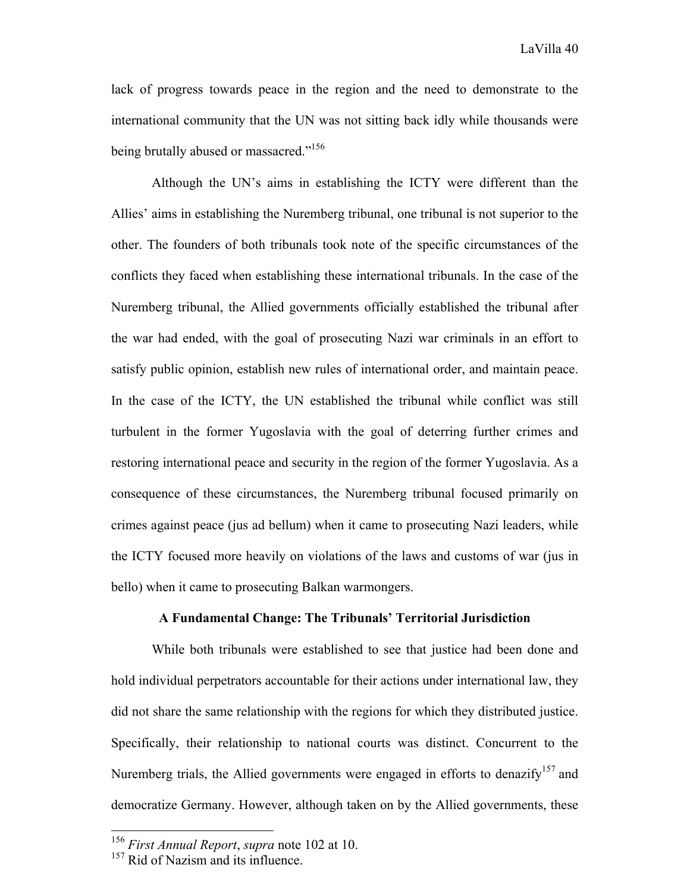lack of progress towards peace in the region and the need to demonstrate to the international community that the UN was not sitting back idly while thousands were being brutally abused or massacred."[156]

Although the UN's aims in establishing the ICTY were different than the Allies' aims in establishing the Nuremberg tribunal, one tribunal is not superior to the other. The founders of both tribunals took note of the specific circumstances of the conflicts they faced when establishing these international tribunals. In the case of the Nuremberg tribunal, the Allied governments officially established the tribunal after the war had ended, with the goal of prosecuting Nazi war criminals in an effort to satisfy public opinion, establish new rules of international order, and maintain peace. In the case of the ICTY, the UN established the tribunal while conflict was still turbulent in the former Yugoslavia with the goal of deterring further crimes and restoring international peace and security in the region of the former Yugoslavia. As a consequence of these circumstances, the Nuremberg tribunal focused primarily on crimes against peace (jus ad bellum) when it came to prosecuting Nazi leaders, while the ICTY focused more heavily on violations of the laws and customs of war (jus in bello) when it came to prosecuting Balkan warmongers.

**A Fundamental Change: The Tribunals' Territorial Jurisdiction**

While both tribunals were established to see that justice had been done and hold individual perpetrators accountable for their actions under international law, they did not share the same relationship with the regions for which they distributed justice. Specifically, their relationship to national courts was distinct. Concurrent to the Nuremberg trials, the Allied governments were engaged in efforts to denazify[157] and democratize Germany. However, although taken on by the Allied governments, these

---

[156] *First Annual Report*, *supra* note 102 at 10.

[157] Rid of Nazism and its influence.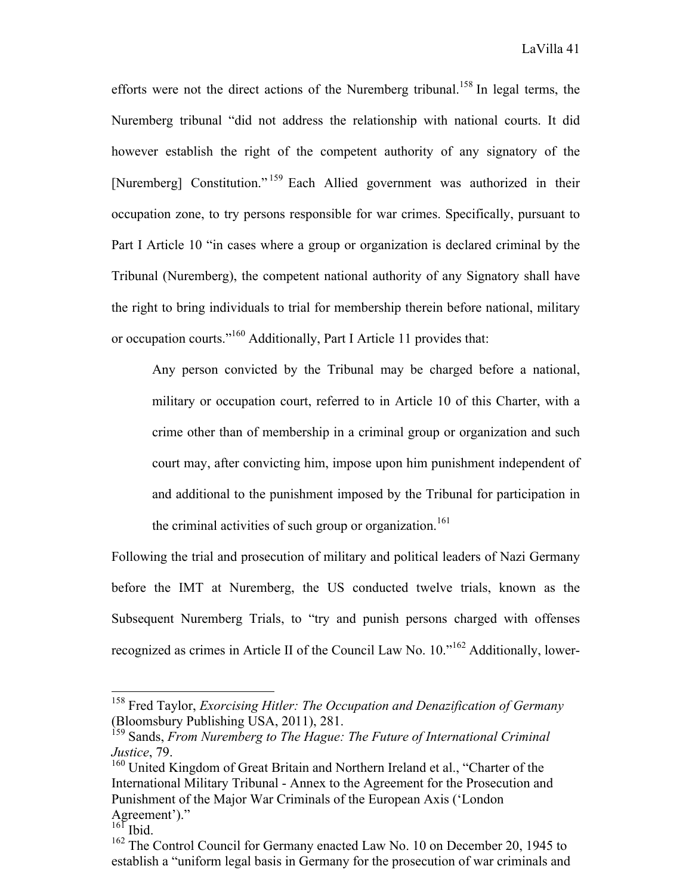efforts were not the direct actions of the Nuremberg tribunal.[158] In legal terms, the Nuremberg tribunal "did not address the relationship with national courts. It did however establish the right of the competent authority of any signatory of the [Nuremberg] Constitution."[159] Each Allied government was authorized in their occupation zone, to try persons responsible for war crimes. Specifically, pursuant to Part I Article 10 "in cases where a group or organization is declared criminal by the Tribunal (Nuremberg), the competent national authority of any Signatory shall have the right to bring individuals to trial for membership therein before national, military or occupation courts."[160] Additionally, Part I Article 11 provides that:

> Any person convicted by the Tribunal may be charged before a national, military or occupation court, referred to in Article 10 of this Charter, with a crime other than of membership in a criminal group or organization and such court may, after convicting him, impose upon him punishment independent of and additional to the punishment imposed by the Tribunal for participation in the criminal activities of such group or organization.[161]

Following the trial and prosecution of military and political leaders of Nazi Germany before the IMT at Nuremberg, the US conducted twelve trials, known as the Subsequent Nuremberg Trials, to "try and punish persons charged with offenses recognized as crimes in Article II of the Council Law No. 10."[162] Additionally, lower-

---

[158] Fred Taylor, *Exorcising Hitler: The Occupation and Denazification of Germany* (Bloomsbury Publishing USA, 2011), 281.

[159] Sands, *From Nuremberg to The Hague: The Future of International Criminal Justice*, 79.

[160] United Kingdom of Great Britain and Northern Ireland et al., "Charter of the International Military Tribunal - Annex to the Agreement for the Prosecution and Punishment of the Major War Criminals of the European Axis ('London Agreement')."

[161] Ibid.

[162] The Control Council for Germany enacted Law No. 10 on December 20, 1945 to establish a "uniform legal basis in Germany for the prosecution of war criminals and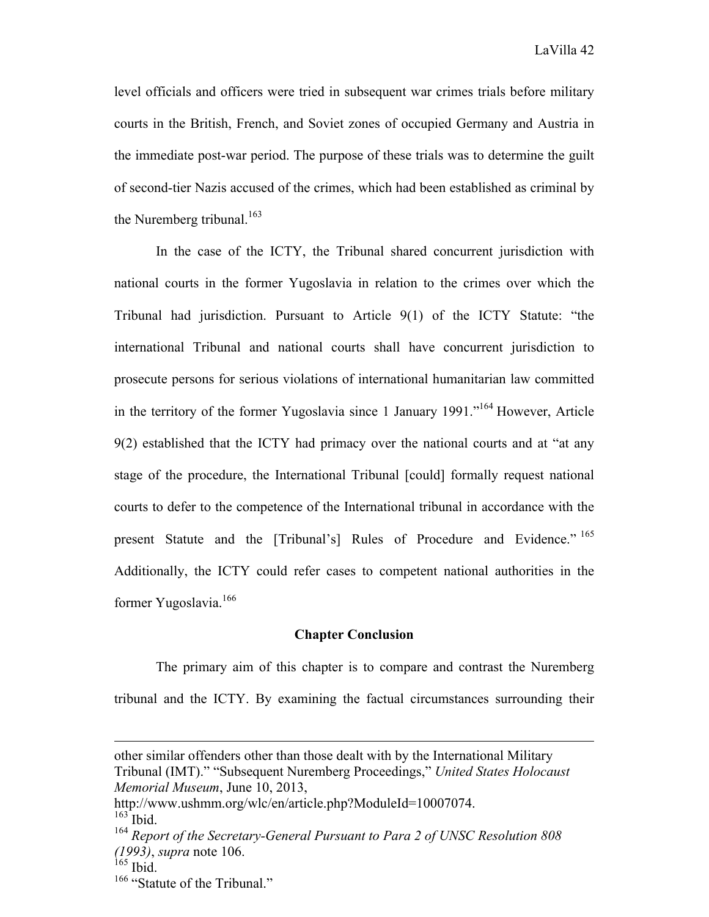level officials and officers were tried in subsequent war crimes trials before military courts in the British, French, and Soviet zones of occupied Germany and Austria in the immediate post-war period. The purpose of these trials was to determine the guilt of second-tier Nazis accused of the crimes, which had been established as criminal by the Nuremberg tribunal.[163]

In the case of the ICTY, the Tribunal shared concurrent jurisdiction with national courts in the former Yugoslavia in relation to the crimes over which the Tribunal had jurisdiction. Pursuant to Article 9(1) of the ICTY Statute: "the international Tribunal and national courts shall have concurrent jurisdiction to prosecute persons for serious violations of international humanitarian law committed in the territory of the former Yugoslavia since 1 January 1991."[164] However, Article 9(2) established that the ICTY had primacy over the national courts and at "at any stage of the procedure, the International Tribunal [could] formally request national courts to defer to the competence of the International tribunal in accordance with the present Statute and the [Tribunal's] Rules of Procedure and Evidence."[165] Additionally, the ICTY could refer cases to competent national authorities in the former Yugoslavia.[166]

### Chapter Conclusion

The primary aim of this chapter is to compare and contrast the Nuremberg tribunal and the ICTY. By examining the factual circumstances surrounding their

---

other similar offenders other than those dealt with by the International Military Tribunal (IMT)." "Subsequent Nuremberg Proceedings," *United States Holocaust Memorial Museum*, June 10, 2013, http://www.ushmm.org/wlc/en/article.php?ModuleId=10007074.

[163] Ibid.

[164] *Report of the Secretary-General Pursuant to Para 2 of UNSC Resolution 808 (1993)*, *supra* note 106.

[165] Ibid.

[166] "Statute of the Tribunal."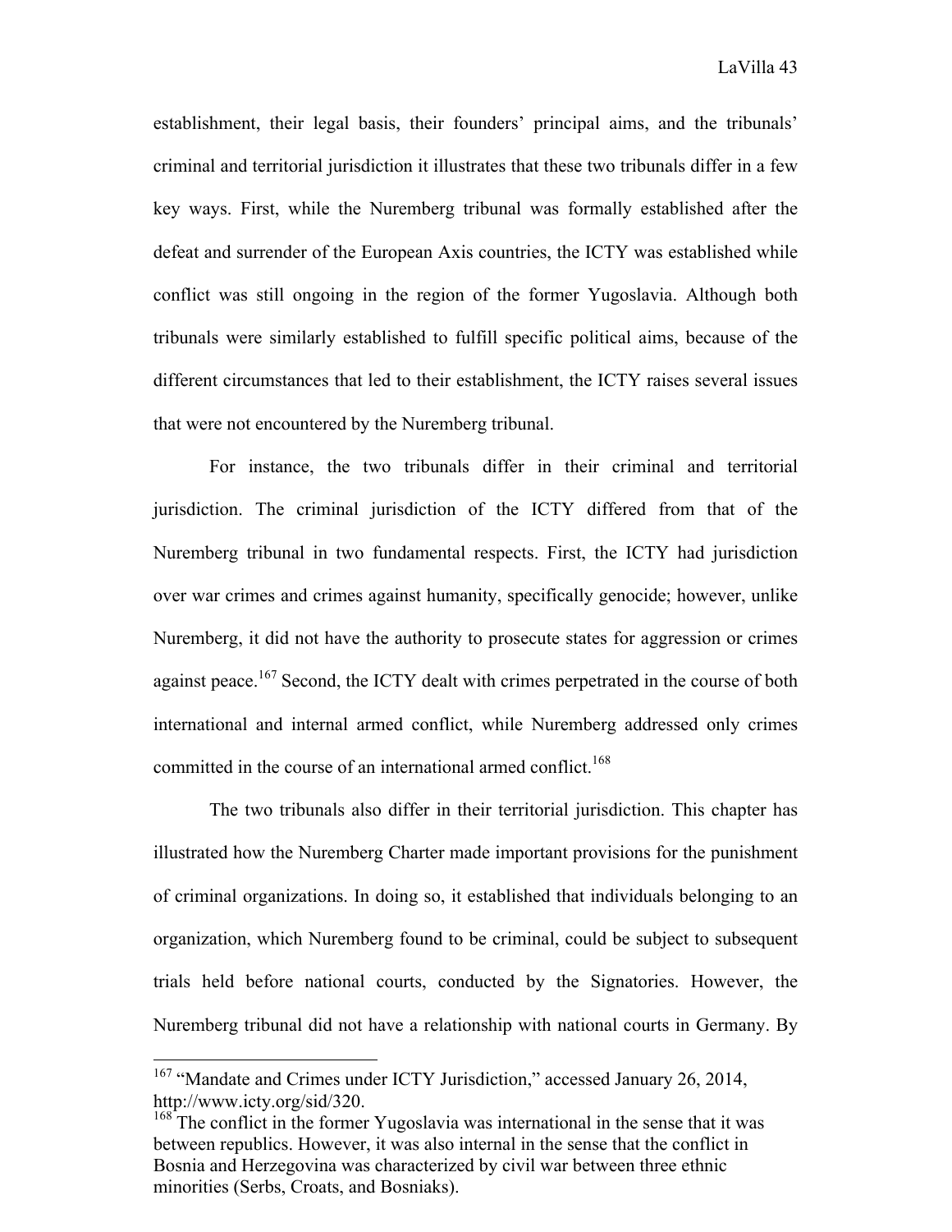establishment, their legal basis, their founders' principal aims, and the tribunals' criminal and territorial jurisdiction it illustrates that these two tribunals differ in a few key ways. First, while the Nuremberg tribunal was formally established after the defeat and surrender of the European Axis countries, the ICTY was established while conflict was still ongoing in the region of the former Yugoslavia. Although both tribunals were similarly established to fulfill specific political aims, because of the different circumstances that led to their establishment, the ICTY raises several issues that were not encountered by the Nuremberg tribunal.

For instance, the two tribunals differ in their criminal and territorial jurisdiction. The criminal jurisdiction of the ICTY differed from that of the Nuremberg tribunal in two fundamental respects. First, the ICTY had jurisdiction over war crimes and crimes against humanity, specifically genocide; however, unlike Nuremberg, it did not have the authority to prosecute states for aggression or crimes against peace.[167] Second, the ICTY dealt with crimes perpetrated in the course of both international and internal armed conflict, while Nuremberg addressed only crimes committed in the course of an international armed conflict.[168]

The two tribunals also differ in their territorial jurisdiction. This chapter has illustrated how the Nuremberg Charter made important provisions for the punishment of criminal organizations. In doing so, it established that individuals belonging to an organization, which Nuremberg found to be criminal, could be subject to subsequent trials held before national courts, conducted by the Signatories. However, the Nuremberg tribunal did not have a relationship with national courts in Germany. By

---

[167] "Mandate and Crimes under ICTY Jurisdiction," accessed January 26, 2014, http://www.icty.org/sid/320.

[168] The conflict in the former Yugoslavia was international in the sense that it was between republics. However, it was also internal in the sense that the conflict in Bosnia and Herzegovina was characterized by civil war between three ethnic minorities (Serbs, Croats, and Bosniaks).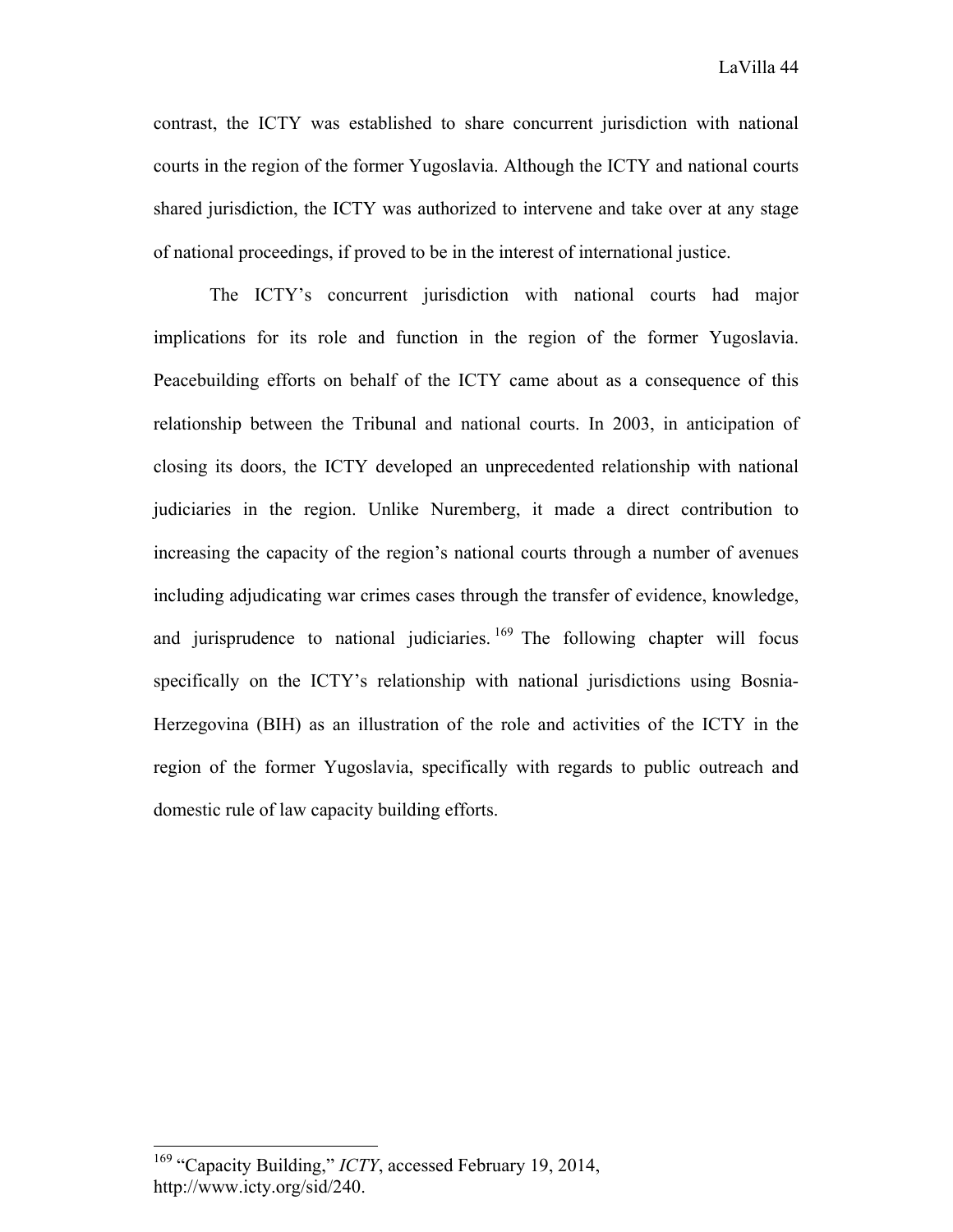contrast, the ICTY was established to share concurrent jurisdiction with national courts in the region of the former Yugoslavia. Although the ICTY and national courts shared jurisdiction, the ICTY was authorized to intervene and take over at any stage of national proceedings, if proved to be in the interest of international justice.

The ICTY's concurrent jurisdiction with national courts had major implications for its role and function in the region of the former Yugoslavia. Peacebuilding efforts on behalf of the ICTY came about as a consequence of this relationship between the Tribunal and national courts. In 2003, in anticipation of closing its doors, the ICTY developed an unprecedented relationship with national judiciaries in the region. Unlike Nuremberg, it made a direct contribution to increasing the capacity of the region's national courts through a number of avenues including adjudicating war crimes cases through the transfer of evidence, knowledge, and jurisprudence to national judiciaries.[169] The following chapter will focus specifically on the ICTY's relationship with national jurisdictions using Bosnia-Herzegovina (BIH) as an illustration of the role and activities of the ICTY in the region of the former Yugoslavia, specifically with regards to public outreach and domestic rule of law capacity building efforts.

---

[169] "Capacity Building," *ICTY*, accessed February 19, 2014, http://www.icty.org/sid/240.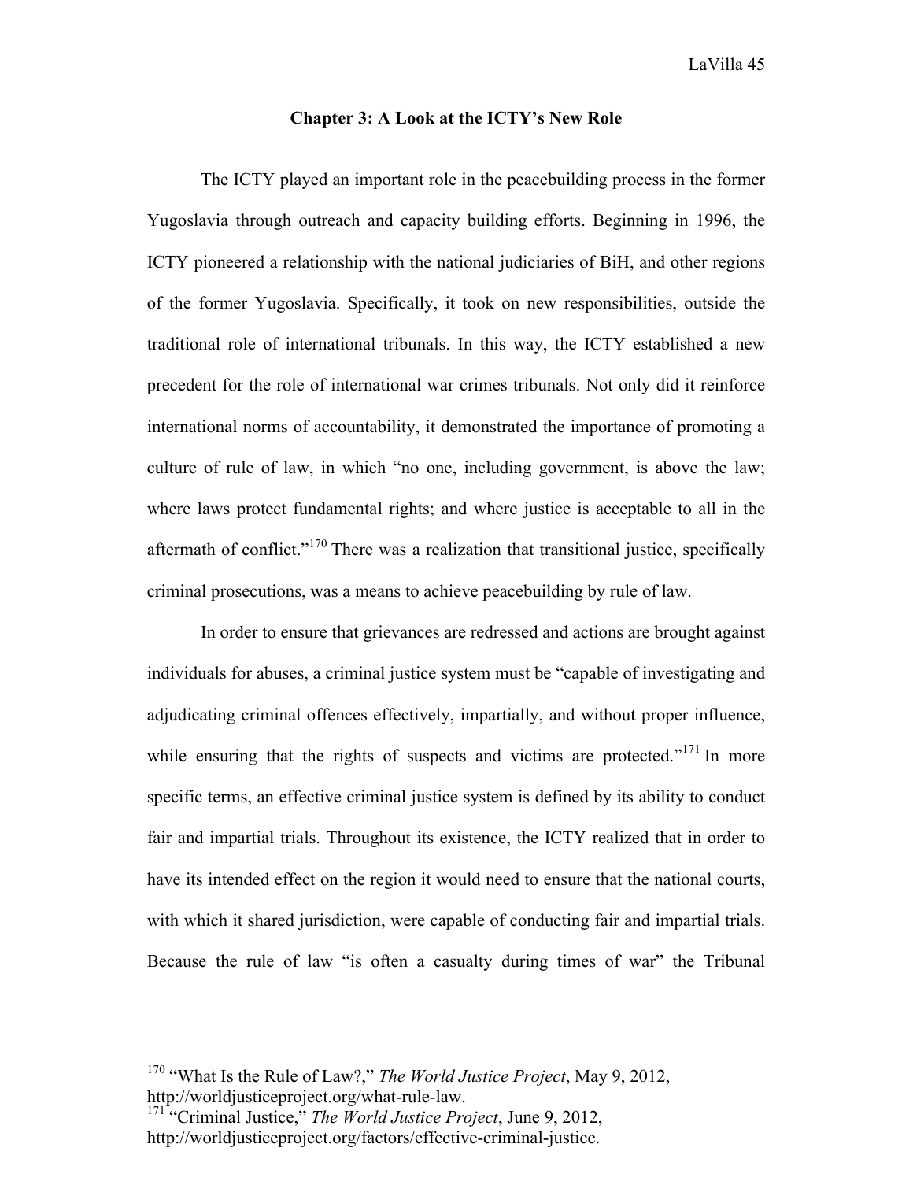## Chapter 3: A Look at the ICTY's New Role

The ICTY played an important role in the peacebuilding process in the former Yugoslavia through outreach and capacity building efforts. Beginning in 1996, the ICTY pioneered a relationship with the national judiciaries of BiH, and other regions of the former Yugoslavia. Specifically, it took on new responsibilities, outside the traditional role of international tribunals. In this way, the ICTY established a new precedent for the role of international war crimes tribunals. Not only did it reinforce international norms of accountability, it demonstrated the importance of promoting a culture of rule of law, in which "no one, including government, is above the law; where laws protect fundamental rights; and where justice is acceptable to all in the aftermath of conflict."[170] There was a realization that transitional justice, specifically criminal prosecutions, was a means to achieve peacebuilding by rule of law.

In order to ensure that grievances are redressed and actions are brought against individuals for abuses, a criminal justice system must be "capable of investigating and adjudicating criminal offences effectively, impartially, and without proper influence, while ensuring that the rights of suspects and victims are protected."[171] In more specific terms, an effective criminal justice system is defined by its ability to conduct fair and impartial trials. Throughout its existence, the ICTY realized that in order to have its intended effect on the region it would need to ensure that the national courts, with which it shared jurisdiction, were capable of conducting fair and impartial trials. Because the rule of law "is often a casualty during times of war" the Tribunal

---

[170] "What Is the Rule of Law?," *The World Justice Project*, May 9, 2012, http://worldjusticeproject.org/what-rule-law.

[171] "Criminal Justice," *The World Justice Project*, June 9, 2012, http://worldjusticeproject.org/factors/effective-criminal-justice.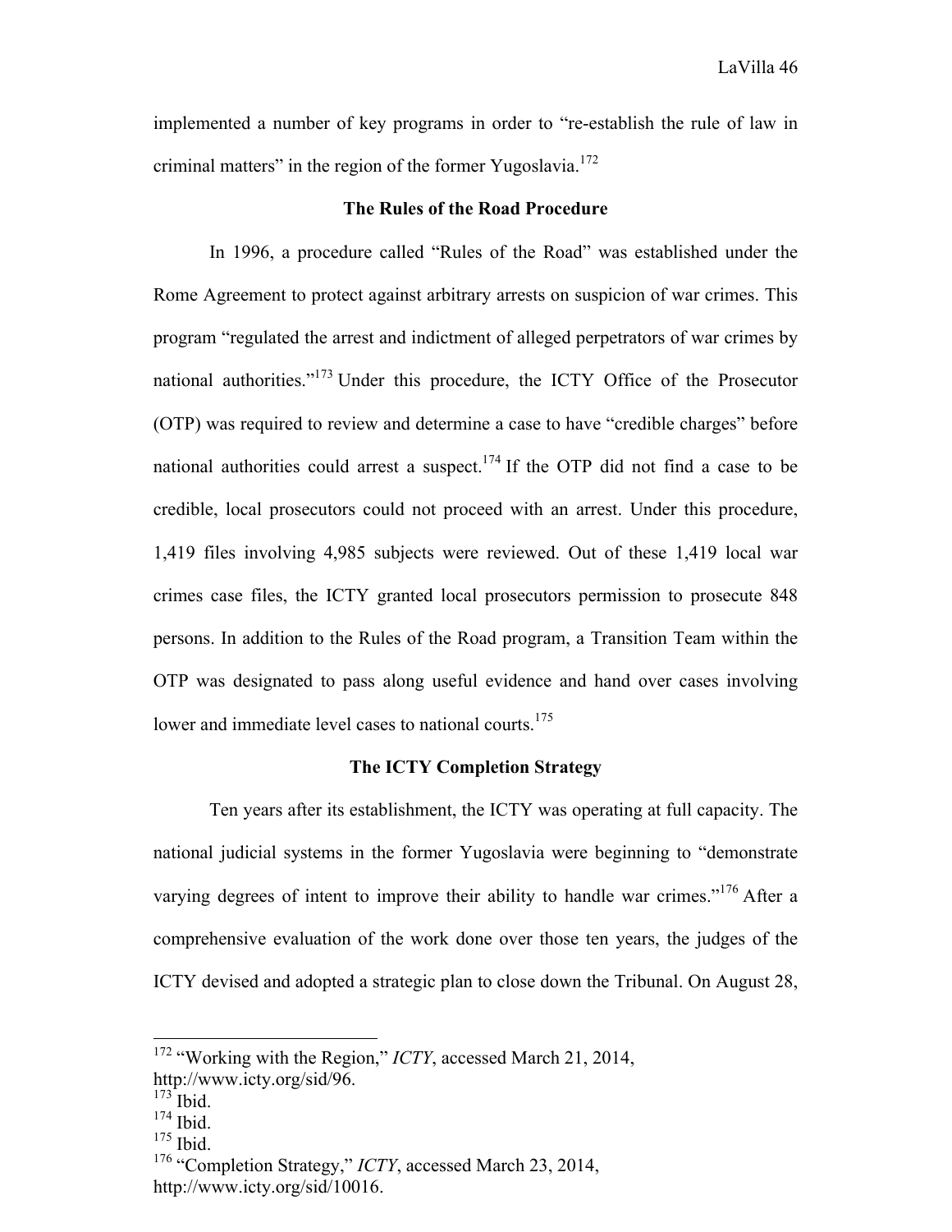implemented a number of key programs in order to "re-establish the rule of law in criminal matters" in the region of the former Yugoslavia.[172]

### The Rules of the Road Procedure

In 1996, a procedure called "Rules of the Road" was established under the Rome Agreement to protect against arbitrary arrests on suspicion of war crimes. This program "regulated the arrest and indictment of alleged perpetrators of war crimes by national authorities."[173] Under this procedure, the ICTY Office of the Prosecutor (OTP) was required to review and determine a case to have "credible charges" before national authorities could arrest a suspect.[174] If the OTP did not find a case to be credible, local prosecutors could not proceed with an arrest. Under this procedure, 1,419 files involving 4,985 subjects were reviewed. Out of these 1,419 local war crimes case files, the ICTY granted local prosecutors permission to prosecute 848 persons. In addition to the Rules of the Road program, a Transition Team within the OTP was designated to pass along useful evidence and hand over cases involving lower and immediate level cases to national courts.[175]

### The ICTY Completion Strategy

Ten years after its establishment, the ICTY was operating at full capacity. The national judicial systems in the former Yugoslavia were beginning to "demonstrate varying degrees of intent to improve their ability to handle war crimes."[176] After a comprehensive evaluation of the work done over those ten years, the judges of the ICTY devised and adopted a strategic plan to close down the Tribunal. On August 28,

---

[172] "Working with the Region," *ICTY*, accessed March 21, 2014, http://www.icty.org/sid/96.
[173] Ibid.
[174] Ibid.
[175] Ibid.
[176] "Completion Strategy," *ICTY*, accessed March 23, 2014, http://www.icty.org/sid/10016.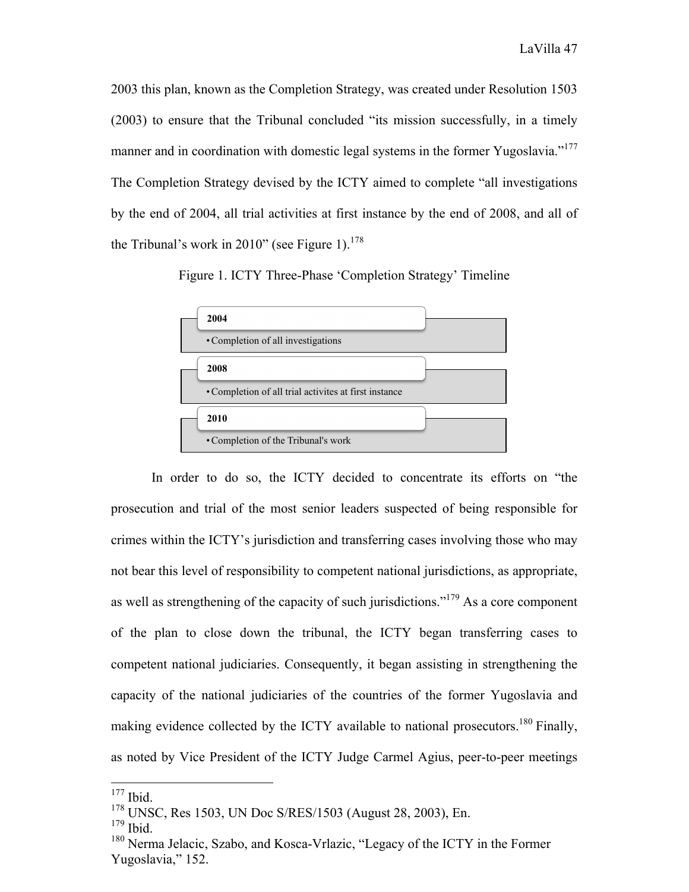2003 this plan, known as the Completion Strategy, was created under Resolution 1503 (2003) to ensure that the Tribunal concluded "its mission successfully, in a timely manner and in coordination with domestic legal systems in the former Yugoslavia."[177] The Completion Strategy devised by the ICTY aimed to complete "all investigations by the end of 2004, all trial activities at first instance by the end of 2008, and all of the Tribunal's work in 2010" (see Figure 1).[178]

Figure 1. ICTY Three-Phase 'Completion Strategy' Timeline

**2004**
- Completion of all investigations

**2008**
- Completion of all trial activites at first instance

**2010**
- Completion of the Tribunal's work

In order to do so, the ICTY decided to concentrate its efforts on "the prosecution and trial of the most senior leaders suspected of being responsible for crimes within the ICTY's jurisdiction and transferring cases involving those who may not bear this level of responsibility to competent national jurisdictions, as appropriate, as well as strengthening of the capacity of such jurisdictions."[179] As a core component of the plan to close down the tribunal, the ICTY began transferring cases to competent national judiciaries. Consequently, it began assisting in strengthening the capacity of the national judiciaries of the countries of the former Yugoslavia and making evidence collected by the ICTY available to national prosecutors.[180] Finally, as noted by Vice President of the ICTY Judge Carmel Agius, peer-to-peer meetings

---

[177] Ibid.

[178] UNSC, Res 1503, UN Doc S/RES/1503 (August 28, 2003), En.

[179] Ibid.

[180] Nerma Jelacic, Szabo, and Kosca-Vrlazic, "Legacy of the ICTY in the Former Yugoslavia," 152.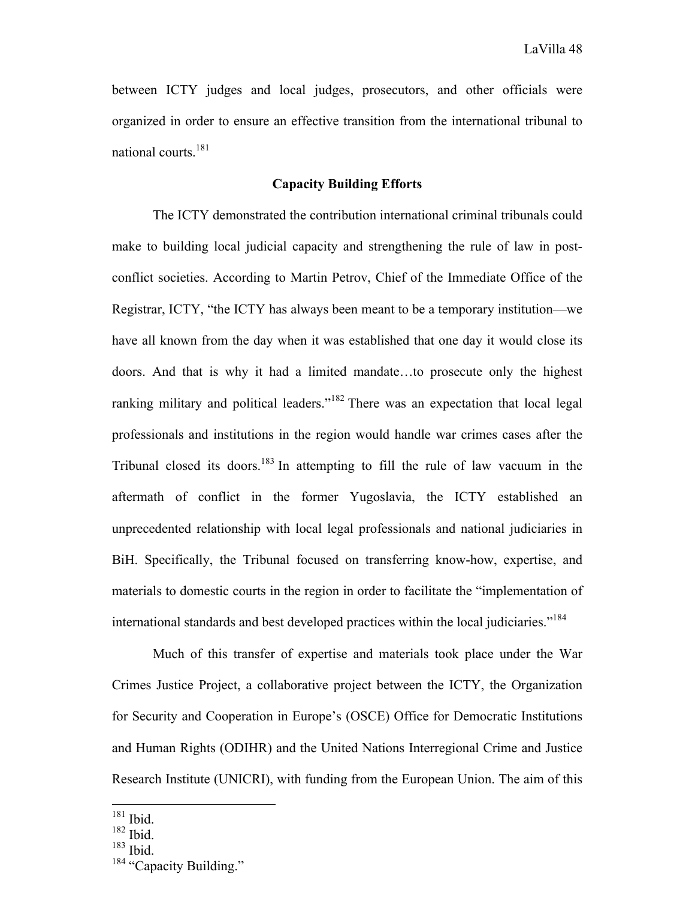between ICTY judges and local judges, prosecutors, and other officials were organized in order to ensure an effective transition from the international tribunal to national courts.[181]

## Capacity Building Efforts

The ICTY demonstrated the contribution international criminal tribunals could make to building local judicial capacity and strengthening the rule of law in post-conflict societies. According to Martin Petrov, Chief of the Immediate Office of the Registrar, ICTY, "the ICTY has always been meant to be a temporary institution—we have all known from the day when it was established that one day it would close its doors. And that is why it had a limited mandate…to prosecute only the highest ranking military and political leaders."[182] There was an expectation that local legal professionals and institutions in the region would handle war crimes cases after the Tribunal closed its doors.[183] In attempting to fill the rule of law vacuum in the aftermath of conflict in the former Yugoslavia, the ICTY established an unprecedented relationship with local legal professionals and national judiciaries in BiH. Specifically, the Tribunal focused on transferring know-how, expertise, and materials to domestic courts in the region in order to facilitate the "implementation of international standards and best developed practices within the local judiciaries."[184]

Much of this transfer of expertise and materials took place under the War Crimes Justice Project, a collaborative project between the ICTY, the Organization for Security and Cooperation in Europe's (OSCE) Office for Democratic Institutions and Human Rights (ODIHR) and the United Nations Interregional Crime and Justice Research Institute (UNICRI), with funding from the European Union. The aim of this

---

[181] Ibid.
[182] Ibid.
[183] Ibid.
[184] "Capacity Building."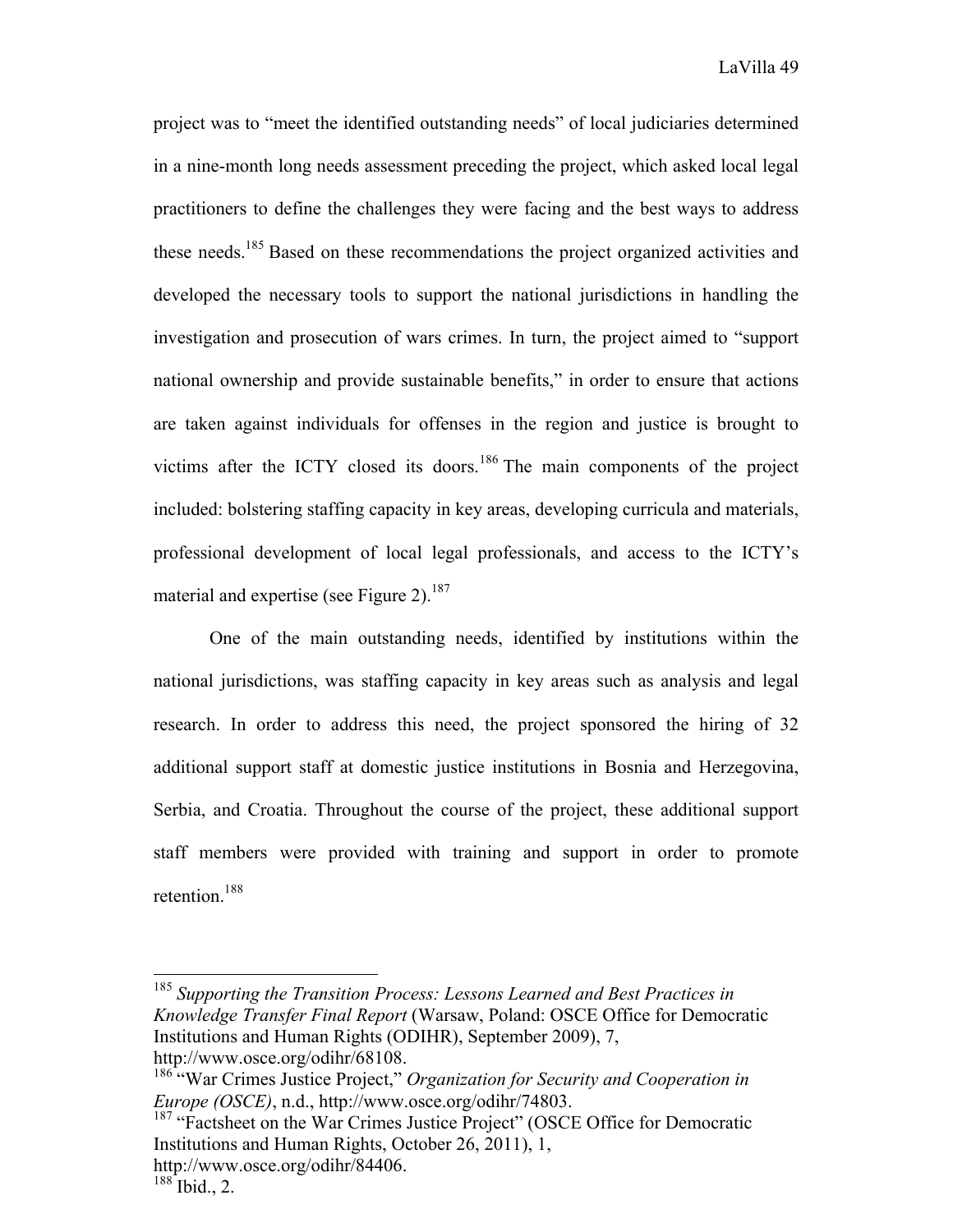project was to "meet the identified outstanding needs" of local judiciaries determined in a nine-month long needs assessment preceding the project, which asked local legal practitioners to define the challenges they were facing and the best ways to address these needs.[185] Based on these recommendations the project organized activities and developed the necessary tools to support the national jurisdictions in handling the investigation and prosecution of wars crimes. In turn, the project aimed to "support national ownership and provide sustainable benefits," in order to ensure that actions are taken against individuals for offenses in the region and justice is brought to victims after the ICTY closed its doors.[186] The main components of the project included: bolstering staffing capacity in key areas, developing curricula and materials, professional development of local legal professionals, and access to the ICTY's material and expertise (see Figure 2).[187]

One of the main outstanding needs, identified by institutions within the national jurisdictions, was staffing capacity in key areas such as analysis and legal research. In order to address this need, the project sponsored the hiring of 32 additional support staff at domestic justice institutions in Bosnia and Herzegovina, Serbia, and Croatia. Throughout the course of the project, these additional support staff members were provided with training and support in order to promote retention.[188]

---

[185] *Supporting the Transition Process: Lessons Learned and Best Practices in Knowledge Transfer Final Report* (Warsaw, Poland: OSCE Office for Democratic Institutions and Human Rights (ODIHR), September 2009), 7, http://www.osce.org/odihr/68108.

[186] "War Crimes Justice Project," *Organization for Security and Cooperation in Europe (OSCE)*, n.d., http://www.osce.org/odihr/74803.

[187] "Factsheet on the War Crimes Justice Project" (OSCE Office for Democratic Institutions and Human Rights, October 26, 2011), 1, http://www.osce.org/odihr/84406.

[188] Ibid., 2.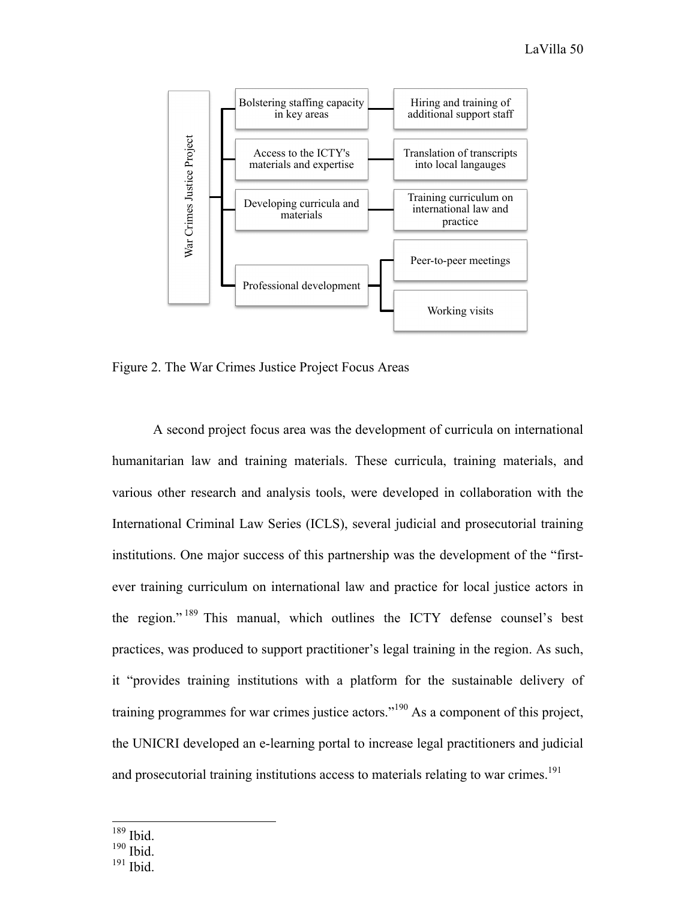- War Crimes Justice Project
  - Bolstering staffing capacity in key areas
    - Hiring and training of additional support staff
  - Access to the ICTY's materials and expertise
    - Translation of transcripts into local langauges
  - Developing curricula and materials
    - Training curriculum on international law and practice
  - Professional development
    - Peer-to-peer meetings
    - Working visits

Figure 2. The War Crimes Justice Project Focus Areas

A second project focus area was the development of curricula on international humanitarian law and training materials. These curricula, training materials, and various other research and analysis tools, were developed in collaboration with the International Criminal Law Series (ICLS), several judicial and prosecutorial training institutions. One major success of this partnership was the development of the "first-ever training curriculum on international law and practice for local justice actors in the region."[189] This manual, which outlines the ICTY defense counsel's best practices, was produced to support practitioner's legal training in the region. As such, it "provides training institutions with a platform for the sustainable delivery of training programmes for war crimes justice actors."[190] As a component of this project, the UNICRI developed an e-learning portal to increase legal practitioners and judicial and prosecutorial training institutions access to materials relating to war crimes.[191]

---

[189] Ibid.

[190] Ibid.

[191] Ibid.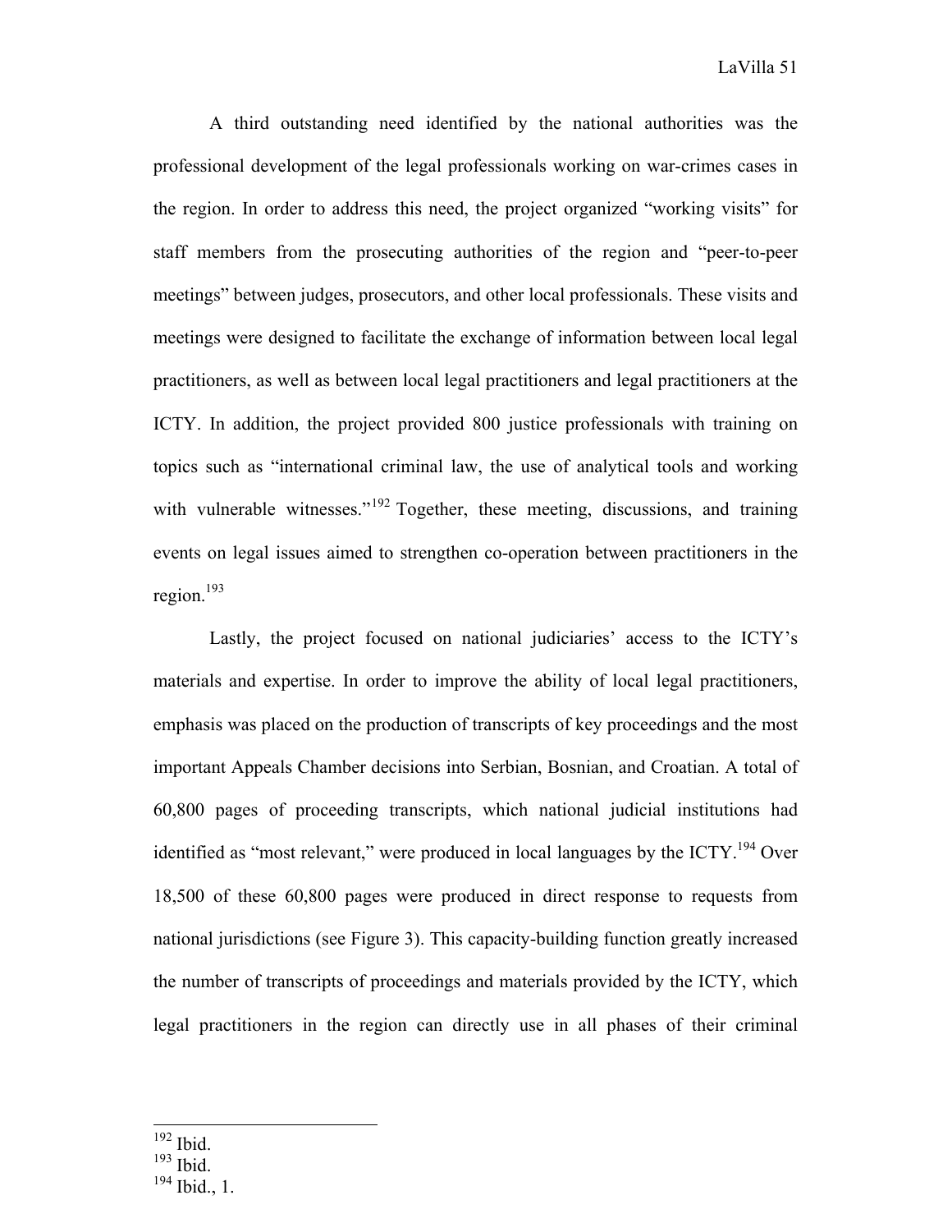A third outstanding need identified by the national authorities was the professional development of the legal professionals working on war-crimes cases in the region. In order to address this need, the project organized "working visits" for staff members from the prosecuting authorities of the region and "peer-to-peer meetings" between judges, prosecutors, and other local professionals. These visits and meetings were designed to facilitate the exchange of information between local legal practitioners, as well as between local legal practitioners and legal practitioners at the ICTY. In addition, the project provided 800 justice professionals with training on topics such as "international criminal law, the use of analytical tools and working with vulnerable witnesses."[192] Together, these meeting, discussions, and training events on legal issues aimed to strengthen co-operation between practitioners in the region.[193]

Lastly, the project focused on national judiciaries' access to the ICTY's materials and expertise. In order to improve the ability of local legal practitioners, emphasis was placed on the production of transcripts of key proceedings and the most important Appeals Chamber decisions into Serbian, Bosnian, and Croatian. A total of 60,800 pages of proceeding transcripts, which national judicial institutions had identified as "most relevant," were produced in local languages by the ICTY.[194] Over 18,500 of these 60,800 pages were produced in direct response to requests from national jurisdictions (see Figure 3). This capacity-building function greatly increased the number of transcripts of proceedings and materials provided by the ICTY, which legal practitioners in the region can directly use in all phases of their criminal

---

[192] Ibid.

[193] Ibid.

[194] Ibid., 1.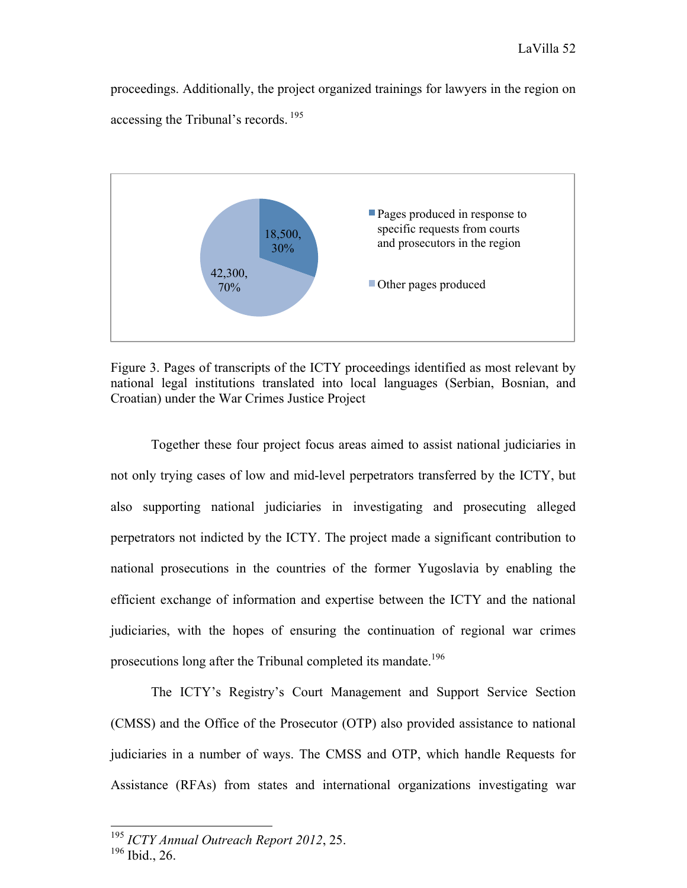proceedings. Additionally, the project organized trainings for lawyers in the region on accessing the Tribunal's records.[195]

| | Pages | Percentage |
|---|---|---|
| Pages produced in response to specific requests from courts and prosecutors in the region | 18,500 | 30% |
| Other pages produced | 42,300 | 70% |

Figure 3. Pages of transcripts of the ICTY proceedings identified as most relevant by national legal institutions translated into local languages (Serbian, Bosnian, and Croatian) under the War Crimes Justice Project

Together these four project focus areas aimed to assist national judiciaries in not only trying cases of low and mid-level perpetrators transferred by the ICTY, but also supporting national judiciaries in investigating and prosecuting alleged perpetrators not indicted by the ICTY. The project made a significant contribution to national prosecutions in the countries of the former Yugoslavia by enabling the efficient exchange of information and expertise between the ICTY and the national judiciaries, with the hopes of ensuring the continuation of regional war crimes prosecutions long after the Tribunal completed its mandate.[196]

The ICTY's Registry's Court Management and Support Service Section (CMSS) and the Office of the Prosecutor (OTP) also provided assistance to national judiciaries in a number of ways. The CMSS and OTP, which handle Requests for Assistance (RFAs) from states and international organizations investigating war

---

[195] *ICTY Annual Outreach Report 2012*, 25.
[196] Ibid., 26.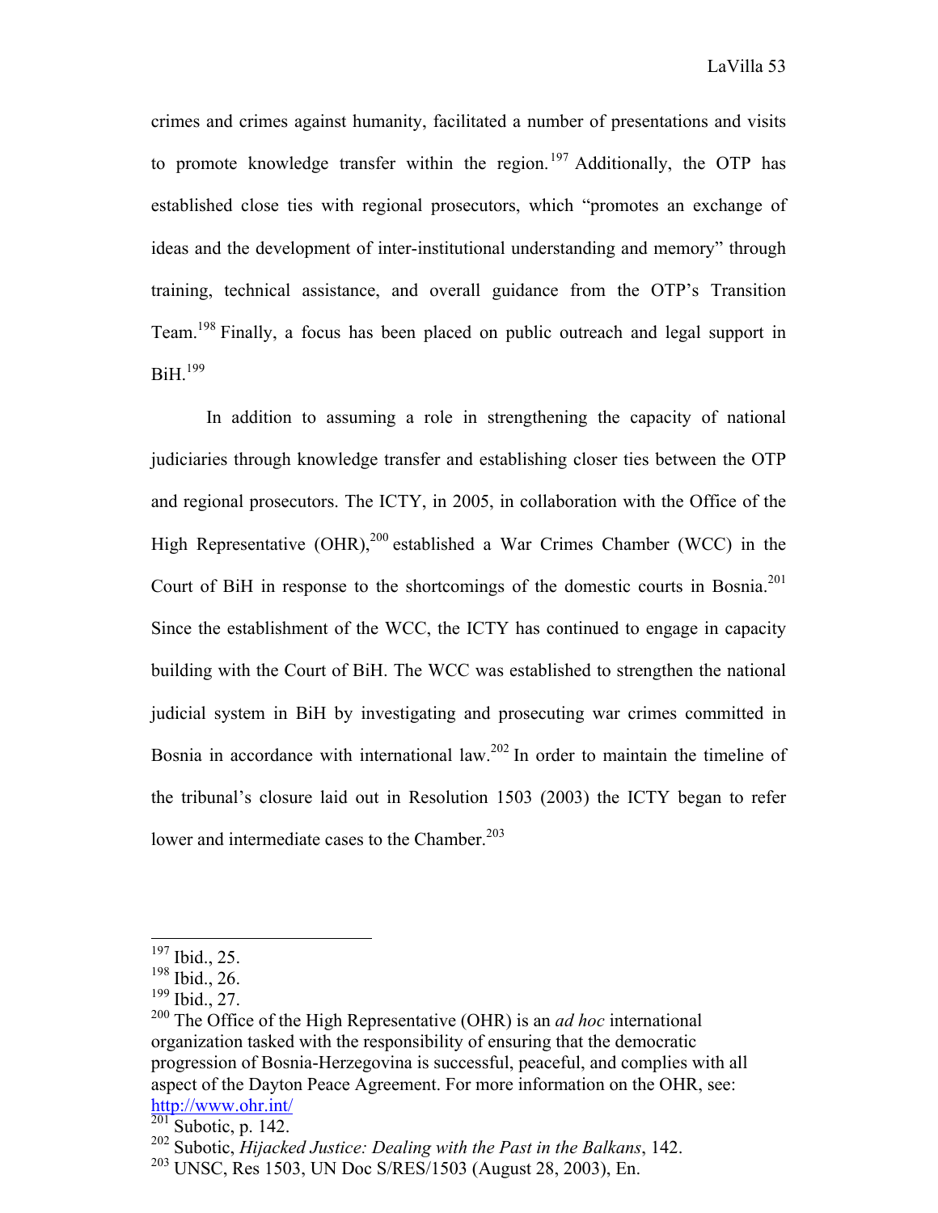crimes and crimes against humanity, facilitated a number of presentations and visits to promote knowledge transfer within the region.[197] Additionally, the OTP has established close ties with regional prosecutors, which "promotes an exchange of ideas and the development of inter-institutional understanding and memory" through training, technical assistance, and overall guidance from the OTP's Transition Team.[198] Finally, a focus has been placed on public outreach and legal support in BiH.[199]

In addition to assuming a role in strengthening the capacity of national judiciaries through knowledge transfer and establishing closer ties between the OTP and regional prosecutors. The ICTY, in 2005, in collaboration with the Office of the High Representative (OHR),[200] established a War Crimes Chamber (WCC) in the Court of BiH in response to the shortcomings of the domestic courts in Bosnia.[201] Since the establishment of the WCC, the ICTY has continued to engage in capacity building with the Court of BiH. The WCC was established to strengthen the national judicial system in BiH by investigating and prosecuting war crimes committed in Bosnia in accordance with international law.[202] In order to maintain the timeline of the tribunal's closure laid out in Resolution 1503 (2003) the ICTY began to refer lower and intermediate cases to the Chamber.[203]

---

[197] Ibid., 25.

[198] Ibid., 26.

[199] Ibid., 27.

[200] The Office of the High Representative (OHR) is an *ad hoc* international organization tasked with the responsibility of ensuring that the democratic progression of Bosnia-Herzegovina is successful, peaceful, and complies with all aspect of the Dayton Peace Agreement. For more information on the OHR, see: http://www.ohr.int/

[201] Subotic, p. 142.

[202] Subotic, *Hijacked Justice: Dealing with the Past in the Balkans*, 142.

[203] UNSC, Res 1503, UN Doc S/RES/1503 (August 28, 2003), En.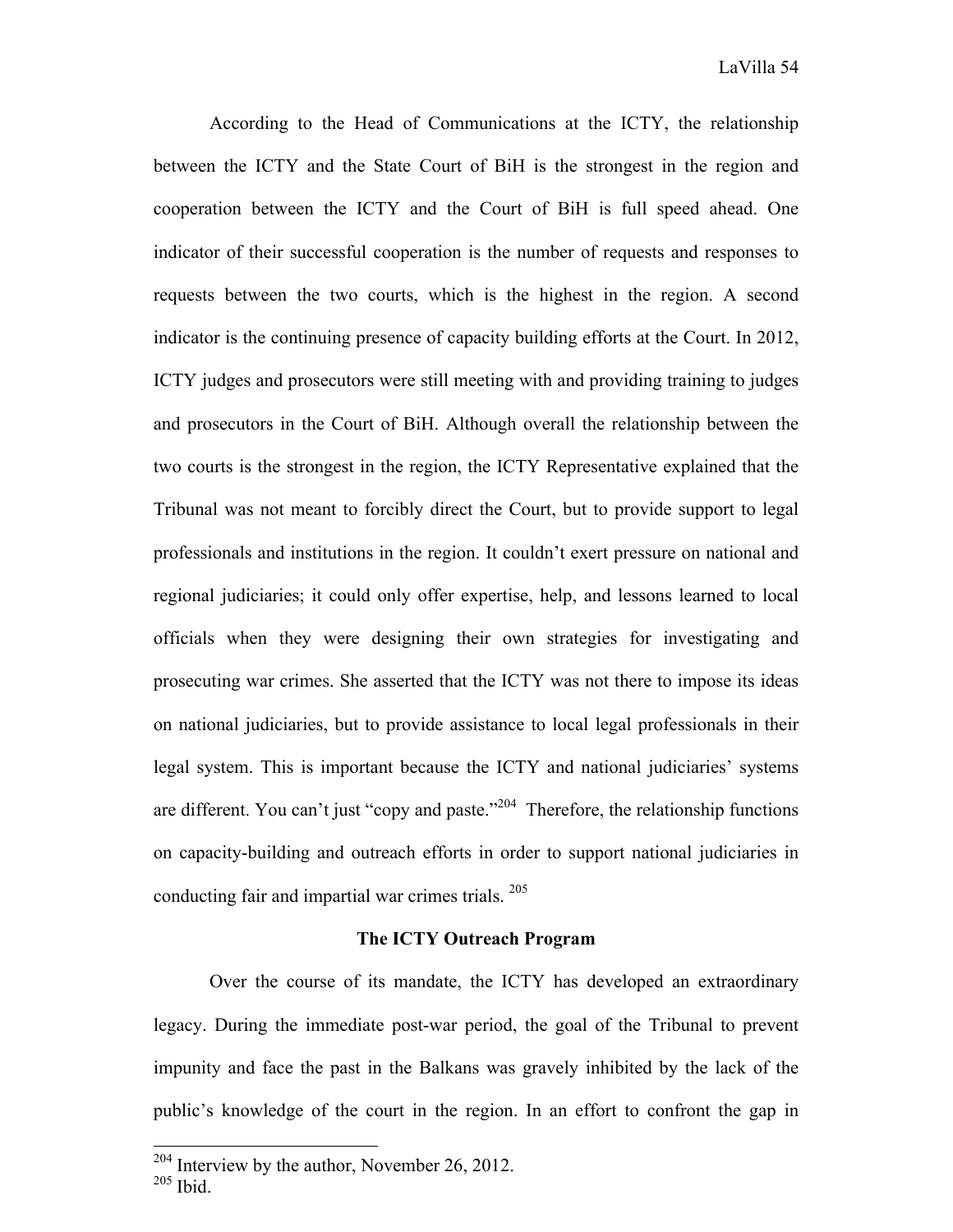According to the Head of Communications at the ICTY, the relationship between the ICTY and the State Court of BiH is the strongest in the region and cooperation between the ICTY and the Court of BiH is full speed ahead. One indicator of their successful cooperation is the number of requests and responses to requests between the two courts, which is the highest in the region. A second indicator is the continuing presence of capacity building efforts at the Court. In 2012, ICTY judges and prosecutors were still meeting with and providing training to judges and prosecutors in the Court of BiH. Although overall the relationship between the two courts is the strongest in the region, the ICTY Representative explained that the Tribunal was not meant to forcibly direct the Court, but to provide support to legal professionals and institutions in the region. It couldn't exert pressure on national and regional judiciaries; it could only offer expertise, help, and lessons learned to local officials when they were designing their own strategies for investigating and prosecuting war crimes. She asserted that the ICTY was not there to impose its ideas on national judiciaries, but to provide assistance to local legal professionals in their legal system. This is important because the ICTY and national judiciaries' systems are different. You can't just "copy and paste."[204] Therefore, the relationship functions on capacity-building and outreach efforts in order to support national judiciaries in conducting fair and impartial war crimes trials.[205]

### The ICTY Outreach Program

Over the course of its mandate, the ICTY has developed an extraordinary legacy. During the immediate post-war period, the goal of the Tribunal to prevent impunity and face the past in the Balkans was gravely inhibited by the lack of the public's knowledge of the court in the region. In an effort to confront the gap in

[204] Interview by the author, November 26, 2012.
[205] Ibid.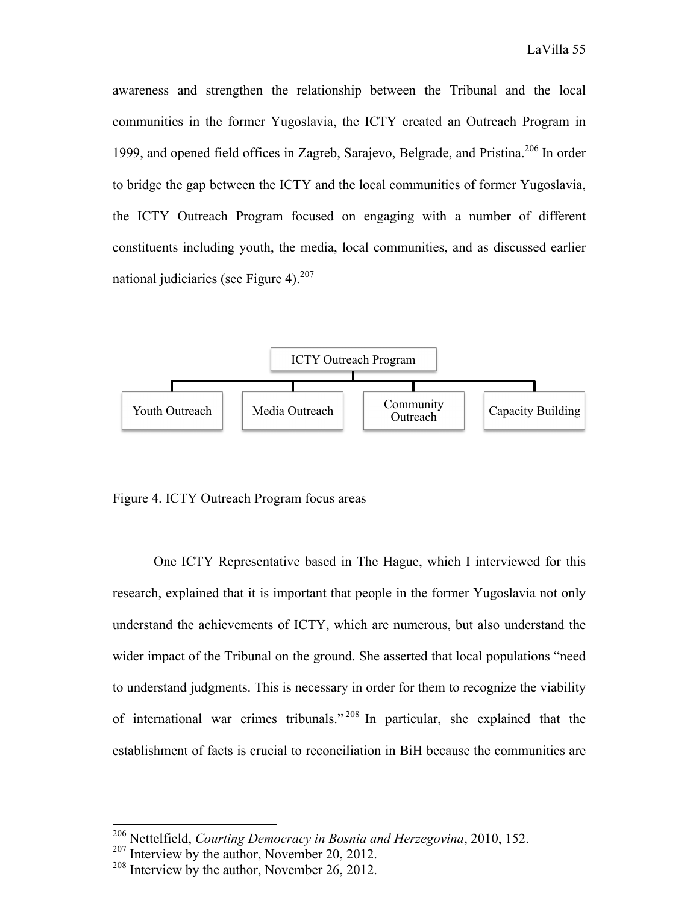awareness and strengthen the relationship between the Tribunal and the local communities in the former Yugoslavia, the ICTY created an Outreach Program in 1999, and opened field offices in Zagreb, Sarajevo, Belgrade, and Pristina.[206] In order to bridge the gap between the ICTY and the local communities of former Yugoslavia, the ICTY Outreach Program focused on engaging with a number of different constituents including youth, the media, local communities, and as discussed earlier national judiciaries (see Figure 4).[207]

- ICTY Outreach Program
  - Youth Outreach
  - Media Outreach
  - Community Outreach
  - Capacity Building

Figure 4. ICTY Outreach Program focus areas

One ICTY Representative based in The Hague, which I interviewed for this research, explained that it is important that people in the former Yugoslavia not only understand the achievements of ICTY, which are numerous, but also understand the wider impact of the Tribunal on the ground. She asserted that local populations "need to understand judgments. This is necessary in order for them to recognize the viability of international war crimes tribunals."[208] In particular, she explained that the establishment of facts is crucial to reconciliation in BiH because the communities are

---

[206] Nettelfield, *Courting Democracy in Bosnia and Herzegovina*, 2010, 152.

[207] Interview by the author, November 20, 2012.

[208] Interview by the author, November 26, 2012.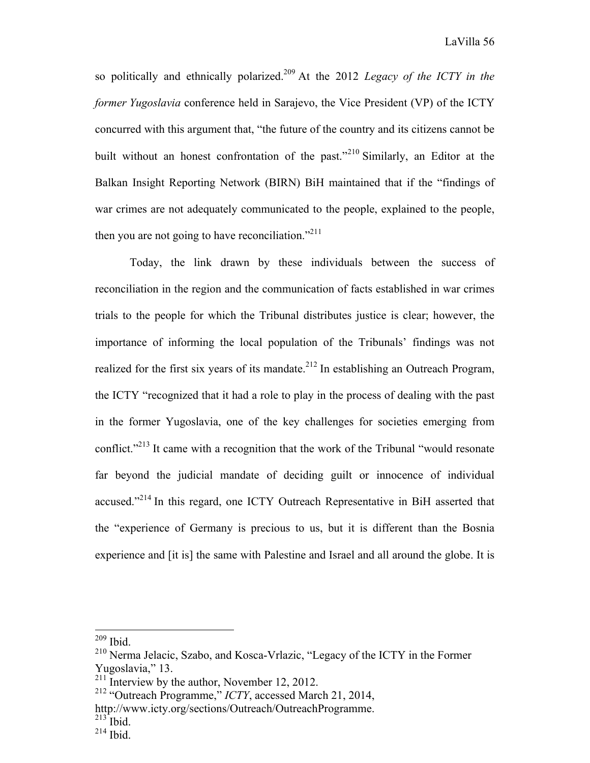so politically and ethnically polarized.[209] At the 2012 *Legacy of the ICTY in the former Yugoslavia* conference held in Sarajevo, the Vice President (VP) of the ICTY concurred with this argument that, "the future of the country and its citizens cannot be built without an honest confrontation of the past."[210] Similarly, an Editor at the Balkan Insight Reporting Network (BIRN) BiH maintained that if the "findings of war crimes are not adequately communicated to the people, explained to the people, then you are not going to have reconciliation."[211]

Today, the link drawn by these individuals between the success of reconciliation in the region and the communication of facts established in war crimes trials to the people for which the Tribunal distributes justice is clear; however, the importance of informing the local population of the Tribunals' findings was not realized for the first six years of its mandate.[212] In establishing an Outreach Program, the ICTY "recognized that it had a role to play in the process of dealing with the past in the former Yugoslavia, one of the key challenges for societies emerging from conflict."[213] It came with a recognition that the work of the Tribunal "would resonate far beyond the judicial mandate of deciding guilt or innocence of individual accused."[214] In this regard, one ICTY Outreach Representative in BiH asserted that the "experience of Germany is precious to us, but it is different than the Bosnia experience and [it is] the same with Palestine and Israel and all around the globe. It is

---

[209] Ibid.

[210] Nerma Jelacic, Szabo, and Kosca-Vrlazic, "Legacy of the ICTY in the Former Yugoslavia," 13.

[211] Interview by the author, November 12, 2012.

[212] "Outreach Programme," *ICTY*, accessed March 21, 2014, http://www.icty.org/sections/Outreach/OutreachProgramme.

[213] Ibid.

[214] Ibid.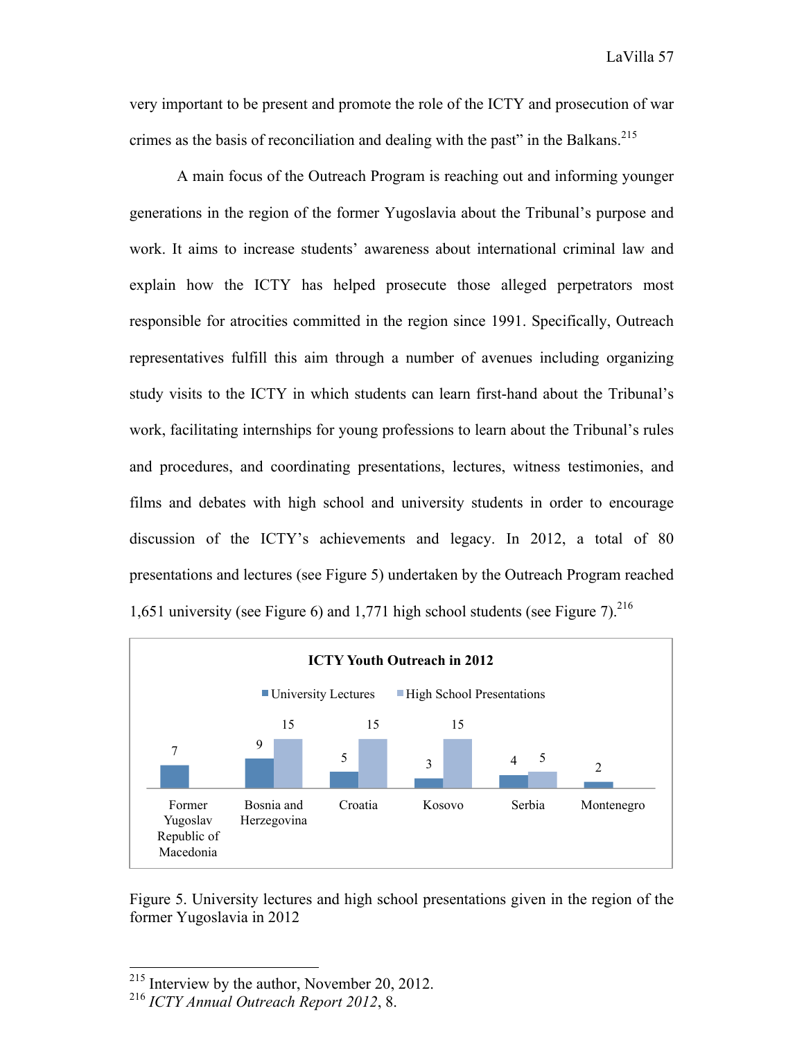very important to be present and promote the role of the ICTY and prosecution of war crimes as the basis of reconciliation and dealing with the past" in the Balkans.[215]

A main focus of the Outreach Program is reaching out and informing younger generations in the region of the former Yugoslavia about the Tribunal's purpose and work. It aims to increase students' awareness about international criminal law and explain how the ICTY has helped prosecute those alleged perpetrators most responsible for atrocities committed in the region since 1991. Specifically, Outreach representatives fulfill this aim through a number of avenues including organizing study visits to the ICTY in which students can learn first-hand about the Tribunal's work, facilitating internships for young professions to learn about the Tribunal's rules and procedures, and coordinating presentations, lectures, witness testimonies, and films and debates with high school and university students in order to encourage discussion of the ICTY's achievements and legacy. In 2012, a total of 80 presentations and lectures (see Figure 5) undertaken by the Outreach Program reached 1,651 university (see Figure 6) and 1,771 high school students (see Figure 7).[216]

**ICTY Youth Outreach in 2012**

| | University Lectures | High School Presentations |
|---|---|---|
| Former Yugoslav Republic of Macedonia | 7 | |
| Bosnia and Herzegovina | 9 | 15 |
| Croatia | 5 | 15 |
| Kosovo | 3 | 15 |
| Serbia | 4 | 5 |
| Montenegro | 2 | |

Figure 5. University lectures and high school presentations given in the region of the former Yugoslavia in 2012

---

[215] Interview by the author, November 20, 2012.

[216] *ICTY Annual Outreach Report 2012*, 8.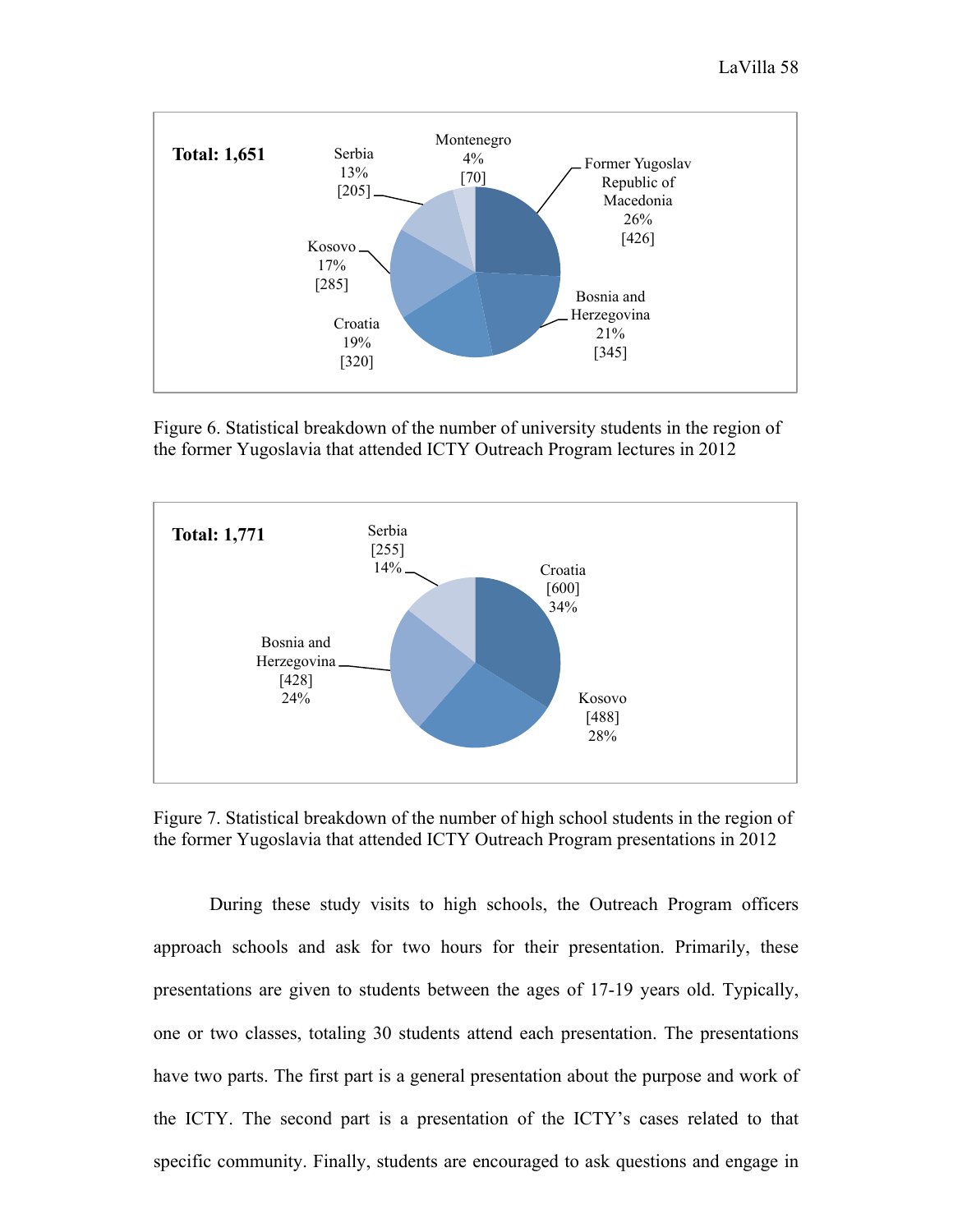Total: 1,651

| Country | Percentage | Number |
|---|---|---|
| Former Yugoslav Republic of Macedonia | 26% | [426] |
| Bosnia and Herzegovina | 21% | [345] |
| Croatia | 19% | [320] |
| Kosovo | 17% | [285] |
| Serbia | 13% | [205] |
| Montenegro | 4% | [70] |

Figure 6. Statistical breakdown of the number of university students in the region of the former Yugoslavia that attended ICTY Outreach Program lectures in 2012

Total: 1,771

| Country | Number | Percentage |
|---|---|---|
| Croatia | [600] | 34% |
| Kosovo | [488] | 28% |
| Bosnia and Herzegovina | [428] | 24% |
| Serbia | [255] | 14% |

Figure 7. Statistical breakdown of the number of high school students in the region of the former Yugoslavia that attended ICTY Outreach Program presentations in 2012

During these study visits to high schools, the Outreach Program officers approach schools and ask for two hours for their presentation. Primarily, these presentations are given to students between the ages of 17-19 years old. Typically, one or two classes, totaling 30 students attend each presentation. The presentations have two parts. The first part is a general presentation about the purpose and work of the ICTY. The second part is a presentation of the ICTY's cases related to that specific community. Finally, students are encouraged to ask questions and engage in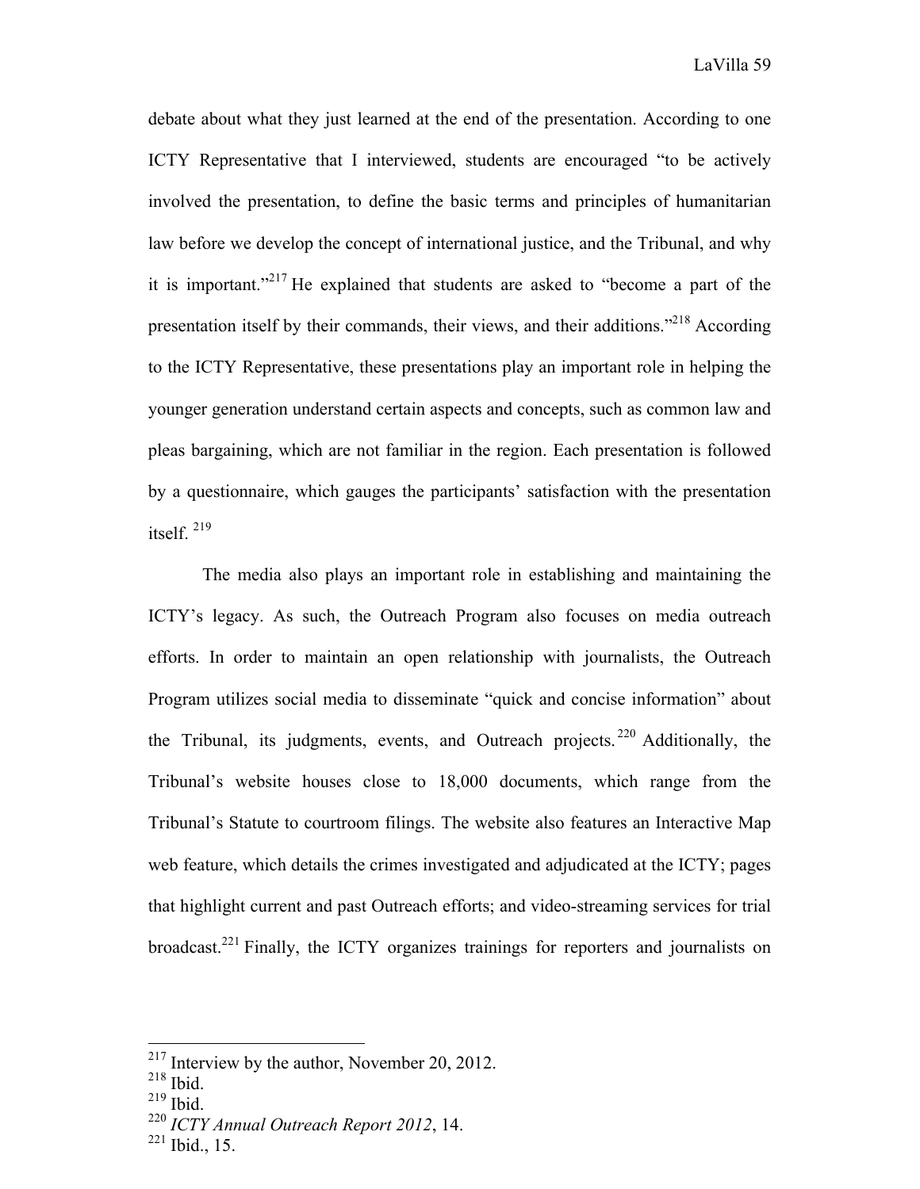debate about what they just learned at the end of the presentation. According to one ICTY Representative that I interviewed, students are encouraged "to be actively involved the presentation, to define the basic terms and principles of humanitarian law before we develop the concept of international justice, and the Tribunal, and why it is important."[217] He explained that students are asked to "become a part of the presentation itself by their commands, their views, and their additions."[218] According to the ICTY Representative, these presentations play an important role in helping the younger generation understand certain aspects and concepts, such as common law and pleas bargaining, which are not familiar in the region. Each presentation is followed by a questionnaire, which gauges the participants' satisfaction with the presentation itself.[219]

The media also plays an important role in establishing and maintaining the ICTY's legacy. As such, the Outreach Program also focuses on media outreach efforts. In order to maintain an open relationship with journalists, the Outreach Program utilizes social media to disseminate "quick and concise information" about the Tribunal, its judgments, events, and Outreach projects.[220] Additionally, the Tribunal's website houses close to 18,000 documents, which range from the Tribunal's Statute to courtroom filings. The website also features an Interactive Map web feature, which details the crimes investigated and adjudicated at the ICTY; pages that highlight current and past Outreach efforts; and video-streaming services for trial broadcast.[221] Finally, the ICTY organizes trainings for reporters and journalists on

---

[217] Interview by the author, November 20, 2012.

[218] Ibid.

[219] Ibid.

[220] *ICTY Annual Outreach Report 2012*, 14.

[221] Ibid., 15.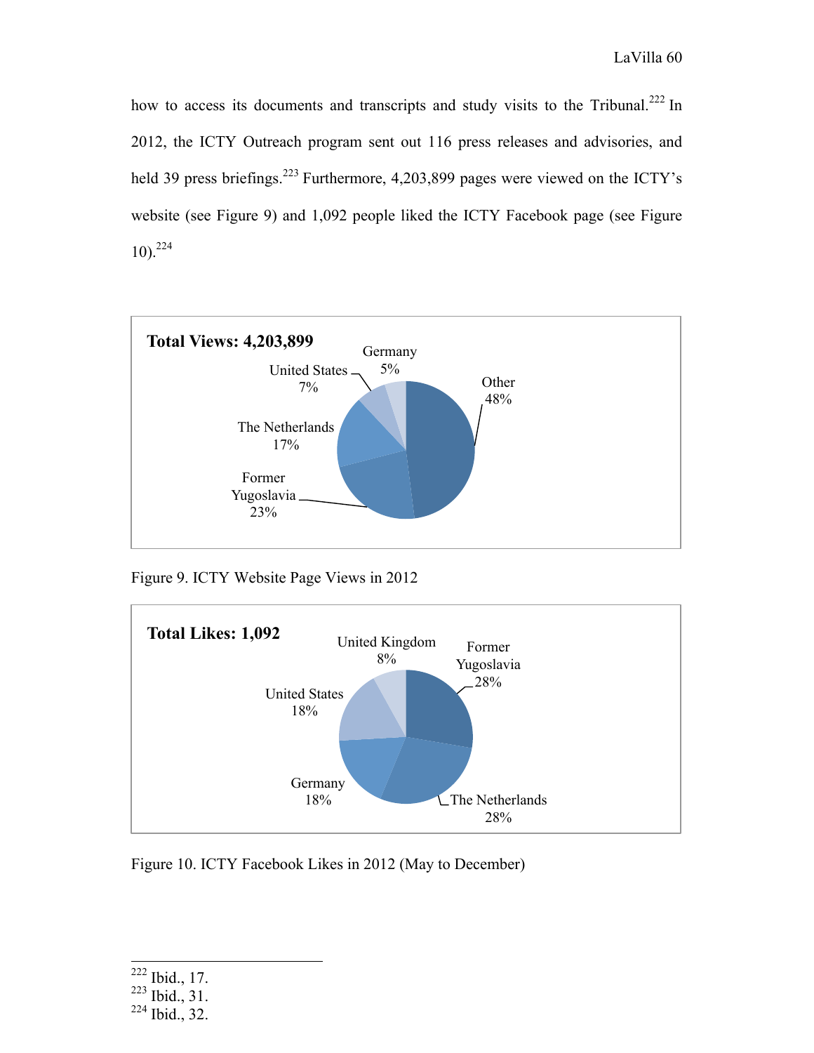how to access its documents and transcripts and study visits to the Tribunal.[222] In 2012, the ICTY Outreach program sent out 116 press releases and advisories, and held 39 press briefings.[223] Furthermore, 4,203,899 pages were viewed on the ICTY's website (see Figure 9) and 1,092 people liked the ICTY Facebook page (see Figure 10).[224]

**Total Views: 4,203,899**

| Country | Share |
| --- | --- |
| Other | 48% |
| Former Yugoslavia | 23% |
| The Netherlands | 17% |
| United States | 7% |
| Germany | 5% |

Figure 9. ICTY Website Page Views in 2012

**Total Likes: 1,092**

| Country | Share |
| --- | --- |
| Former Yugoslavia | 28% |
| The Netherlands | 28% |
| Germany | 18% |
| United States | 18% |
| United Kingdom | 8% |

Figure 10. ICTY Facebook Likes in 2012 (May to December)

---

[222] Ibid., 17.
[223] Ibid., 31.
[224] Ibid., 32.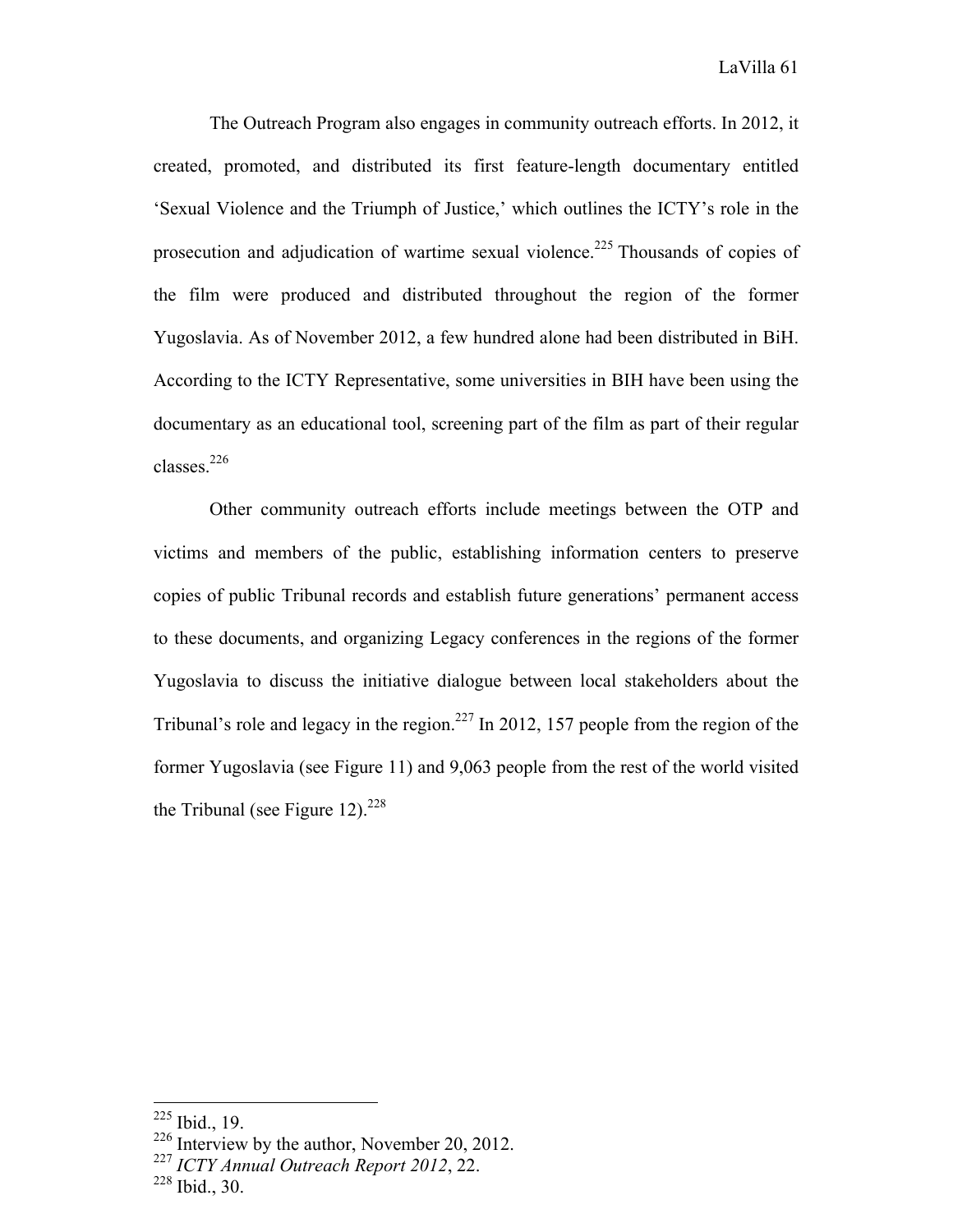The Outreach Program also engages in community outreach efforts. In 2012, it created, promoted, and distributed its first feature-length documentary entitled 'Sexual Violence and the Triumph of Justice,' which outlines the ICTY's role in the prosecution and adjudication of wartime sexual violence.[225] Thousands of copies of the film were produced and distributed throughout the region of the former Yugoslavia. As of November 2012, a few hundred alone had been distributed in BiH. According to the ICTY Representative, some universities in BIH have been using the documentary as an educational tool, screening part of the film as part of their regular classes.[226]

Other community outreach efforts include meetings between the OTP and victims and members of the public, establishing information centers to preserve copies of public Tribunal records and establish future generations' permanent access to these documents, and organizing Legacy conferences in the regions of the former Yugoslavia to discuss the initiative dialogue between local stakeholders about the Tribunal's role and legacy in the region.[227] In 2012, 157 people from the region of the former Yugoslavia (see Figure 11) and 9,063 people from the rest of the world visited the Tribunal (see Figure 12).[228]

---

[225] Ibid., 19.

[226] Interview by the author, November 20, 2012.

[227] *ICTY Annual Outreach Report 2012*, 22.

[228] Ibid., 30.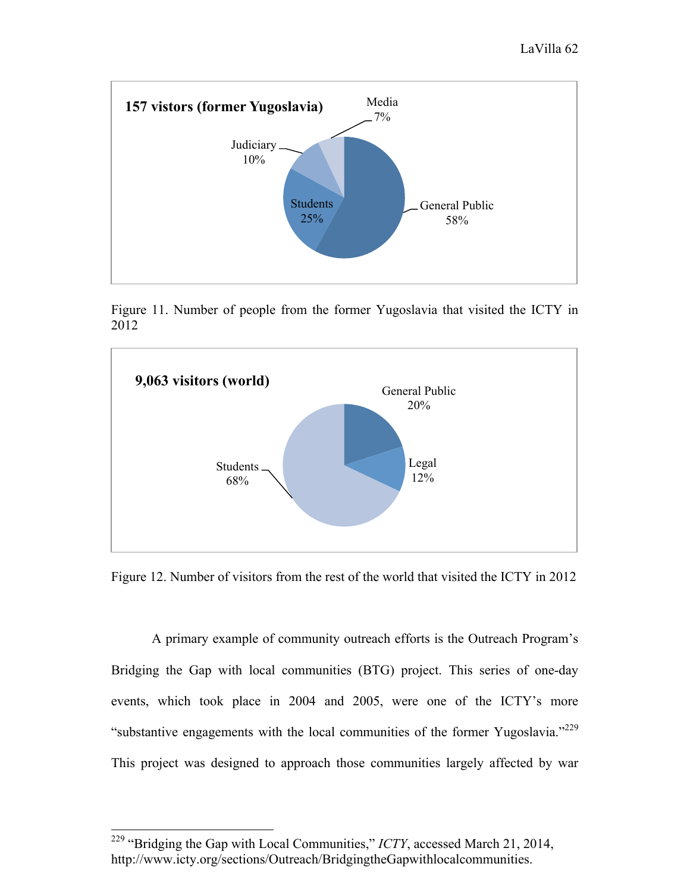**157 vistors (former Yugoslavia)**

| Category | Percentage |
|---|---|
| General Public | 58% |
| Students | 25% |
| Judiciary | 10% |
| Media | 7% |

Figure 11. Number of people from the former Yugoslavia that visited the ICTY in 2012

**9,063 visitors (world)**

| Category | Percentage |
|---|---|
| Students | 68% |
| General Public | 20% |
| Legal | 12% |

Figure 12. Number of visitors from the rest of the world that visited the ICTY in 2012

A primary example of community outreach efforts is the Outreach Program's Bridging the Gap with local communities (BTG) project. This series of one-day events, which took place in 2004 and 2005, were one of the ICTY's more "substantive engagements with the local communities of the former Yugoslavia."[229] This project was designed to approach those communities largely affected by war

---

[229] "Bridging the Gap with Local Communities," *ICTY*, accessed March 21, 2014, http://www.icty.org/sections/Outreach/BridgingtheGapwithlocalcommunities.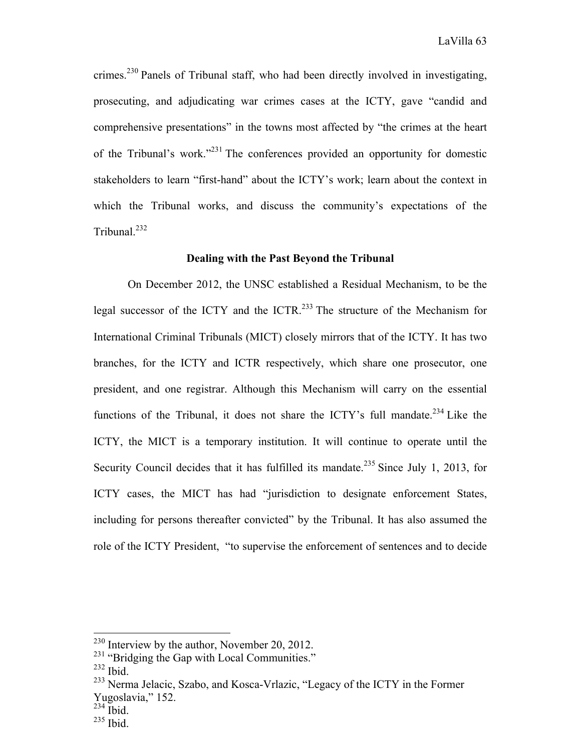crimes.[230] Panels of Tribunal staff, who had been directly involved in investigating, prosecuting, and adjudicating war crimes cases at the ICTY, gave "candid and comprehensive presentations" in the towns most affected by "the crimes at the heart of the Tribunal's work."[231] The conferences provided an opportunity for domestic stakeholders to learn "first-hand" about the ICTY's work; learn about the context in which the Tribunal works, and discuss the community's expectations of the Tribunal.[232]

### Dealing with the Past Beyond the Tribunal

On December 2012, the UNSC established a Residual Mechanism, to be the legal successor of the ICTY and the ICTR.[233] The structure of the Mechanism for International Criminal Tribunals (MICT) closely mirrors that of the ICTY. It has two branches, for the ICTY and ICTR respectively, which share one prosecutor, one president, and one registrar. Although this Mechanism will carry on the essential functions of the Tribunal, it does not share the ICTY's full mandate.[234] Like the ICTY, the MICT is a temporary institution. It will continue to operate until the Security Council decides that it has fulfilled its mandate.[235] Since July 1, 2013, for ICTY cases, the MICT has had "jurisdiction to designate enforcement States, including for persons thereafter convicted" by the Tribunal. It has also assumed the role of the ICTY President, "to supervise the enforcement of sentences and to decide

---

[230] Interview by the author, November 20, 2012.
[231] "Bridging the Gap with Local Communities."
[232] Ibid.
[233] Nerma Jelacic, Szabo, and Kosca-Vrlazic, "Legacy of the ICTY in the Former Yugoslavia," 152.
[234] Ibid.
[235] Ibid.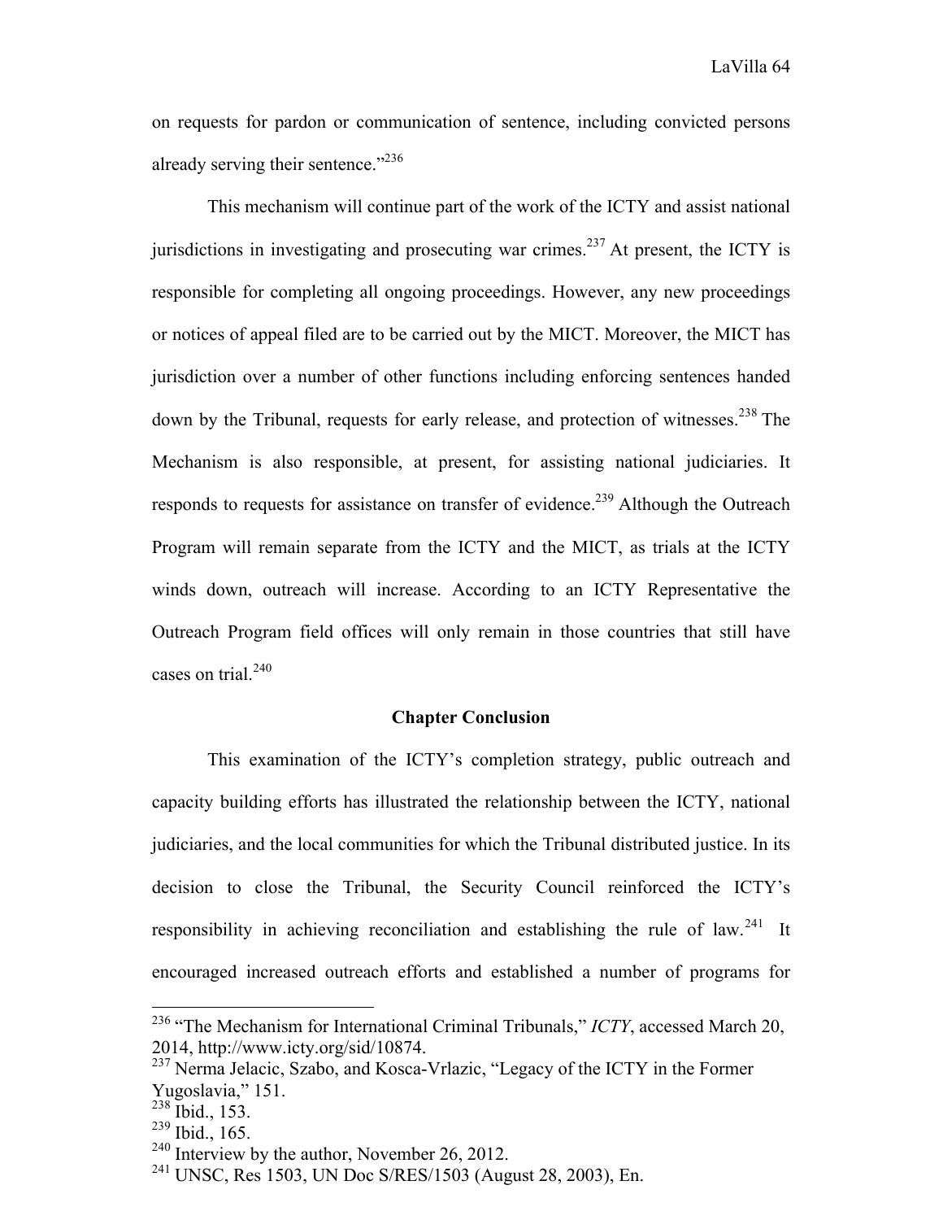on requests for pardon or communication of sentence, including convicted persons already serving their sentence."[236]

This mechanism will continue part of the work of the ICTY and assist national jurisdictions in investigating and prosecuting war crimes.[237] At present, the ICTY is responsible for completing all ongoing proceedings. However, any new proceedings or notices of appeal filed are to be carried out by the MICT. Moreover, the MICT has jurisdiction over a number of other functions including enforcing sentences handed down by the Tribunal, requests for early release, and protection of witnesses.[238] The Mechanism is also responsible, at present, for assisting national judiciaries. It responds to requests for assistance on transfer of evidence.[239] Although the Outreach Program will remain separate from the ICTY and the MICT, as trials at the ICTY winds down, outreach will increase. According to an ICTY Representative the Outreach Program field offices will only remain in those countries that still have cases on trial.[240]

### Chapter Conclusion

This examination of the ICTY's completion strategy, public outreach and capacity building efforts has illustrated the relationship between the ICTY, national judiciaries, and the local communities for which the Tribunal distributed justice. In its decision to close the Tribunal, the Security Council reinforced the ICTY's responsibility in achieving reconciliation and establishing the rule of law.[241] It encouraged increased outreach efforts and established a number of programs for

---

[236] "The Mechanism for International Criminal Tribunals," *ICTY*, accessed March 20, 2014, http://www.icty.org/sid/10874.

[237] Nerma Jelacic, Szabo, and Kosca-Vrlazic, "Legacy of the ICTY in the Former Yugoslavia," 151.

[238] Ibid., 153.

[239] Ibid., 165.

[240] Interview by the author, November 26, 2012.

[241] UNSC, Res 1503, UN Doc S/RES/1503 (August 28, 2003), En.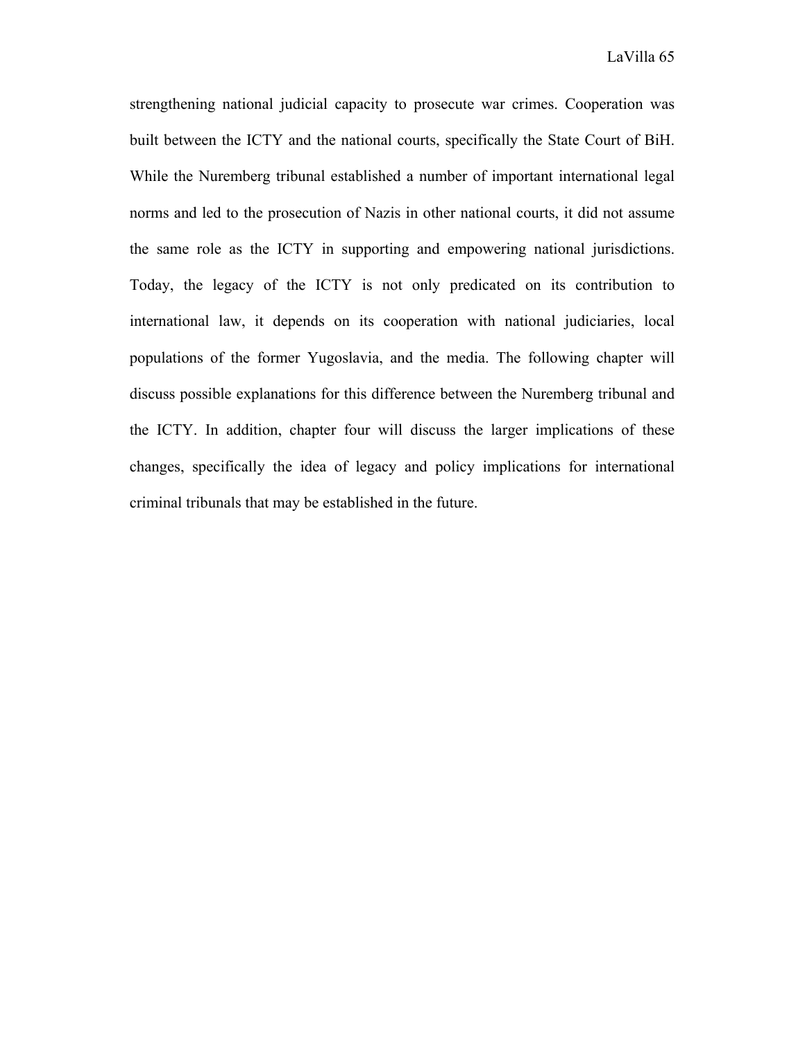strengthening national judicial capacity to prosecute war crimes. Cooperation was built between the ICTY and the national courts, specifically the State Court of BiH. While the Nuremberg tribunal established a number of important international legal norms and led to the prosecution of Nazis in other national courts, it did not assume the same role as the ICTY in supporting and empowering national jurisdictions. Today, the legacy of the ICTY is not only predicated on its contribution to international law, it depends on its cooperation with national judiciaries, local populations of the former Yugoslavia, and the media. The following chapter will discuss possible explanations for this difference between the Nuremberg tribunal and the ICTY. In addition, chapter four will discuss the larger implications of these changes, specifically the idea of legacy and policy implications for international criminal tribunals that may be established in the future.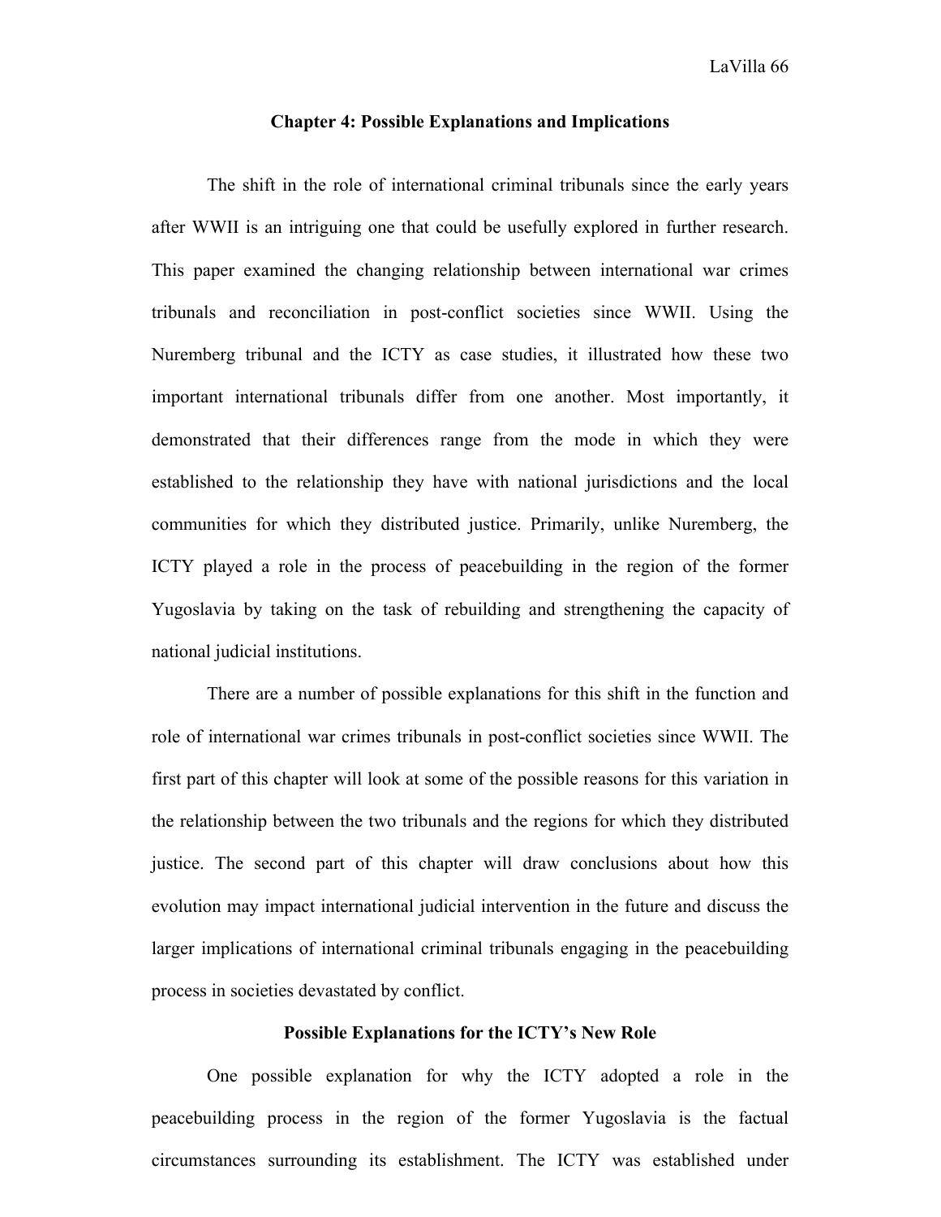## Chapter 4: Possible Explanations and Implications

The shift in the role of international criminal tribunals since the early years after WWII is an intriguing one that could be usefully explored in further research. This paper examined the changing relationship between international war crimes tribunals and reconciliation in post-conflict societies since WWII. Using the Nuremberg tribunal and the ICTY as case studies, it illustrated how these two important international tribunals differ from one another. Most importantly, it demonstrated that their differences range from the mode in which they were established to the relationship they have with national jurisdictions and the local communities for which they distributed justice. Primarily, unlike Nuremberg, the ICTY played a role in the process of peacebuilding in the region of the former Yugoslavia by taking on the task of rebuilding and strengthening the capacity of national judicial institutions.

There are a number of possible explanations for this shift in the function and role of international war crimes tribunals in post-conflict societies since WWII. The first part of this chapter will look at some of the possible reasons for this variation in the relationship between the two tribunals and the regions for which they distributed justice. The second part of this chapter will draw conclusions about how this evolution may impact international judicial intervention in the future and discuss the larger implications of international criminal tribunals engaging in the peacebuilding process in societies devastated by conflict.

### Possible Explanations for the ICTY's New Role

One possible explanation for why the ICTY adopted a role in the peacebuilding process in the region of the former Yugoslavia is the factual circumstances surrounding its establishment. The ICTY was established under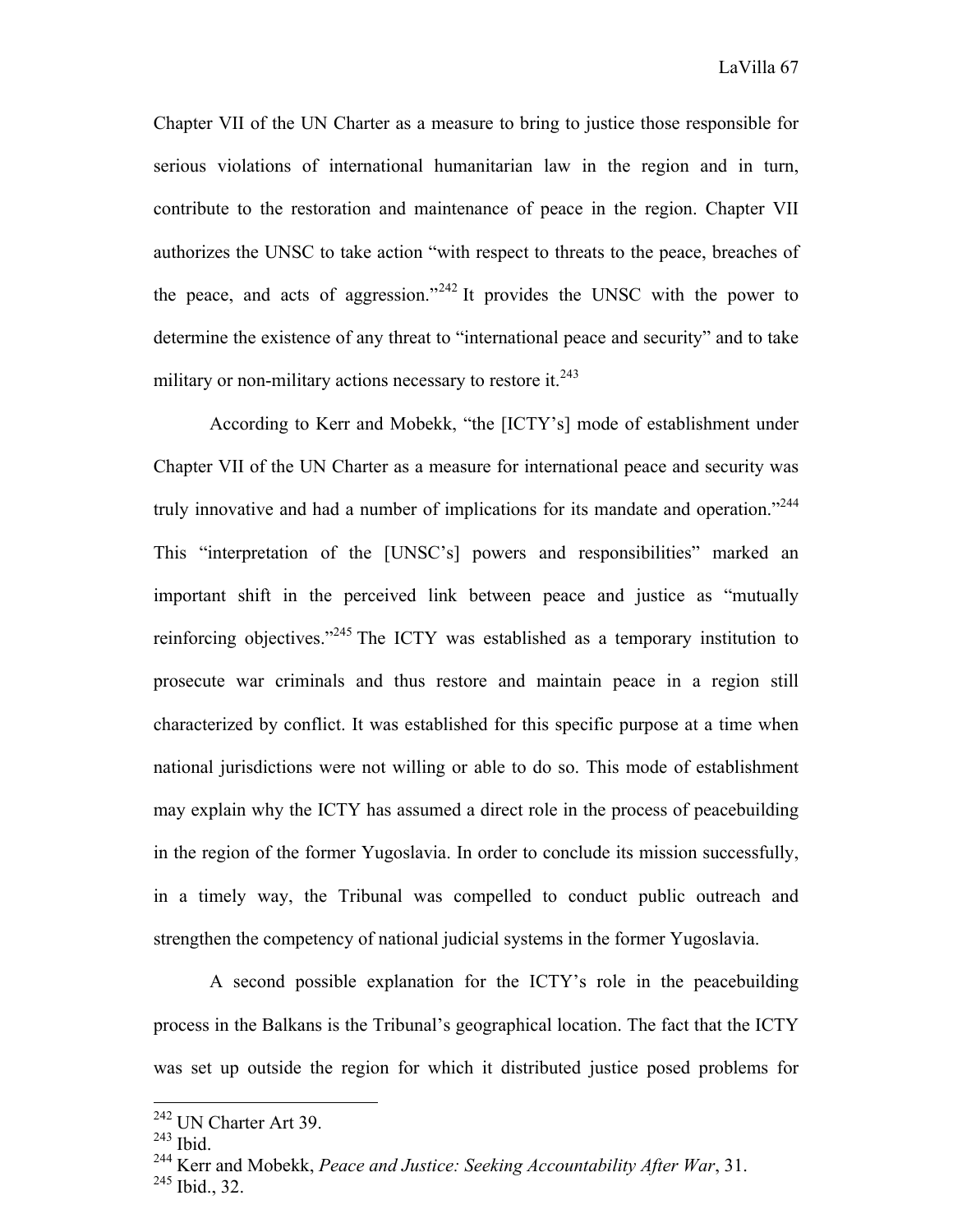Chapter VII of the UN Charter as a measure to bring to justice those responsible for serious violations of international humanitarian law in the region and in turn, contribute to the restoration and maintenance of peace in the region. Chapter VII authorizes the UNSC to take action "with respect to threats to the peace, breaches of the peace, and acts of aggression."[242] It provides the UNSC with the power to determine the existence of any threat to "international peace and security" and to take military or non-military actions necessary to restore it.[243]

According to Kerr and Mobekk, "the [ICTY's] mode of establishment under Chapter VII of the UN Charter as a measure for international peace and security was truly innovative and had a number of implications for its mandate and operation."[244] This "interpretation of the [UNSC's] powers and responsibilities" marked an important shift in the perceived link between peace and justice as "mutually reinforcing objectives."[245] The ICTY was established as a temporary institution to prosecute war criminals and thus restore and maintain peace in a region still characterized by conflict. It was established for this specific purpose at a time when national jurisdictions were not willing or able to do so. This mode of establishment may explain why the ICTY has assumed a direct role in the process of peacebuilding in the region of the former Yugoslavia. In order to conclude its mission successfully, in a timely way, the Tribunal was compelled to conduct public outreach and strengthen the competency of national judicial systems in the former Yugoslavia.

A second possible explanation for the ICTY's role in the peacebuilding process in the Balkans is the Tribunal's geographical location. The fact that the ICTY was set up outside the region for which it distributed justice posed problems for

---

[242] UN Charter Art 39.

[243] Ibid.

[244] Kerr and Mobekk, *Peace and Justice: Seeking Accountability After War*, 31.

[245] Ibid., 32.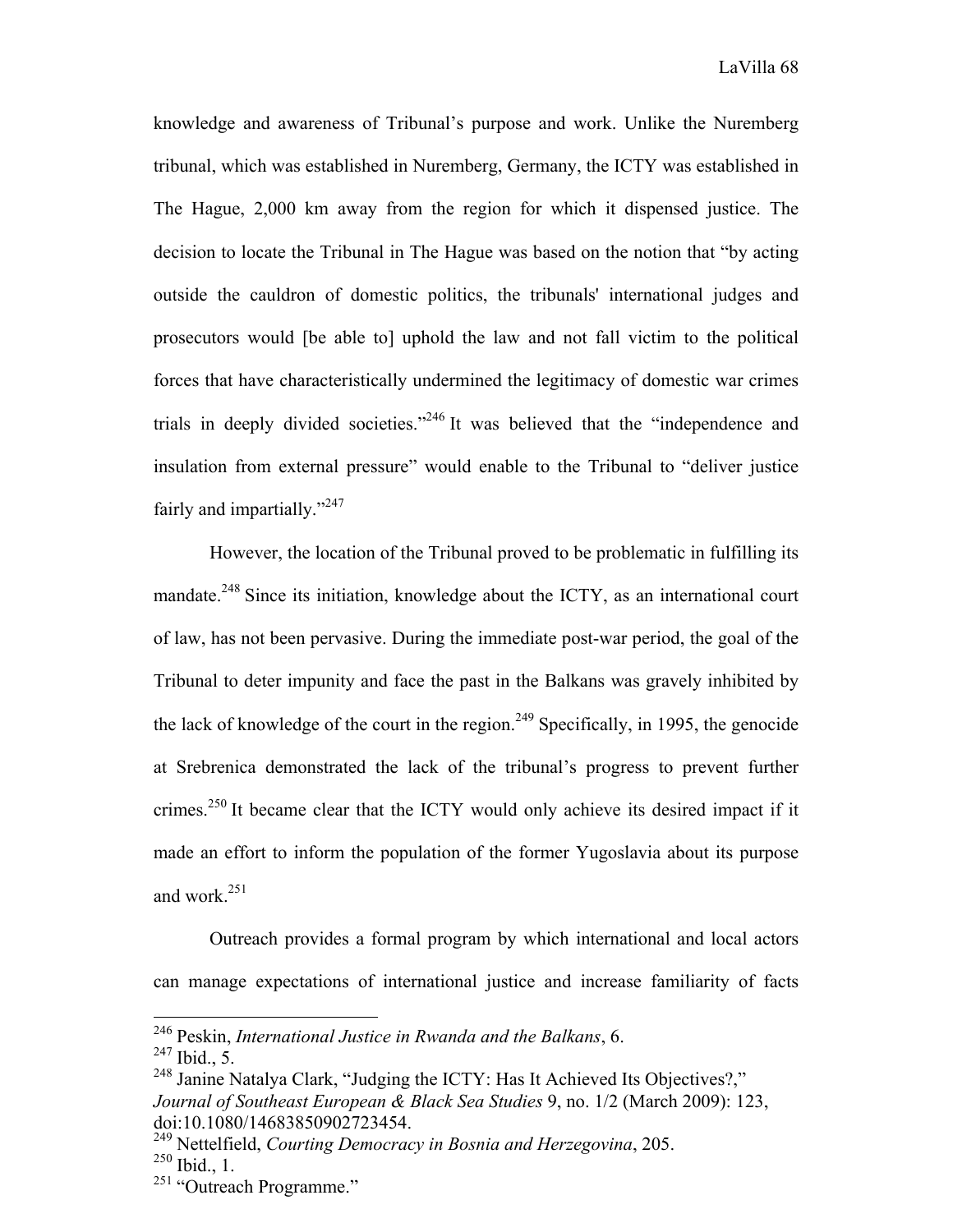knowledge and awareness of Tribunal's purpose and work. Unlike the Nuremberg tribunal, which was established in Nuremberg, Germany, the ICTY was established in The Hague, 2,000 km away from the region for which it dispensed justice. The decision to locate the Tribunal in The Hague was based on the notion that "by acting outside the cauldron of domestic politics, the tribunals' international judges and prosecutors would [be able to] uphold the law and not fall victim to the political forces that have characteristically undermined the legitimacy of domestic war crimes trials in deeply divided societies."[246] It was believed that the "independence and insulation from external pressure" would enable to the Tribunal to "deliver justice fairly and impartially."[247]

However, the location of the Tribunal proved to be problematic in fulfilling its mandate.[248] Since its initiation, knowledge about the ICTY, as an international court of law, has not been pervasive. During the immediate post-war period, the goal of the Tribunal to deter impunity and face the past in the Balkans was gravely inhibited by the lack of knowledge of the court in the region.[249] Specifically, in 1995, the genocide at Srebrenica demonstrated the lack of the tribunal's progress to prevent further crimes.[250] It became clear that the ICTY would only achieve its desired impact if it made an effort to inform the population of the former Yugoslavia about its purpose and work.[251]

Outreach provides a formal program by which international and local actors can manage expectations of international justice and increase familiarity of facts

---

[246] Peskin, *International Justice in Rwanda and the Balkans*, 6.
[247] Ibid., 5.
[248] Janine Natalya Clark, "Judging the ICTY: Has It Achieved Its Objectives?," *Journal of Southeast European & Black Sea Studies* 9, no. 1/2 (March 2009): 123, doi:10.1080/14683850902723454.
[249] Nettelfield, *Courting Democracy in Bosnia and Herzegovina*, 205.
[250] Ibid., 1.
[251] "Outreach Programme."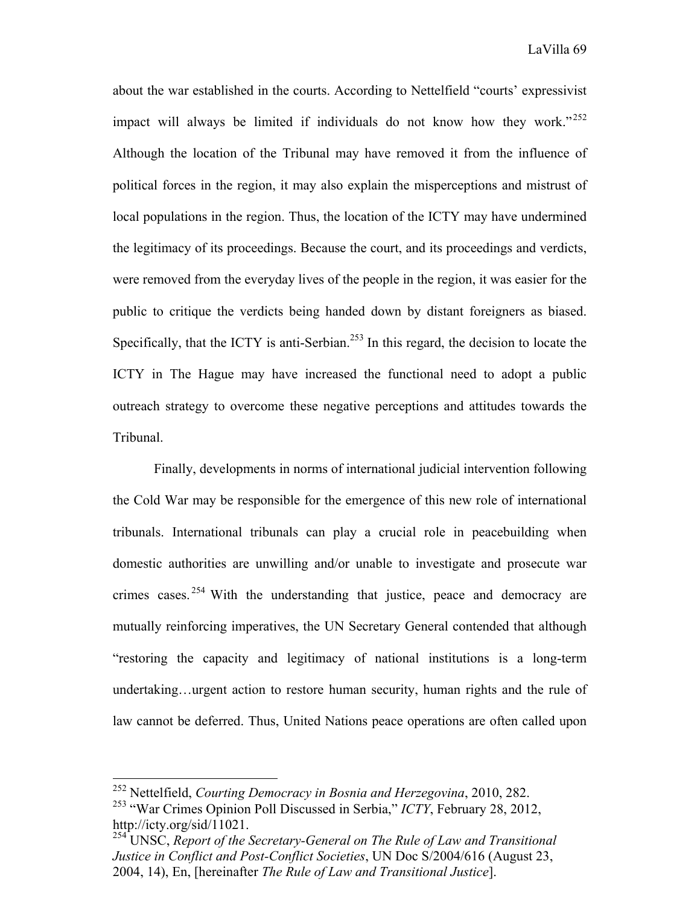about the war established in the courts. According to Nettelfield "courts' expressivist impact will always be limited if individuals do not know how they work."[252] Although the location of the Tribunal may have removed it from the influence of political forces in the region, it may also explain the misperceptions and mistrust of local populations in the region. Thus, the location of the ICTY may have undermined the legitimacy of its proceedings. Because the court, and its proceedings and verdicts, were removed from the everyday lives of the people in the region, it was easier for the public to critique the verdicts being handed down by distant foreigners as biased. Specifically, that the ICTY is anti-Serbian.[253] In this regard, the decision to locate the ICTY in The Hague may have increased the functional need to adopt a public outreach strategy to overcome these negative perceptions and attitudes towards the Tribunal.

Finally, developments in norms of international judicial intervention following the Cold War may be responsible for the emergence of this new role of international tribunals. International tribunals can play a crucial role in peacebuilding when domestic authorities are unwilling and/or unable to investigate and prosecute war crimes cases.[254] With the understanding that justice, peace and democracy are mutually reinforcing imperatives, the UN Secretary General contended that although "restoring the capacity and legitimacy of national institutions is a long-term undertaking…urgent action to restore human security, human rights and the rule of law cannot be deferred. Thus, United Nations peace operations are often called upon

---

[252] Nettelfield, *Courting Democracy in Bosnia and Herzegovina*, 2010, 282.

[253] "War Crimes Opinion Poll Discussed in Serbia," *ICTY*, February 28, 2012, http://icty.org/sid/11021.

[254] UNSC, *Report of the Secretary-General on The Rule of Law and Transitional Justice in Conflict and Post-Conflict Societies*, UN Doc S/2004/616 (August 23, 2004, 14), En, [hereinafter *The Rule of Law and Transitional Justice*].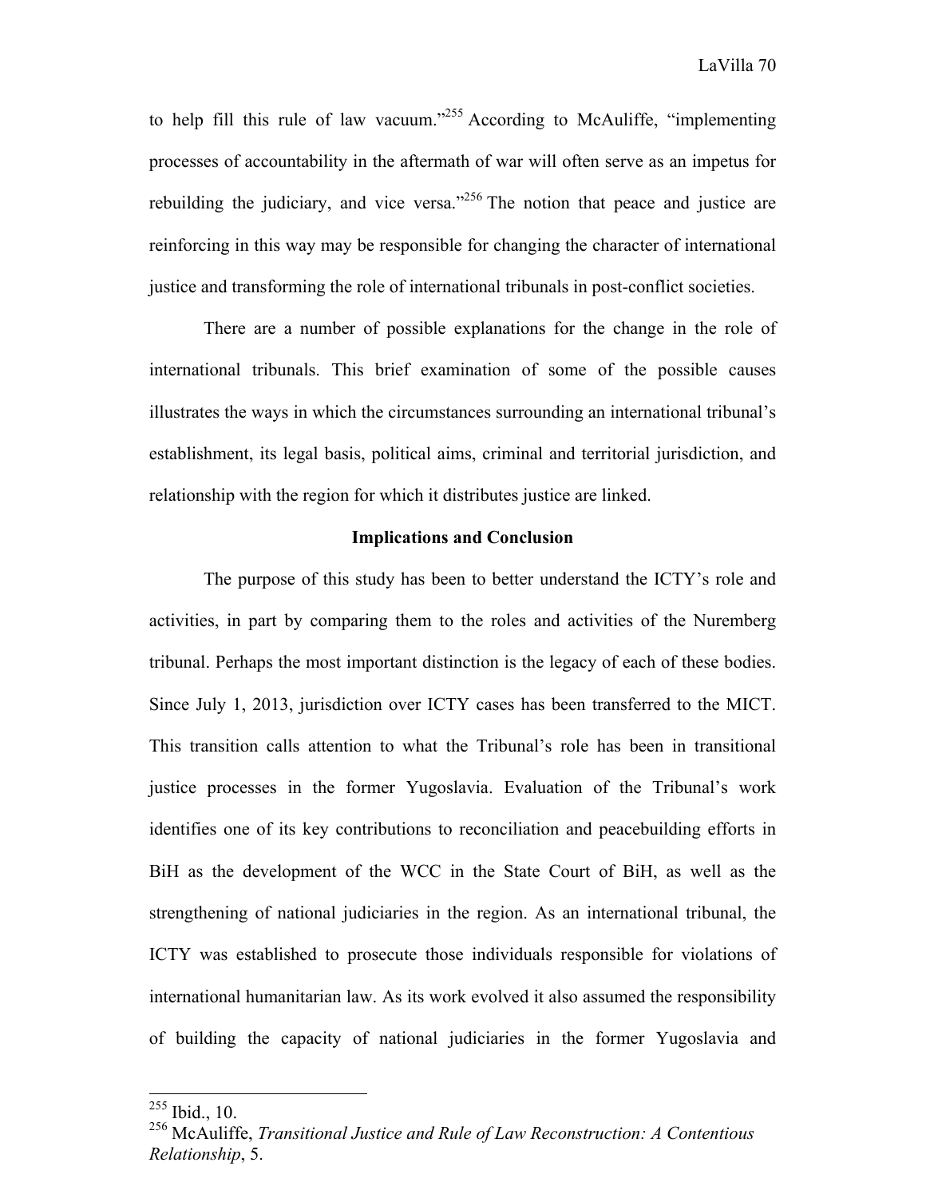to help fill this rule of law vacuum."[255] According to McAuliffe, "implementing processes of accountability in the aftermath of war will often serve as an impetus for rebuilding the judiciary, and vice versa."[256] The notion that peace and justice are reinforcing in this way may be responsible for changing the character of international justice and transforming the role of international tribunals in post-conflict societies.

There are a number of possible explanations for the change in the role of international tribunals. This brief examination of some of the possible causes illustrates the ways in which the circumstances surrounding an international tribunal's establishment, its legal basis, political aims, criminal and territorial jurisdiction, and relationship with the region for which it distributes justice are linked.

## Implications and Conclusion

The purpose of this study has been to better understand the ICTY's role and activities, in part by comparing them to the roles and activities of the Nuremberg tribunal. Perhaps the most important distinction is the legacy of each of these bodies. Since July 1, 2013, jurisdiction over ICTY cases has been transferred to the MICT. This transition calls attention to what the Tribunal's role has been in transitional justice processes in the former Yugoslavia. Evaluation of the Tribunal's work identifies one of its key contributions to reconciliation and peacebuilding efforts in BiH as the development of the WCC in the State Court of BiH, as well as the strengthening of national judiciaries in the region. As an international tribunal, the ICTY was established to prosecute those individuals responsible for violations of international humanitarian law. As its work evolved it also assumed the responsibility of building the capacity of national judiciaries in the former Yugoslavia and

---

[255] Ibid., 10.

[256] McAuliffe, *Transitional Justice and Rule of Law Reconstruction: A Contentious Relationship*, 5.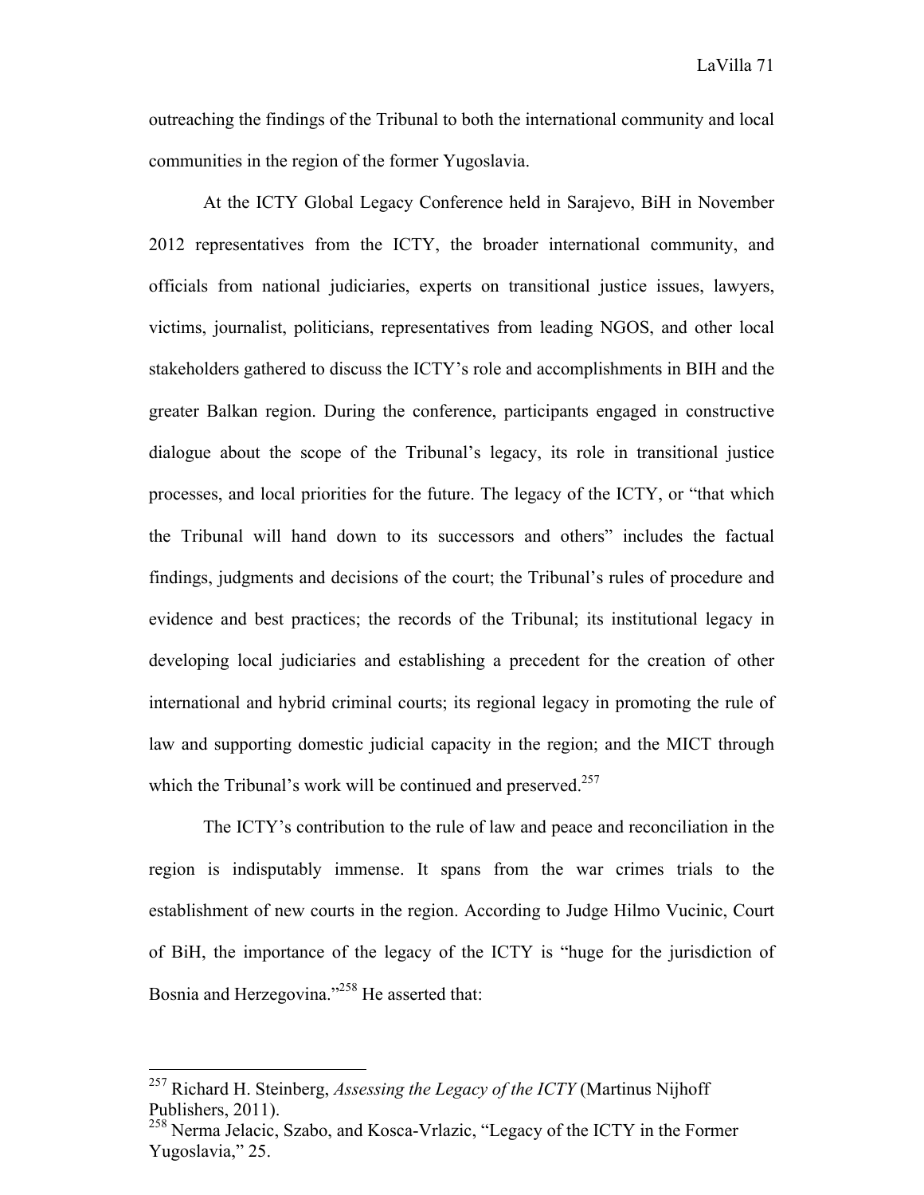outreaching the findings of the Tribunal to both the international community and local communities in the region of the former Yugoslavia.

At the ICTY Global Legacy Conference held in Sarajevo, BiH in November 2012 representatives from the ICTY, the broader international community, and officials from national judiciaries, experts on transitional justice issues, lawyers, victims, journalist, politicians, representatives from leading NGOS, and other local stakeholders gathered to discuss the ICTY's role and accomplishments in BIH and the greater Balkan region. During the conference, participants engaged in constructive dialogue about the scope of the Tribunal's legacy, its role in transitional justice processes, and local priorities for the future. The legacy of the ICTY, or "that which the Tribunal will hand down to its successors and others" includes the factual findings, judgments and decisions of the court; the Tribunal's rules of procedure and evidence and best practices; the records of the Tribunal; its institutional legacy in developing local judiciaries and establishing a precedent for the creation of other international and hybrid criminal courts; its regional legacy in promoting the rule of law and supporting domestic judicial capacity in the region; and the MICT through which the Tribunal's work will be continued and preserved.[257]

The ICTY's contribution to the rule of law and peace and reconciliation in the region is indisputably immense. It spans from the war crimes trials to the establishment of new courts in the region. According to Judge Hilmo Vucinic, Court of BiH, the importance of the legacy of the ICTY is "huge for the jurisdiction of Bosnia and Herzegovina."[258] He asserted that:

---

[257] Richard H. Steinberg, *Assessing the Legacy of the ICTY* (Martinus Nijhoff Publishers, 2011).

[258] Nerma Jelacic, Szabo, and Kosca-Vrlazic, "Legacy of the ICTY in the Former Yugoslavia," 25.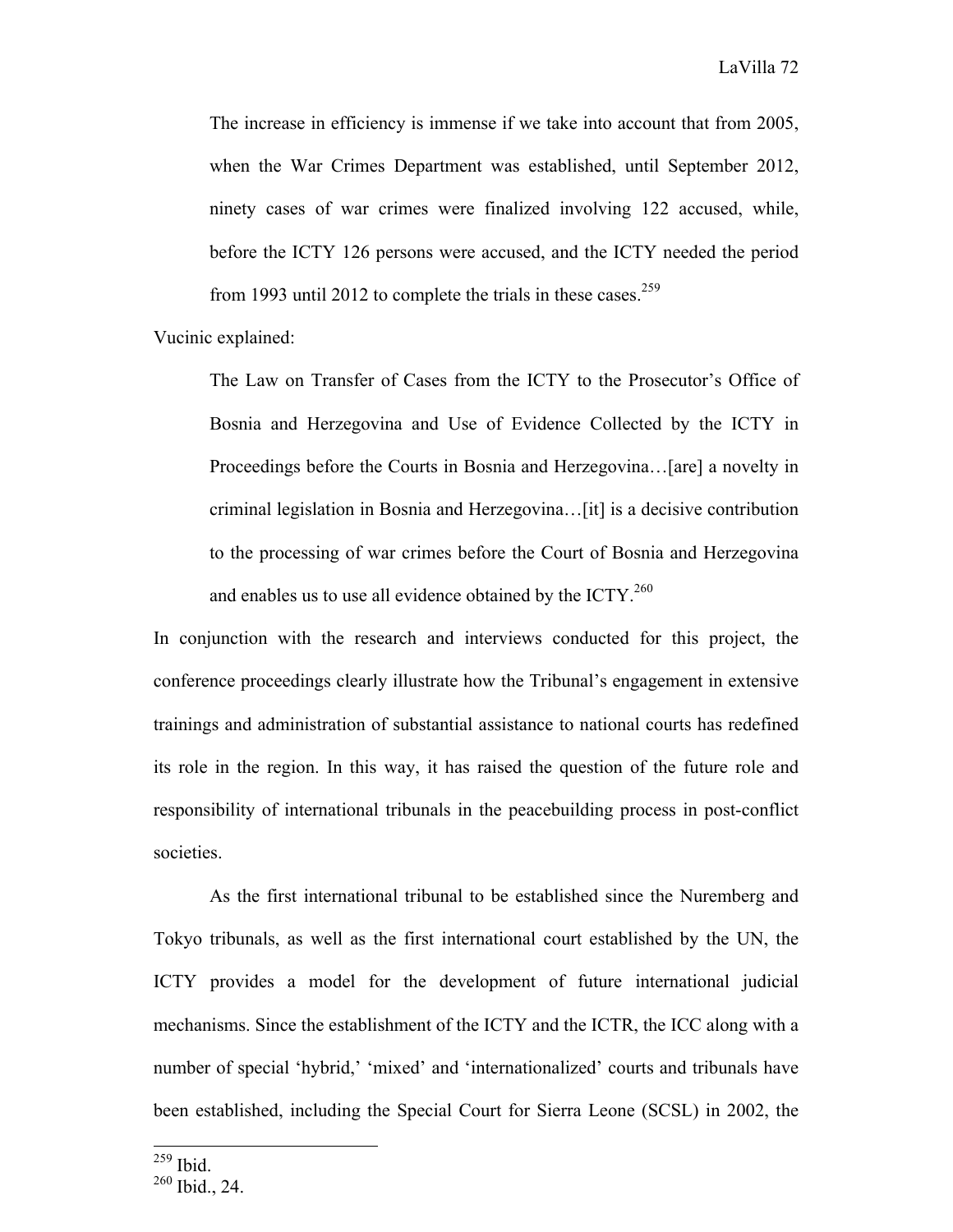> The increase in efficiency is immense if we take into account that from 2005, when the War Crimes Department was established, until September 2012, ninety cases of war crimes were finalized involving 122 accused, while, before the ICTY 126 persons were accused, and the ICTY needed the period from 1993 until 2012 to complete the trials in these cases.[259]

Vucinic explained:

> The Law on Transfer of Cases from the ICTY to the Prosecutor's Office of Bosnia and Herzegovina and Use of Evidence Collected by the ICTY in Proceedings before the Courts in Bosnia and Herzegovina…[are] a novelty in criminal legislation in Bosnia and Herzegovina…[it] is a decisive contribution to the processing of war crimes before the Court of Bosnia and Herzegovina and enables us to use all evidence obtained by the ICTY.[260]

In conjunction with the research and interviews conducted for this project, the conference proceedings clearly illustrate how the Tribunal's engagement in extensive trainings and administration of substantial assistance to national courts has redefined its role in the region. In this way, it has raised the question of the future role and responsibility of international tribunals in the peacebuilding process in post-conflict societies.

As the first international tribunal to be established since the Nuremberg and Tokyo tribunals, as well as the first international court established by the UN, the ICTY provides a model for the development of future international judicial mechanisms. Since the establishment of the ICTY and the ICTR, the ICC along with a number of special 'hybrid,' 'mixed' and 'internationalized' courts and tribunals have been established, including the Special Court for Sierra Leone (SCSL) in 2002, the

---

[259] Ibid.

[260] Ibid., 24.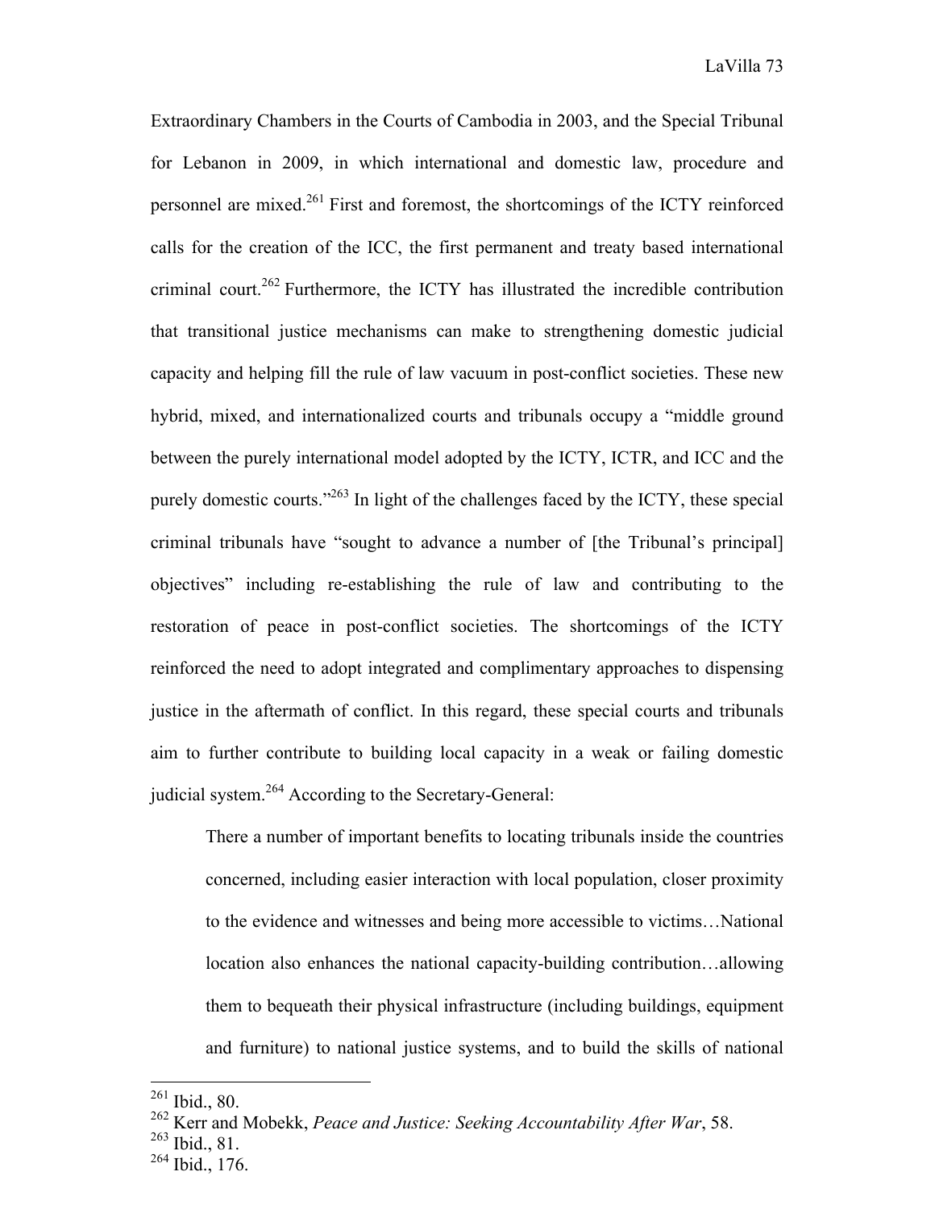Extraordinary Chambers in the Courts of Cambodia in 2003, and the Special Tribunal for Lebanon in 2009, in which international and domestic law, procedure and personnel are mixed.[261] First and foremost, the shortcomings of the ICTY reinforced calls for the creation of the ICC, the first permanent and treaty based international criminal court.[262] Furthermore, the ICTY has illustrated the incredible contribution that transitional justice mechanisms can make to strengthening domestic judicial capacity and helping fill the rule of law vacuum in post-conflict societies. These new hybrid, mixed, and internationalized courts and tribunals occupy a "middle ground between the purely international model adopted by the ICTY, ICTR, and ICC and the purely domestic courts."[263] In light of the challenges faced by the ICTY, these special criminal tribunals have "sought to advance a number of [the Tribunal's principal] objectives" including re-establishing the rule of law and contributing to the restoration of peace in post-conflict societies. The shortcomings of the ICTY reinforced the need to adopt integrated and complimentary approaches to dispensing justice in the aftermath of conflict. In this regard, these special courts and tribunals aim to further contribute to building local capacity in a weak or failing domestic judicial system.[264] According to the Secretary-General:

> There a number of important benefits to locating tribunals inside the countries concerned, including easier interaction with local population, closer proximity to the evidence and witnesses and being more accessible to victims…National location also enhances the national capacity-building contribution…allowing them to bequeath their physical infrastructure (including buildings, equipment and furniture) to national justice systems, and to build the skills of national

---

[261] Ibid., 80.

[262] Kerr and Mobekk, *Peace and Justice: Seeking Accountability After War*, 58.

[263] Ibid., 81.

[264] Ibid., 176.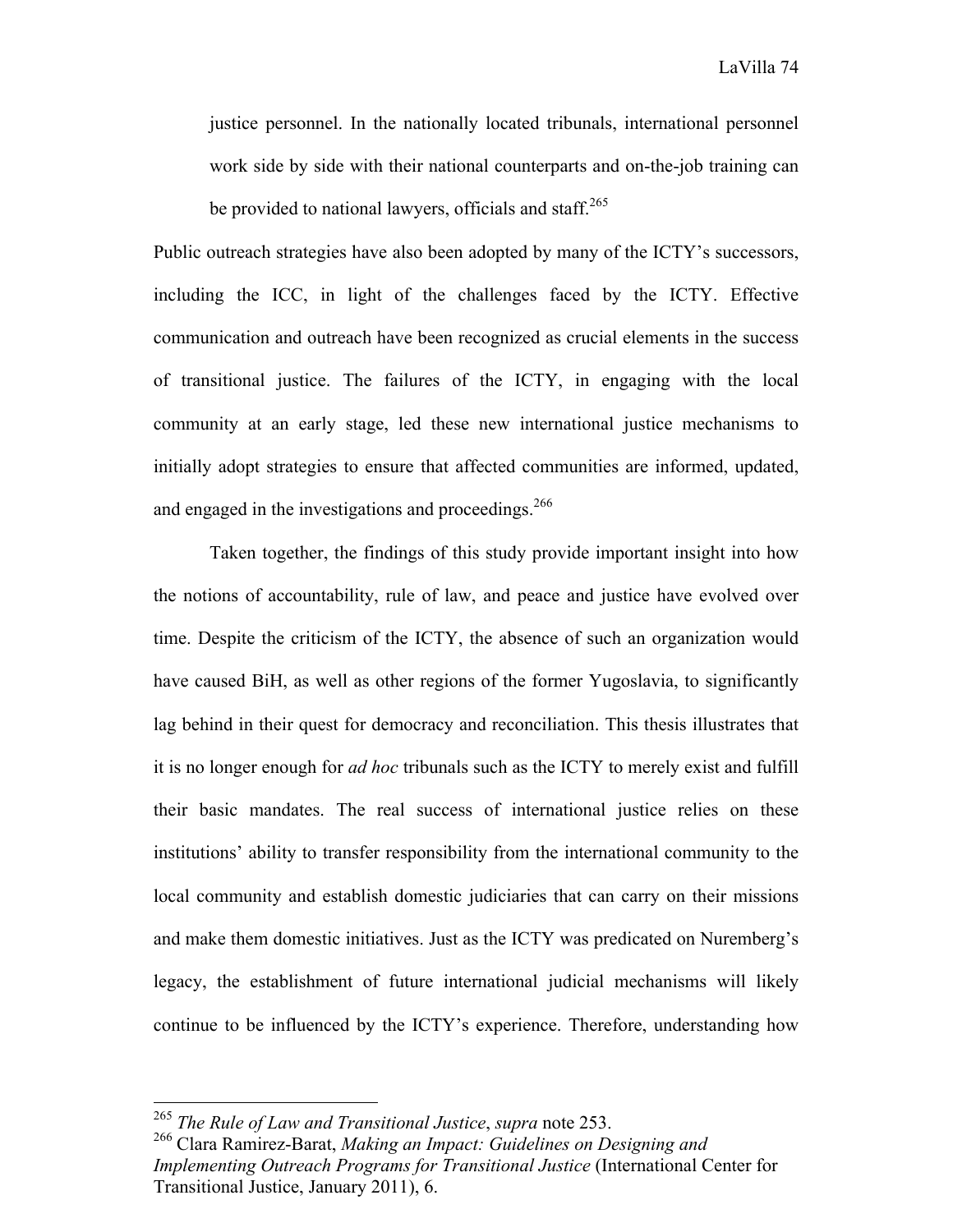> justice personnel. In the nationally located tribunals, international personnel work side by side with their national counterparts and on-the-job training can be provided to national lawyers, officials and staff.[265]

Public outreach strategies have also been adopted by many of the ICTY's successors, including the ICC, in light of the challenges faced by the ICTY. Effective communication and outreach have been recognized as crucial elements in the success of transitional justice. The failures of the ICTY, in engaging with the local community at an early stage, led these new international justice mechanisms to initially adopt strategies to ensure that affected communities are informed, updated, and engaged in the investigations and proceedings.[266]

Taken together, the findings of this study provide important insight into how the notions of accountability, rule of law, and peace and justice have evolved over time. Despite the criticism of the ICTY, the absence of such an organization would have caused BiH, as well as other regions of the former Yugoslavia, to significantly lag behind in their quest for democracy and reconciliation. This thesis illustrates that it is no longer enough for *ad hoc* tribunals such as the ICTY to merely exist and fulfill their basic mandates. The real success of international justice relies on these institutions' ability to transfer responsibility from the international community to the local community and establish domestic judiciaries that can carry on their missions and make them domestic initiatives. Just as the ICTY was predicated on Nuremberg's legacy, the establishment of future international judicial mechanisms will likely continue to be influenced by the ICTY's experience. Therefore, understanding how

---

[265] *The Rule of Law and Transitional Justice*, *supra* note 253.

[266] Clara Ramirez-Barat, *Making an Impact: Guidelines on Designing and Implementing Outreach Programs for Transitional Justice* (International Center for Transitional Justice, January 2011), 6.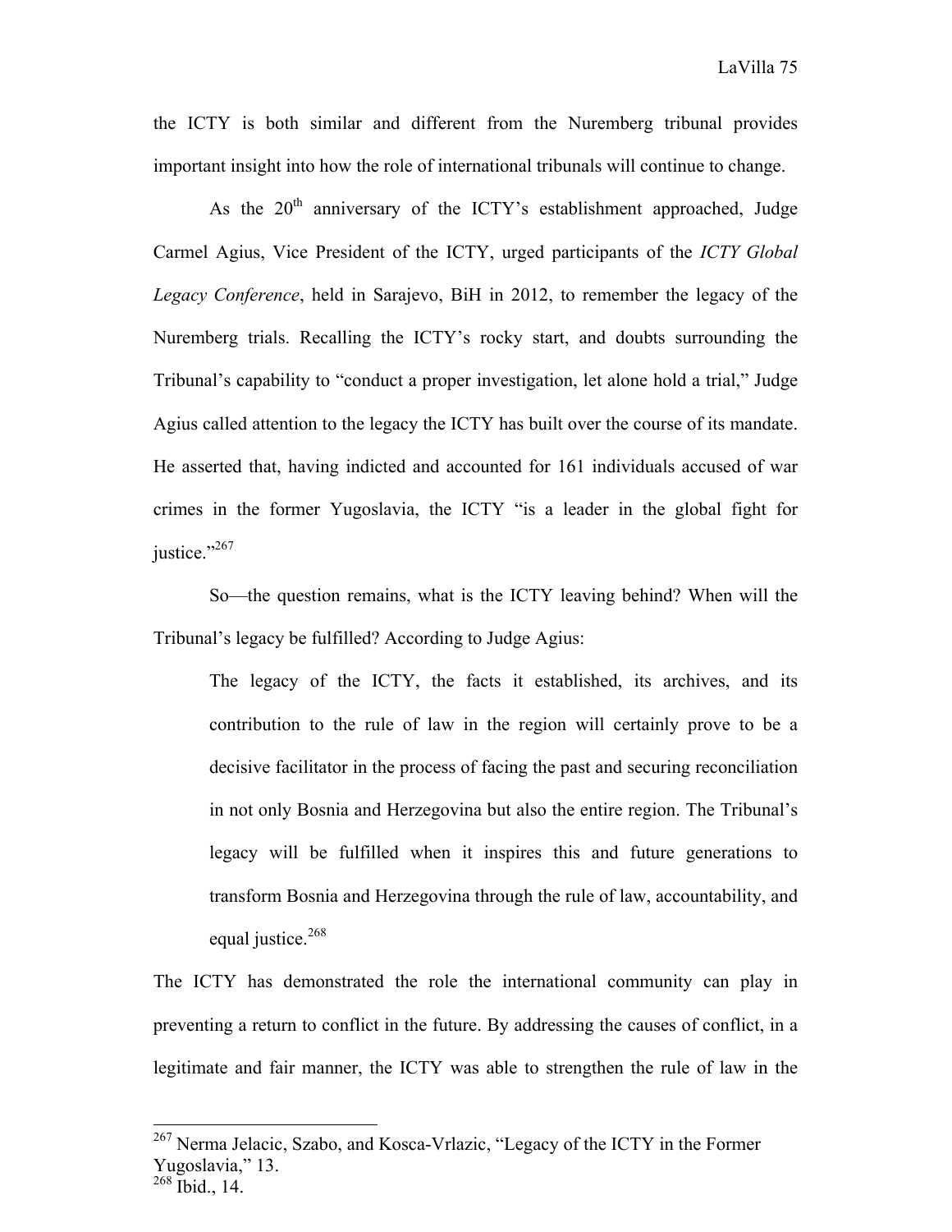the ICTY is both similar and different from the Nuremberg tribunal provides important insight into how the role of international tribunals will continue to change.

As the 20th anniversary of the ICTY's establishment approached, Judge Carmel Agius, Vice President of the ICTY, urged participants of the *ICTY Global Legacy Conference*, held in Sarajevo, BiH in 2012, to remember the legacy of the Nuremberg trials. Recalling the ICTY's rocky start, and doubts surrounding the Tribunal's capability to "conduct a proper investigation, let alone hold a trial," Judge Agius called attention to the legacy the ICTY has built over the course of its mandate. He asserted that, having indicted and accounted for 161 individuals accused of war crimes in the former Yugoslavia, the ICTY "is a leader in the global fight for justice."[267]

So—the question remains, what is the ICTY leaving behind? When will the Tribunal's legacy be fulfilled? According to Judge Agius:

> The legacy of the ICTY, the facts it established, its archives, and its contribution to the rule of law in the region will certainly prove to be a decisive facilitator in the process of facing the past and securing reconciliation in not only Bosnia and Herzegovina but also the entire region. The Tribunal's legacy will be fulfilled when it inspires this and future generations to transform Bosnia and Herzegovina through the rule of law, accountability, and equal justice.[268]

The ICTY has demonstrated the role the international community can play in preventing a return to conflict in the future. By addressing the causes of conflict, in a legitimate and fair manner, the ICTY was able to strengthen the rule of law in the

---

[267] Nerma Jelacic, Szabo, and Kosca-Vrlazic, "Legacy of the ICTY in the Former Yugoslavia," 13.

[268] Ibid., 14.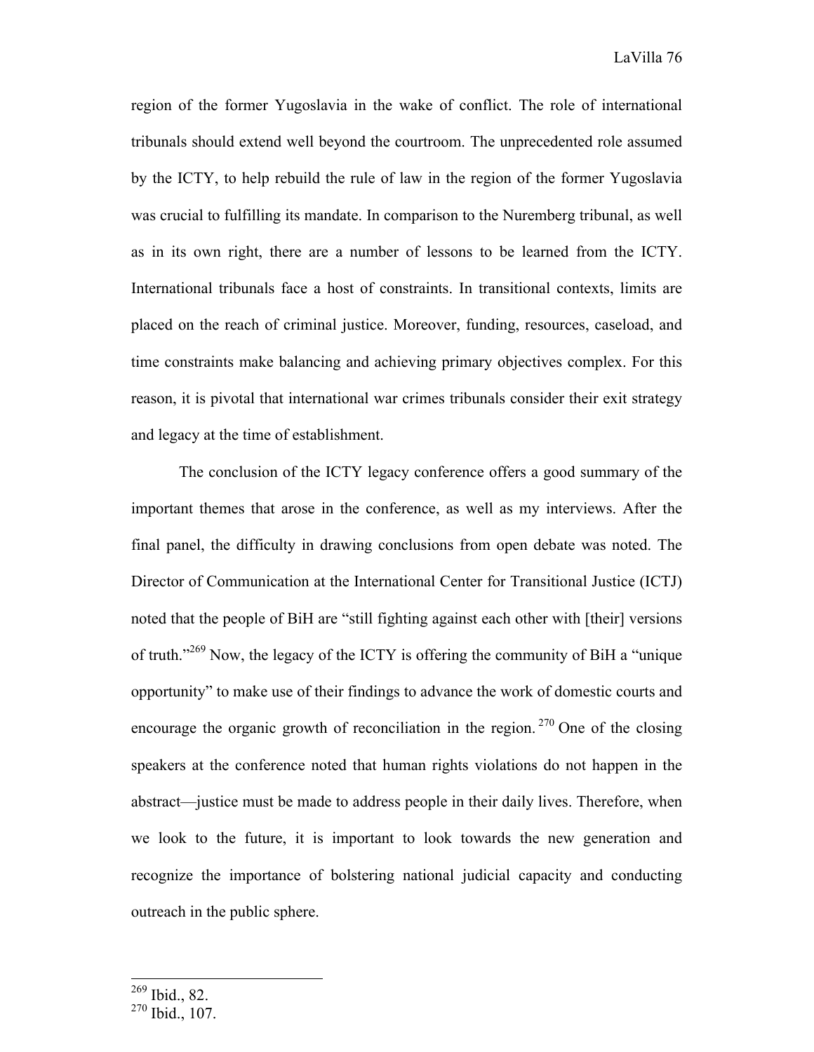region of the former Yugoslavia in the wake of conflict. The role of international tribunals should extend well beyond the courtroom. The unprecedented role assumed by the ICTY, to help rebuild the rule of law in the region of the former Yugoslavia was crucial to fulfilling its mandate. In comparison to the Nuremberg tribunal, as well as in its own right, there are a number of lessons to be learned from the ICTY. International tribunals face a host of constraints. In transitional contexts, limits are placed on the reach of criminal justice. Moreover, funding, resources, caseload, and time constraints make balancing and achieving primary objectives complex. For this reason, it is pivotal that international war crimes tribunals consider their exit strategy and legacy at the time of establishment.

The conclusion of the ICTY legacy conference offers a good summary of the important themes that arose in the conference, as well as my interviews. After the final panel, the difficulty in drawing conclusions from open debate was noted. The Director of Communication at the International Center for Transitional Justice (ICTJ) noted that the people of BiH are "still fighting against each other with [their] versions of truth."[269] Now, the legacy of the ICTY is offering the community of BiH a "unique opportunity" to make use of their findings to advance the work of domestic courts and encourage the organic growth of reconciliation in the region.[270] One of the closing speakers at the conference noted that human rights violations do not happen in the abstract—justice must be made to address people in their daily lives. Therefore, when we look to the future, it is important to look towards the new generation and recognize the importance of bolstering national judicial capacity and conducting outreach in the public sphere.

---

[269] Ibid., 82.
[270] Ibid., 107.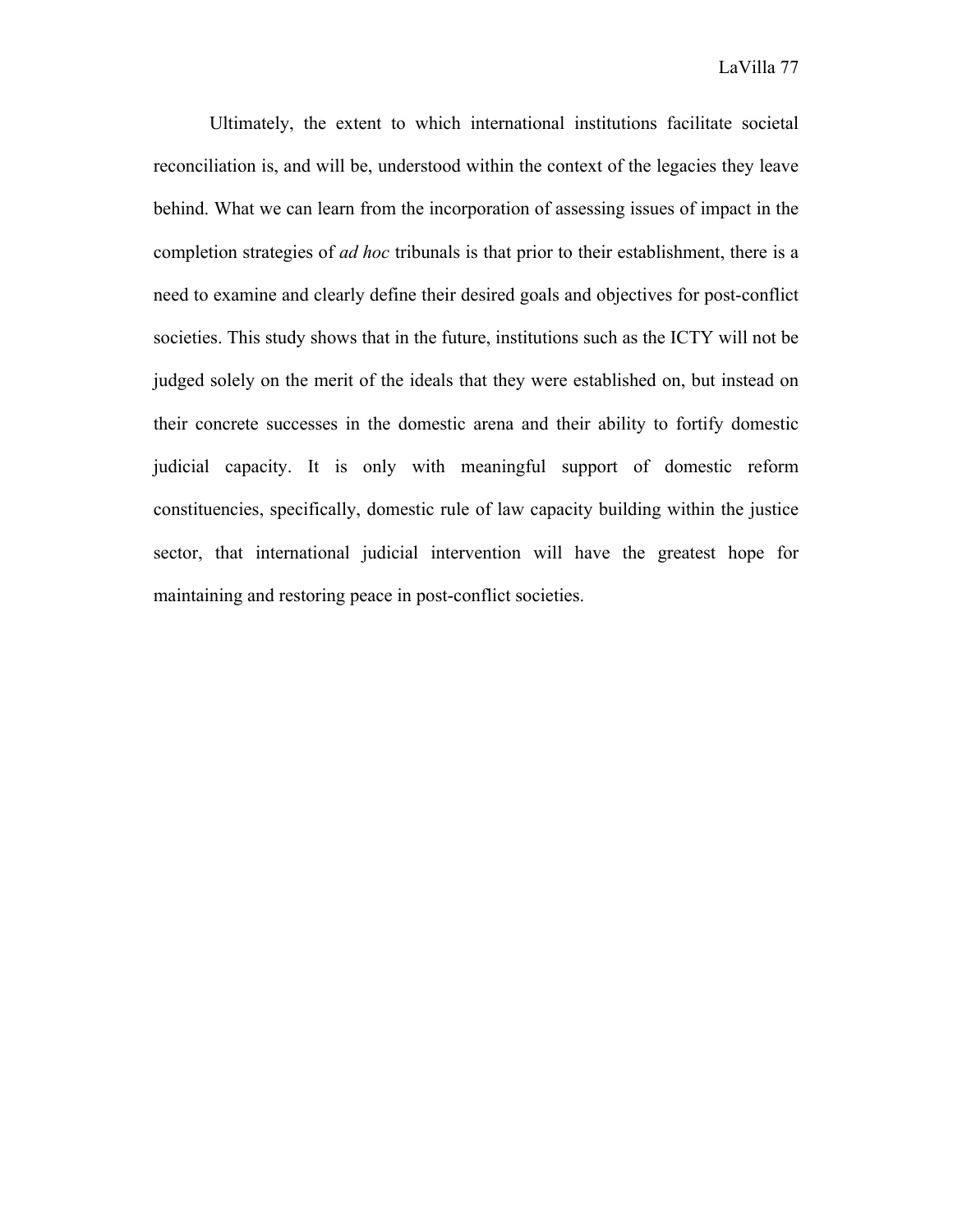Ultimately, the extent to which international institutions facilitate societal reconciliation is, and will be, understood within the context of the legacies they leave behind. What we can learn from the incorporation of assessing issues of impact in the completion strategies of *ad hoc* tribunals is that prior to their establishment, there is a need to examine and clearly define their desired goals and objectives for post-conflict societies. This study shows that in the future, institutions such as the ICTY will not be judged solely on the merit of the ideals that they were established on, but instead on their concrete successes in the domestic arena and their ability to fortify domestic judicial capacity. It is only with meaningful support of domestic reform constituencies, specifically, domestic rule of law capacity building within the justice sector, that international judicial intervention will have the greatest hope for maintaining and restoring peace in post-conflict societies.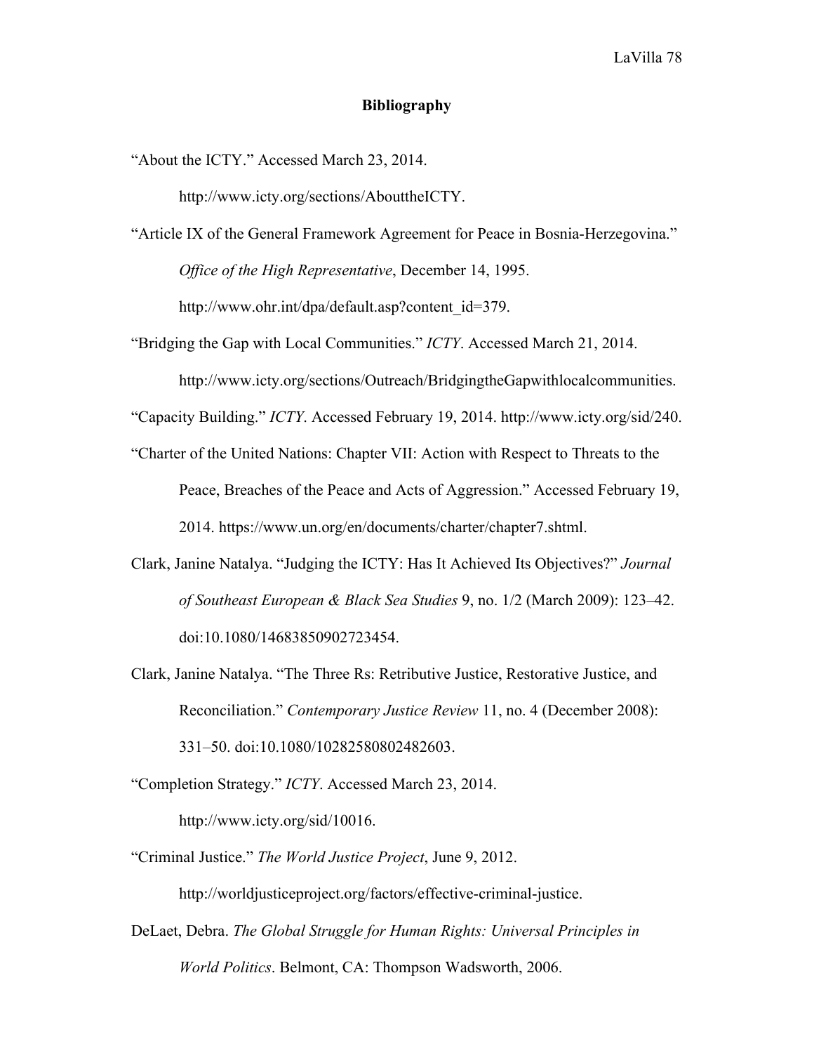**Bibliography**

"About the ICTY." Accessed March 23, 2014. http://www.icty.org/sections/AbouttheICTY.

"Article IX of the General Framework Agreement for Peace in Bosnia-Herzegovina." *Office of the High Representative*, December 14, 1995. http://www.ohr.int/dpa/default.asp?content_id=379.

"Bridging the Gap with Local Communities." *ICTY*. Accessed March 21, 2014. http://www.icty.org/sections/Outreach/BridgingtheGapwithlocalcommunities.

"Capacity Building." *ICTY*. Accessed February 19, 2014. http://www.icty.org/sid/240.

"Charter of the United Nations: Chapter VII: Action with Respect to Threats to the Peace, Breaches of the Peace and Acts of Aggression." Accessed February 19, 2014. https://www.un.org/en/documents/charter/chapter7.shtml.

Clark, Janine Natalya. "Judging the ICTY: Has It Achieved Its Objectives?" *Journal of Southeast European & Black Sea Studies* 9, no. 1/2 (March 2009): 123–42. doi:10.1080/14683850902723454.

Clark, Janine Natalya. "The Three Rs: Retributive Justice, Restorative Justice, and Reconciliation." *Contemporary Justice Review* 11, no. 4 (December 2008): 331–50. doi:10.1080/10282580802482603.

"Completion Strategy." *ICTY*. Accessed March 23, 2014. http://www.icty.org/sid/10016.

"Criminal Justice." *The World Justice Project*, June 9, 2012. http://worldjusticeproject.org/factors/effective-criminal-justice.

DeLaet, Debra. *The Global Struggle for Human Rights: Universal Principles in World Politics*. Belmont, CA: Thompson Wadsworth, 2006.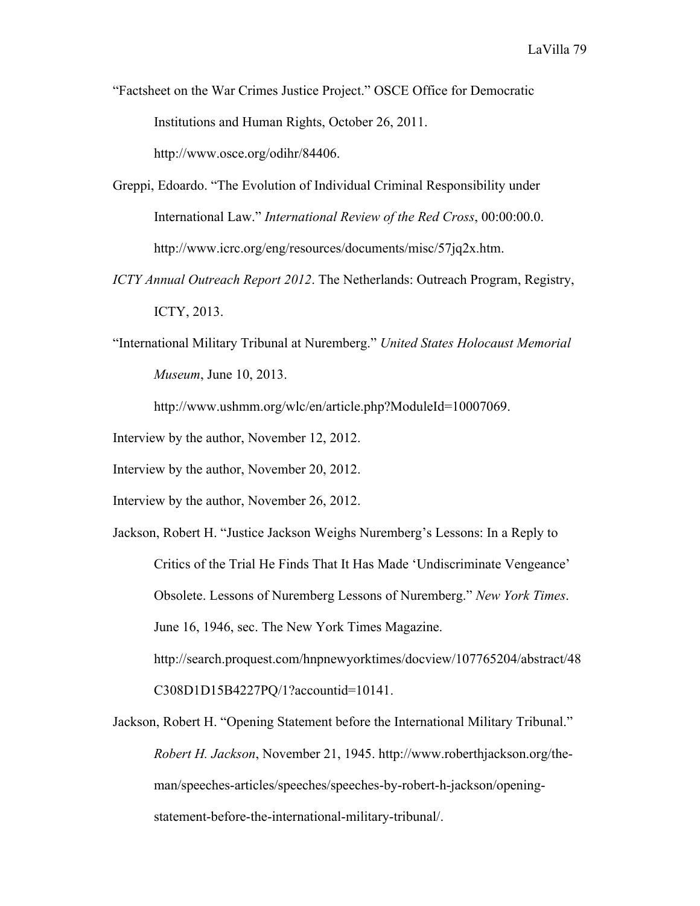"Factsheet on the War Crimes Justice Project." OSCE Office for Democratic Institutions and Human Rights, October 26, 2011. http://www.osce.org/odihr/84406.

Greppi, Edoardo. "The Evolution of Individual Criminal Responsibility under International Law." *International Review of the Red Cross*, 00:00:00.0. http://www.icrc.org/eng/resources/documents/misc/57jq2x.htm.

*ICTY Annual Outreach Report 2012*. The Netherlands: Outreach Program, Registry, ICTY, 2013.

"International Military Tribunal at Nuremberg." *United States Holocaust Memorial Museum*, June 10, 2013. http://www.ushmm.org/wlc/en/article.php?ModuleId=10007069.

Interview by the author, November 12, 2012.

Interview by the author, November 20, 2012.

Interview by the author, November 26, 2012.

Jackson, Robert H. "Justice Jackson Weighs Nuremberg's Lessons: In a Reply to Critics of the Trial He Finds That It Has Made 'Undiscriminate Vengeance' Obsolete. Lessons of Nuremberg Lessons of Nuremberg." *New York Times*. June 16, 1946, sec. The New York Times Magazine. http://search.proquest.com/hnpnewyorktimes/docview/107765204/abstract/48C308D1D15B4227PQ/1?accountid=10141.

Jackson, Robert H. "Opening Statement before the International Military Tribunal." *Robert H. Jackson*, November 21, 1945. http://www.roberthjackson.org/the-man/speeches-articles/speeches/speeches-by-robert-h-jackson/opening-statement-before-the-international-military-tribunal/.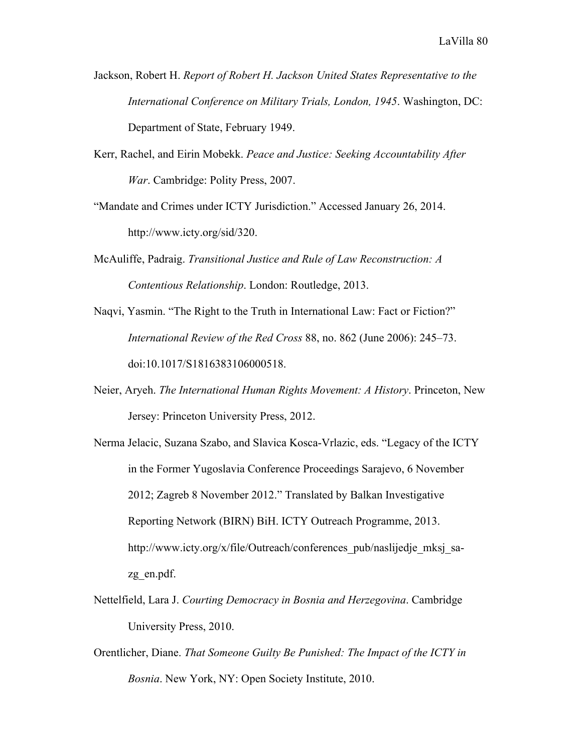Jackson, Robert H. *Report of Robert H. Jackson United States Representative to the International Conference on Military Trials, London, 1945*. Washington, DC: Department of State, February 1949.

Kerr, Rachel, and Eirin Mobekk. *Peace and Justice: Seeking Accountability After War*. Cambridge: Polity Press, 2007.

"Mandate and Crimes under ICTY Jurisdiction." Accessed January 26, 2014. http://www.icty.org/sid/320.

McAuliffe, Padraig. *Transitional Justice and Rule of Law Reconstruction: A Contentious Relationship*. London: Routledge, 2013.

Naqvi, Yasmin. "The Right to the Truth in International Law: Fact or Fiction?" *International Review of the Red Cross* 88, no. 862 (June 2006): 245–73. doi:10.1017/S1816383106000518.

Neier, Aryeh. *The International Human Rights Movement: A History*. Princeton, New Jersey: Princeton University Press, 2012.

Nerma Jelacic, Suzana Szabo, and Slavica Kosca-Vrlazic, eds. "Legacy of the ICTY in the Former Yugoslavia Conference Proceedings Sarajevo, 6 November 2012; Zagreb 8 November 2012." Translated by Balkan Investigative Reporting Network (BIRN) BiH. ICTY Outreach Programme, 2013. http://www.icty.org/x/file/Outreach/conferences_pub/naslijedje_mksj_sa-zg_en.pdf.

Nettelfield, Lara J. *Courting Democracy in Bosnia and Herzegovina*. Cambridge University Press, 2010.

Orentlicher, Diane. *That Someone Guilty Be Punished: The Impact of the ICTY in Bosnia*. New York, NY: Open Society Institute, 2010.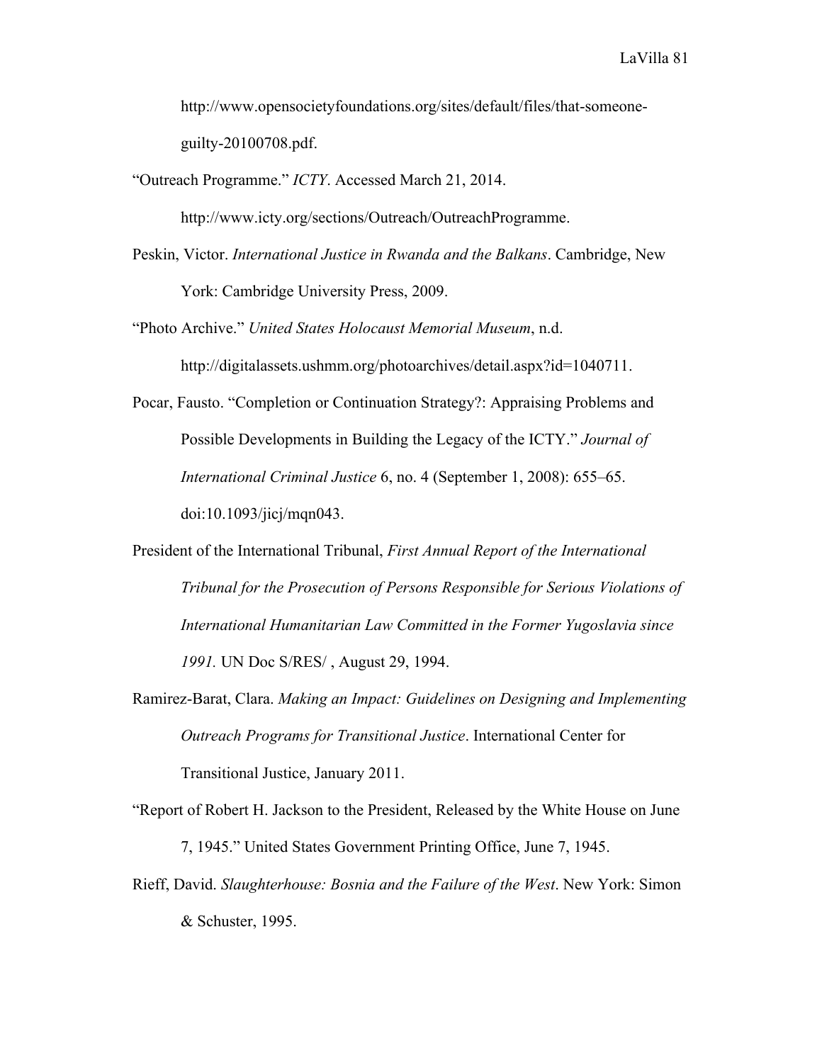http://www.opensocietyfoundations.org/sites/default/files/that-someone-guilty-20100708.pdf.

"Outreach Programme." *ICTY*. Accessed March 21, 2014. http://www.icty.org/sections/Outreach/OutreachProgramme.

Peskin, Victor. *International Justice in Rwanda and the Balkans*. Cambridge, New York: Cambridge University Press, 2009.

"Photo Archive." *United States Holocaust Memorial Museum*, n.d. http://digitalassets.ushmm.org/photoarchives/detail.aspx?id=1040711.

Pocar, Fausto. "Completion or Continuation Strategy?: Appraising Problems and Possible Developments in Building the Legacy of the ICTY." *Journal of International Criminal Justice* 6, no. 4 (September 1, 2008): 655–65. doi:10.1093/jicj/mqn043.

President of the International Tribunal, *First Annual Report of the International Tribunal for the Prosecution of Persons Responsible for Serious Violations of International Humanitarian Law Committed in the Former Yugoslavia since 1991.* UN Doc S/RES/ , August 29, 1994.

Ramirez-Barat, Clara. *Making an Impact: Guidelines on Designing and Implementing Outreach Programs for Transitional Justice*. International Center for Transitional Justice, January 2011.

"Report of Robert H. Jackson to the President, Released by the White House on June 7, 1945." United States Government Printing Office, June 7, 1945.

Rieff, David. *Slaughterhouse: Bosnia and the Failure of the West*. New York: Simon & Schuster, 1995.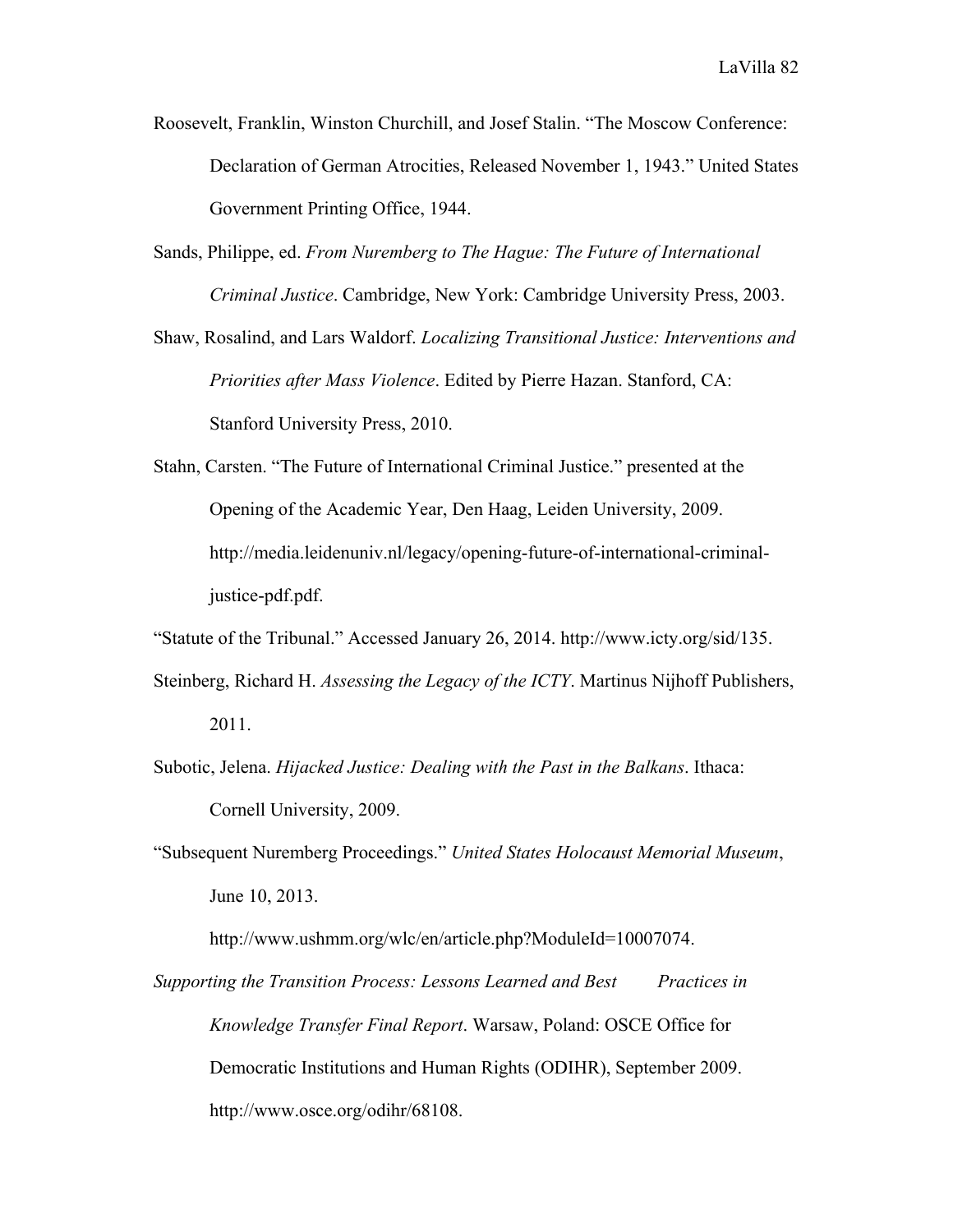Roosevelt, Franklin, Winston Churchill, and Josef Stalin. "The Moscow Conference: Declaration of German Atrocities, Released November 1, 1943." United States Government Printing Office, 1944.

Sands, Philippe, ed. *From Nuremberg to The Hague: The Future of International Criminal Justice*. Cambridge, New York: Cambridge University Press, 2003.

Shaw, Rosalind, and Lars Waldorf. *Localizing Transitional Justice: Interventions and Priorities after Mass Violence*. Edited by Pierre Hazan. Stanford, CA: Stanford University Press, 2010.

Stahn, Carsten. "The Future of International Criminal Justice." presented at the Opening of the Academic Year, Den Haag, Leiden University, 2009. http://media.leidenuniv.nl/legacy/opening-future-of-international-criminal-justice-pdf.pdf.

"Statute of the Tribunal." Accessed January 26, 2014. http://www.icty.org/sid/135.

Steinberg, Richard H. *Assessing the Legacy of the ICTY*. Martinus Nijhoff Publishers, 2011.

Subotic, Jelena. *Hijacked Justice: Dealing with the Past in the Balkans*. Ithaca: Cornell University, 2009.

"Subsequent Nuremberg Proceedings." *United States Holocaust Memorial Museum*, June 10, 2013. http://www.ushmm.org/wlc/en/article.php?ModuleId=10007074.

*Supporting the Transition Process: Lessons Learned and Best Practices in Knowledge Transfer Final Report*. Warsaw, Poland: OSCE Office for Democratic Institutions and Human Rights (ODIHR), September 2009. http://www.osce.org/odihr/68108.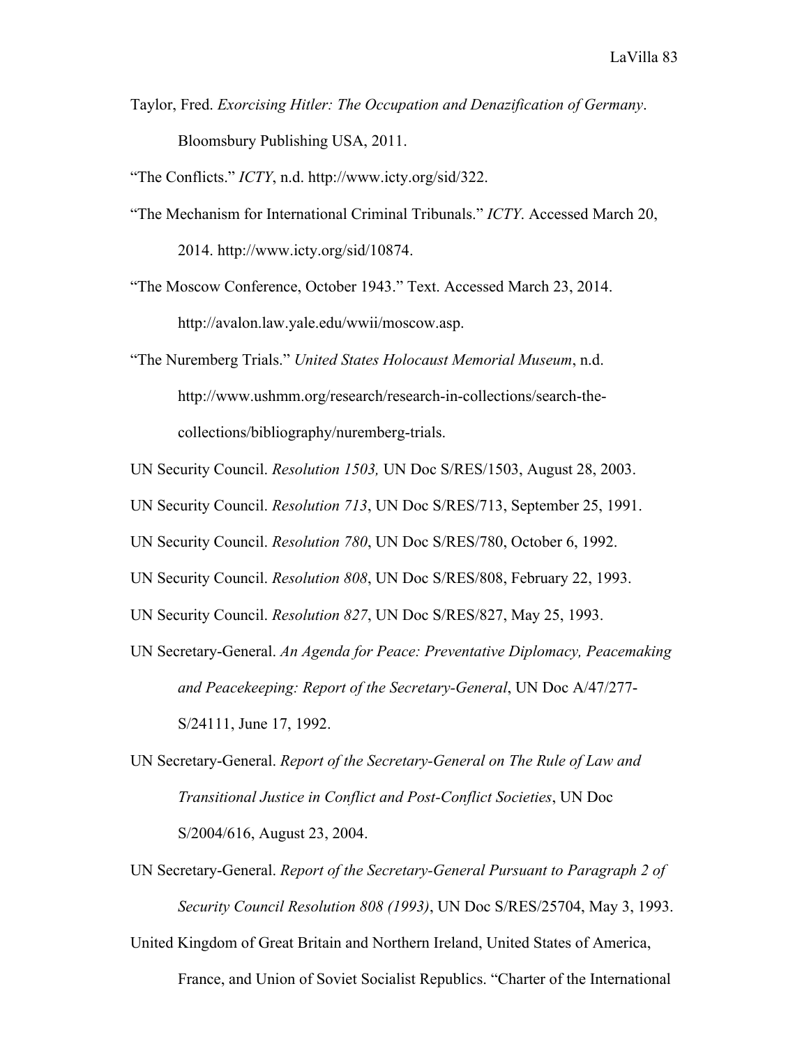Taylor, Fred. *Exorcising Hitler: The Occupation and Denazification of Germany*. Bloomsbury Publishing USA, 2011.

"The Conflicts." *ICTY*, n.d. http://www.icty.org/sid/322.

"The Mechanism for International Criminal Tribunals." *ICTY*. Accessed March 20, 2014. http://www.icty.org/sid/10874.

"The Moscow Conference, October 1943." Text. Accessed March 23, 2014. http://avalon.law.yale.edu/wwii/moscow.asp.

"The Nuremberg Trials." *United States Holocaust Memorial Museum*, n.d. http://www.ushmm.org/research/research-in-collections/search-the-collections/bibliography/nuremberg-trials.

UN Security Council. *Resolution 1503,* UN Doc S/RES/1503, August 28, 2003.

UN Security Council. *Resolution 713*, UN Doc S/RES/713, September 25, 1991.

UN Security Council. *Resolution 780*, UN Doc S/RES/780, October 6, 1992.

UN Security Council. *Resolution 808*, UN Doc S/RES/808, February 22, 1993.

UN Security Council. *Resolution 827*, UN Doc S/RES/827, May 25, 1993.

UN Secretary-General. *An Agenda for Peace: Preventative Diplomacy, Peacemaking and Peacekeeping: Report of the Secretary-General*, UN Doc A/47/277-S/24111, June 17, 1992.

UN Secretary-General. *Report of the Secretary-General on The Rule of Law and Transitional Justice in Conflict and Post-Conflict Societies*, UN Doc S/2004/616, August 23, 2004.

UN Secretary-General. *Report of the Secretary-General Pursuant to Paragraph 2 of Security Council Resolution 808 (1993)*, UN Doc S/RES/25704, May 3, 1993.

United Kingdom of Great Britain and Northern Ireland, United States of America, France, and Union of Soviet Socialist Republics. "Charter of the International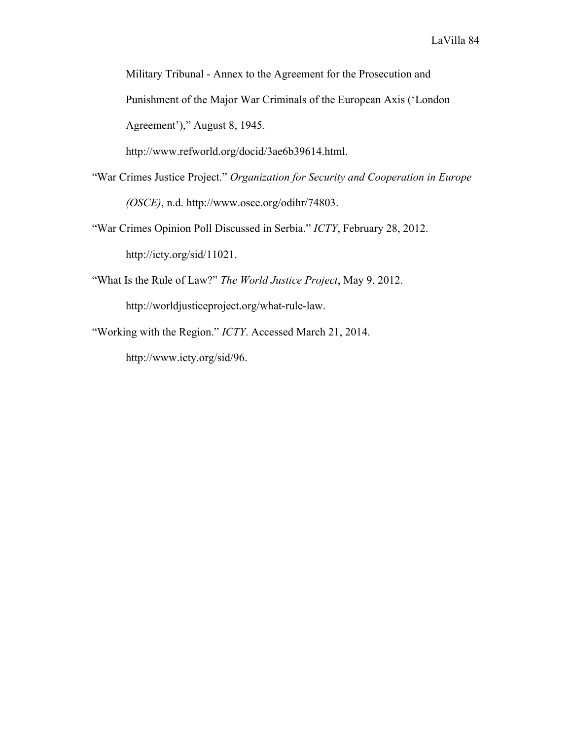Military Tribunal - Annex to the Agreement for the Prosecution and Punishment of the Major War Criminals of the European Axis (‘London Agreement’),” August 8, 1945. http://www.refworld.org/docid/3ae6b39614.html.

“War Crimes Justice Project.” *Organization for Security and Cooperation in Europe (OSCE)*, n.d. http://www.osce.org/odihr/74803.

“War Crimes Opinion Poll Discussed in Serbia.” *ICTY*, February 28, 2012. http://icty.org/sid/11021.

“What Is the Rule of Law?” *The World Justice Project*, May 9, 2012. http://worldjusticeproject.org/what-rule-law.

“Working with the Region.” *ICTY*. Accessed March 21, 2014. http://www.icty.org/sid/96.